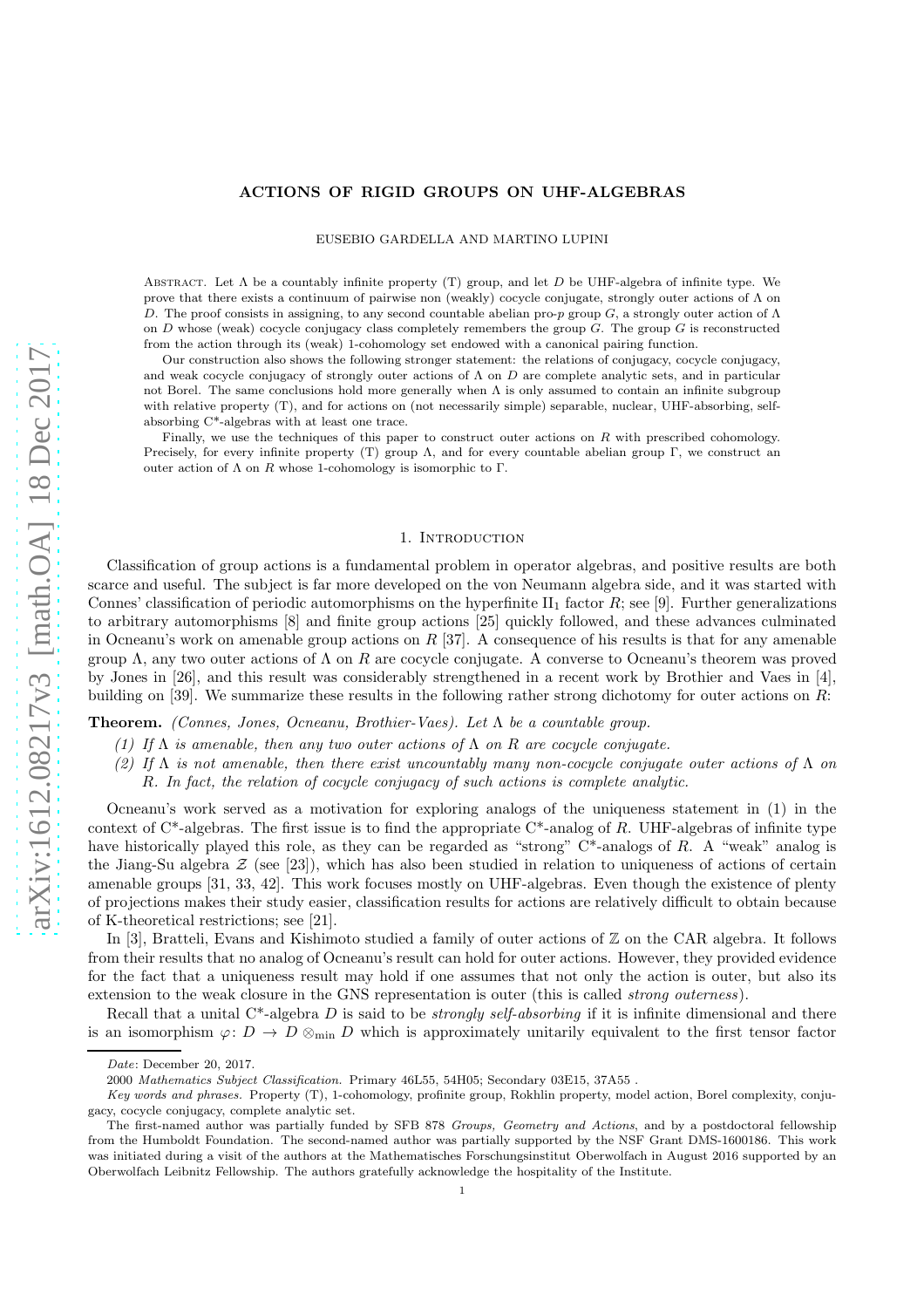# ACTIONS OF RIGID GROUPS ON UHF-ALGEBRAS

EUSEBIO GARDELLA AND MARTINO LUPINI

Abstract. Let $\Lambda$ be a countably infinite property (T) group, and let $D$ be UHF-algebra of infinite type. We prove that there exists a continuum of pairwise non (weakly) cocycle conjugate, strongly outer actions of $\Lambda$ on $D$. The proof consists in assigning, to any second countable abelian pro-$p$ group $G$, a strongly outer action of $\Lambda$ on $D$ whose (weak) cocycle conjugacy class completely remembers the group $G$. The group $G$ is reconstructed from the action through its (weak) 1-cohomology set endowed with a canonical pairing function.

Our construction also shows the following stronger statement: the relations of conjugacy, cocycle conjugacy, and weak cocycle conjugacy of strongly outer actions of $\Lambda$ on $D$ are complete analytic sets, and in particular not Borel. The same conclusions hold more generally when $\Lambda$ is only assumed to contain an infinite subgroup with relative property (T), and for actions on (not necessarily simple) separable, nuclear, UHF-absorbing, self-absorbing C*-algebras with at least one trace.

Finally, we use the techniques of this paper to construct outer actions on $R$ with prescribed cohomology. Precisely, for every infinite property (T) group $\Lambda$, and for every countable abelian group $\Gamma$, we construct an outer action of $\Lambda$ on $R$ whose 1-cohomology is isomorphic to $\Gamma$.

## 1. Introduction

Classification of group actions is a fundamental problem in operator algebras, and positive results are both scarce and useful. The subject is far more developed on the von Neumann algebra side, and it was started with Connes' classification of periodic automorphisms on the hyperfinite II$_1$ factor $R$; see [9]. Further generalizations to arbitrary automorphisms [8] and finite group actions [25] quickly followed, and these advances culminated in Ocneanu's work on amenable group actions on $R$ [37]. A consequence of his results is that for any amenable group $\Lambda$, any two outer actions of $\Lambda$ on $R$ are cocycle conjugate. A converse to Ocneanu's theorem was proved by Jones in [26], and this result was considerably strengthened in a recent work by Brothier and Vaes in [4], building on [39]. We summarize these results in the following rather strong dichotomy for outer actions on $R$:

**Theorem.** *(Connes, Jones, Ocneanu, Brothier-Vaes). Let $\Lambda$ be a countable group.*

*(1) If $\Lambda$ is amenable, then any two outer actions of $\Lambda$ on $R$ are cocycle conjugate.*

*(2) If $\Lambda$ is not amenable, then there exist uncountably many non-cocycle conjugate outer actions of $\Lambda$ on $R$. In fact, the relation of cocycle conjugacy of such actions is complete analytic.*

Ocneanu's work served as a motivation for exploring analogs of the uniqueness statement in (1) in the context of C*-algebras. The first issue is to find the appropriate C*-analog of $R$. UHF-algebras of infinite type have historically played this role, as they can be regarded as "strong" C*-analogs of $R$. A "weak" analog is the Jiang-Su algebra $\mathcal{Z}$ (see [23]), which has also been studied in relation to uniqueness of actions of certain amenable groups [31, 33, 42]. This work focuses mostly on UHF-algebras. Even though the existence of plenty of projections makes their study easier, classification results for actions are relatively difficult to obtain because of K-theoretical restrictions; see [21].

In [3], Bratteli, Evans and Kishimoto studied a family of outer actions of $\mathbb{Z}$ on the CAR algebra. It follows from their results that no analog of Ocneanu's result can hold for outer actions. However, they provided evidence for the fact that a uniqueness result may hold if one assumes that not only the action is outer, but also its extension to the weak closure in the GNS representation is outer (this is called *strong outerness*).

Recall that a unital C*-algebra $D$ is said to be *strongly self-absorbing* if it is infinite dimensional and there is an isomorphism $\varphi\colon D \to D \otimes_{\min} D$ which is approximately unitarily equivalent to the first tensor factor

---

*Date*: December 20, 2017.

2000 *Mathematics Subject Classification.* Primary 46L55, 54H05; Secondary 03E15, 37A55 .

*Key words and phrases.* Property (T), 1-cohomology, profinite group, Rokhlin property, model action, Borel complexity, conjugacy, cocycle conjugacy, complete analytic set.

The first-named author was partially funded by SFB 878 *Groups, Geometry and Actions*, and by a postdoctoral fellowship from the Humboldt Foundation. The second-named author was partially supported by the NSF Grant DMS-1600186. This work was initiated during a visit of the authors at the Mathematisches Forschungsinstitut Oberwolfach in August 2016 supported by an Oberwolfach Leibnitz Fellowship. The authors gratefully acknowledge the hospitality of the Institute.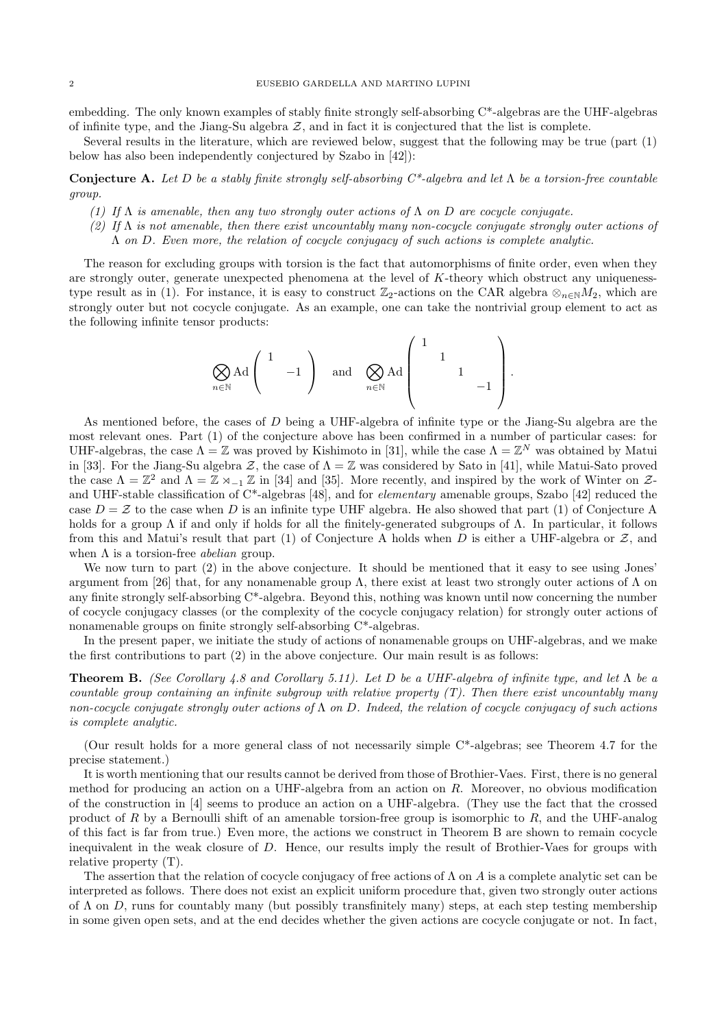embedding. The only known examples of stably finite strongly self-absorbing C*-algebras are the UHF-algebras of infinite type, and the Jiang-Su algebra $\mathcal{Z}$, and in fact it is conjectured that the list is complete.

Several results in the literature, which are reviewed below, suggest that the following may be true (part (1) below has also been independently conjectured by Szabo in [42]):

**Conjecture A.** *Let $D$ be a stably finite strongly self-absorbing C\*-algebra and let $\Lambda$ be a torsion-free countable group.*

*(1) If $\Lambda$ is amenable, then any two strongly outer actions of $\Lambda$ on $D$ are cocycle conjugate.*

*(2) If $\Lambda$ is not amenable, then there exist uncountably many non-cocycle conjugate strongly outer actions of $\Lambda$ on $D$. Even more, the relation of cocycle conjugacy of such actions is complete analytic.*

The reason for excluding groups with torsion is the fact that automorphisms of finite order, even when they are strongly outer, generate unexpected phenomena at the level of $K$-theory which obstruct any uniqueness-type result as in (1). For instance, it is easy to construct $\mathbb{Z}_2$-actions on the CAR algebra $\otimes_{n\in\mathbb{N}}M_2$, which are strongly outer but not cocycle conjugate. As an example, one can take the nontrivial group element to act as the following infinite tensor products:

$$\bigotimes_{n\in\mathbb{N}} \mathrm{Ad}\begin{pmatrix} 1 & \\ & -1 \end{pmatrix} \quad \text{and} \quad \bigotimes_{n\in\mathbb{N}} \mathrm{Ad}\begin{pmatrix} 1 & & & \\ & 1 & & \\ & & 1 & \\ & & & -1 \end{pmatrix}.$$

As mentioned before, the cases of $D$ being a UHF-algebra of infinite type or the Jiang-Su algebra are the most relevant ones. Part (1) of the conjecture above has been confirmed in a number of particular cases: for UHF-algebras, the case $\Lambda = \mathbb{Z}$ was proved by Kishimoto in [31], while the case $\Lambda = \mathbb{Z}^N$ was obtained by Matui in [33]. For the Jiang-Su algebra $\mathcal{Z}$, the case of $\Lambda = \mathbb{Z}$ was considered by Sato in [41], while Matui-Sato proved the case $\Lambda = \mathbb{Z}^2$ and $\Lambda = \mathbb{Z} \rtimes_{-1} \mathbb{Z}$ in [34] and [35]. More recently, and inspired by the work of Winter on $\mathcal{Z}$- and UHF-stable classification of C*-algebras [48], and for *elementary* amenable groups, Szabo [42] reduced the case $D = \mathcal{Z}$ to the case when $D$ is an infinite type UHF algebra. He also showed that part (1) of Conjecture A holds for a group $\Lambda$ if and only if holds for all the finitely-generated subgroups of $\Lambda$. In particular, it follows from this and Matui's result that part (1) of Conjecture A holds when $D$ is either a UHF-algebra or $\mathcal{Z}$, and when $\Lambda$ is a torsion-free *abelian* group.

We now turn to part (2) in the above conjecture. It should be mentioned that it easy to see using Jones' argument from [26] that, for any nonamenable group $\Lambda$, there exist at least two strongly outer actions of $\Lambda$ on any finite strongly self-absorbing C*-algebra. Beyond this, nothing was known until now concerning the number of cocycle conjugacy classes (or the complexity of the cocycle conjugacy relation) for strongly outer actions of nonamenable groups on finite strongly self-absorbing C*-algebras.

In the present paper, we initiate the study of actions of nonamenable groups on UHF-algebras, and we make the first contributions to part (2) in the above conjecture. Our main result is as follows:

**Theorem B.** *(See Corollary 4.8 and Corollary 5.11). Let $D$ be a UHF-algebra of infinite type, and let $\Lambda$ be a countable group containing an infinite subgroup with relative property (T). Then there exist uncountably many non-cocycle conjugate strongly outer actions of $\Lambda$ on $D$. Indeed, the relation of cocycle conjugacy of such actions is complete analytic.*

(Our result holds for a more general class of not necessarily simple C*-algebras; see Theorem 4.7 for the precise statement.)

It is worth mentioning that our results cannot be derived from those of Brothier-Vaes. First, there is no general method for producing an action on a UHF-algebra from an action on $R$. Moreover, no obvious modification of the construction in [4] seems to produce an action on a UHF-algebra. (They use the fact that the crossed product of $R$ by a Bernoulli shift of an amenable torsion-free group is isomorphic to $R$, and the UHF-analog of this fact is far from true.) Even more, the actions we construct in Theorem B are shown to remain cocycle inequivalent in the weak closure of $D$. Hence, our results imply the result of Brothier-Vaes for groups with relative property (T).

The assertion that the relation of cocycle conjugacy of free actions of $\Lambda$ on $A$ is a complete analytic set can be interpreted as follows. There does not exist an explicit uniform procedure that, given two strongly outer actions of $\Lambda$ on $D$, runs for countably many (but possibly transfinitely many) steps, at each step testing membership in some given open sets, and at the end decides whether the given actions are cocycle conjugate or not. In fact,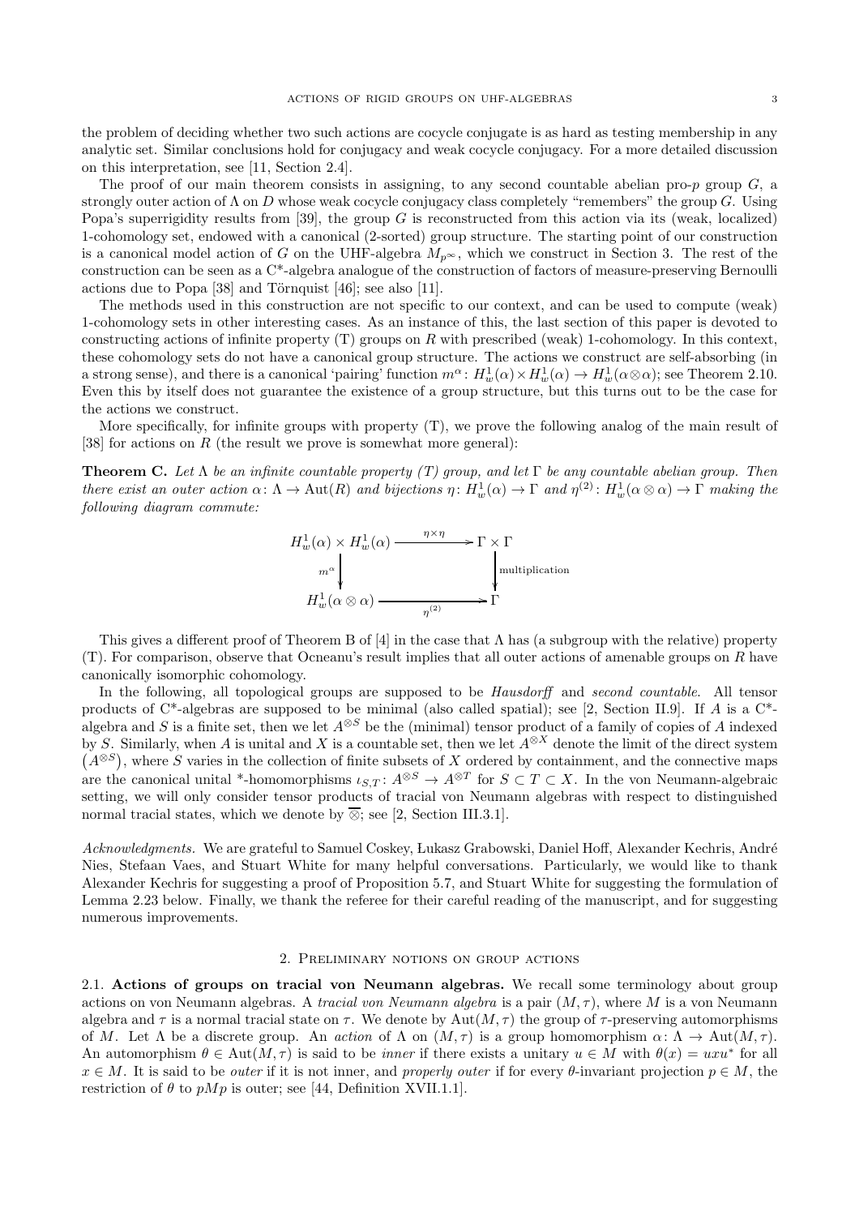the problem of deciding whether two such actions are cocycle conjugate is as hard as testing membership in any analytic set. Similar conclusions hold for conjugacy and weak cocycle conjugacy. For a more detailed discussion on this interpretation, see [11, Section 2.4].

The proof of our main theorem consists in assigning, to any second countable abelian pro-$p$ group $G$, a strongly outer action of $\Lambda$ on $D$ whose weak cocycle conjugacy class completely "remembers" the group $G$. Using Popa's superrigidity results from [39], the group $G$ is reconstructed from this action via its (weak, localized) 1-cohomology set, endowed with a canonical (2-sorted) group structure. The starting point of our construction is a canonical model action of $G$ on the UHF-algebra $M_{p^\infty}$, which we construct in Section 3. The rest of the construction can be seen as a C*-algebra analogue of the construction of factors of measure-preserving Bernoulli actions due to Popa [38] and Törnquist [46]; see also [11].

The methods used in this construction are not specific to our context, and can be used to compute (weak) 1-cohomology sets in other interesting cases. As an instance of this, the last section of this paper is devoted to constructing actions of infinite property (T) groups on $R$ with prescribed (weak) 1-cohomology. In this context, these cohomology sets do not have a canonical group structure. The actions we construct are self-absorbing (in a strong sense), and there is a canonical 'pairing' function $m^\alpha\colon H^1_w(\alpha)\times H^1_w(\alpha)\to H^1_w(\alpha\otimes\alpha)$; see Theorem 2.10. Even this by itself does not guarantee the existence of a group structure, but this turns out to be the case for the actions we construct.

More specifically, for infinite groups with property (T), we prove the following analog of the main result of [38] for actions on $R$ (the result we prove is somewhat more general):

**Theorem C.** *Let $\Lambda$ be an infinite countable property (T) group, and let $\Gamma$ be any countable abelian group. Then there exist an outer action $\alpha\colon \Lambda\to \mathrm{Aut}(R)$ and bijections $\eta\colon H^1_w(\alpha)\to\Gamma$ and $\eta^{(2)}\colon H^1_w(\alpha\otimes\alpha)\to\Gamma$ making the following diagram commute:*

$$\begin{array}{ccc}
H^1_w(\alpha)\times H^1_w(\alpha) & \xrightarrow{\ \eta\times\eta\ } & \Gamma\times\Gamma \\
\Big\downarrow{\scriptstyle m^\alpha} & & \Big\downarrow{\scriptstyle \text{multiplication}} \\
H^1_w(\alpha\otimes\alpha) & \xrightarrow[\ \eta^{(2)}\ ]{} & \Gamma
\end{array}$$

This gives a different proof of Theorem B of [4] in the case that $\Lambda$ has (a subgroup with the relative) property (T). For comparison, observe that Ocneanu's result implies that all outer actions of amenable groups on $R$ have canonically isomorphic cohomology.

In the following, all topological groups are supposed to be *Hausdorff* and *second countable*. All tensor products of C*-algebras are supposed to be minimal (also called spatial); see [2, Section II.9]. If $A$ is a C*-algebra and $S$ is a finite set, then we let $A^{\otimes S}$ be the (minimal) tensor product of a family of copies of $A$ indexed by $S$. Similarly, when $A$ is unital and $X$ is a countable set, then we let $A^{\otimes X}$ denote the limit of the direct system $\left(A^{\otimes S}\right)$, where $S$ varies in the collection of finite subsets of $X$ ordered by containment, and the connective maps are the canonical unital *-homomorphisms $\iota_{S,T}\colon A^{\otimes S}\to A^{\otimes T}$ for $S\subset T\subset X$. In the von Neumann-algebraic setting, we will only consider tensor products of tracial von Neumann algebras with respect to distinguished normal tracial states, which we denote by $\overline{\otimes}$; see [2, Section III.3.1].

*Acknowledgments.* We are grateful to Samuel Coskey, Łukasz Grabowski, Daniel Hoff, Alexander Kechris, André Nies, Stefaan Vaes, and Stuart White for many helpful conversations. Particularly, we would like to thank Alexander Kechris for suggesting a proof of Proposition 5.7, and Stuart White for suggesting the formulation of Lemma 2.23 below. Finally, we thank the referee for their careful reading of the manuscript, and for suggesting numerous improvements.

## 2. Preliminary notions on group actions

**2.1. Actions of groups on tracial von Neumann algebras.** We recall some terminology about group actions on von Neumann algebras. A *tracial von Neumann algebra* is a pair $(M,\tau)$, where $M$ is a von Neumann algebra and $\tau$ is a normal tracial state on $\tau$. We denote by $\mathrm{Aut}(M,\tau)$ the group of $\tau$-preserving automorphisms of $M$. Let $\Lambda$ be a discrete group. An *action* of $\Lambda$ on $(M,\tau)$ is a group homomorphism $\alpha\colon\Lambda\to\mathrm{Aut}(M,\tau)$. An automorphism $\theta\in\mathrm{Aut}(M,\tau)$ is said to be *inner* if there exists a unitary $u\in M$ with $\theta(x)=uxu^*$ for all $x\in M$. It is said to be *outer* if it is not inner, and *properly outer* if for every $\theta$-invariant projection $p\in M$, the restriction of $\theta$ to $pMp$ is outer; see [44, Definition XVII.1.1].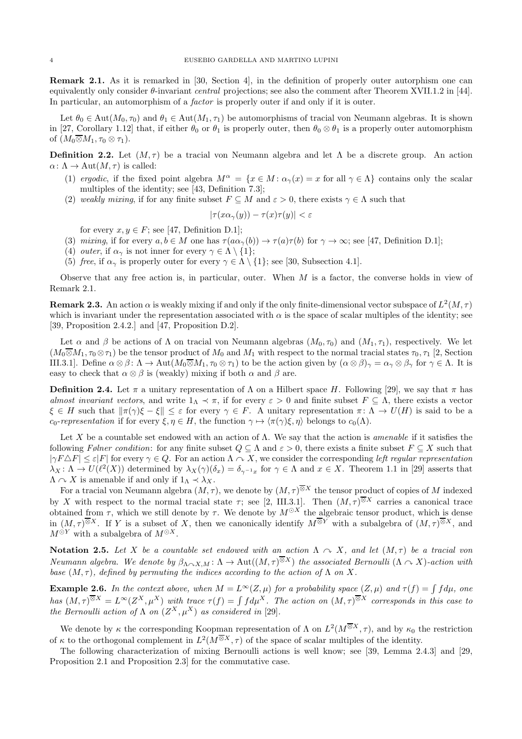**Remark 2.1.** As it is remarked in [30, Section 4], in the definition of properly outer autorphism one can equivalently only consider $\theta$-invariant *central* projections; see also the comment after Theorem XVII.1.2 in [44]. In particular, an automorphism of a *factor* is properly outer if and only if it is outer.

Let $\theta_0 \in \mathrm{Aut}(M_0, \tau_0)$ and $\theta_1 \in \mathrm{Aut}(M_1, \tau_1)$ be automorphisms of tracial von Neumann algebras. It is shown in [27, Corollary 1.12] that, if either $\theta_0$ or $\theta_1$ is properly outer, then $\theta_0 \otimes \theta_1$ is a properly outer automorphism of $(M_0 \overline{\otimes} M_1, \tau_0 \otimes \tau_1)$.

**Definition 2.2.** Let $(M, \tau)$ be a tracial von Neumann algebra and let $\Lambda$ be a discrete group. An action $\alpha \colon \Lambda \to \mathrm{Aut}(M, \tau)$ is called:

(1) *ergodic*, if the fixed point algebra $M^\alpha = \{x \in M : \alpha_\gamma(x) = x \text{ for all } \gamma \in \Lambda\}$ contains only the scalar multiples of the identity; see [43, Definition 7.3];
(2) *weakly mixing*, if for any finite subset $F \subseteq M$ and $\varepsilon > 0$, there exists $\gamma \in \Lambda$ such that
$$|\tau(x\alpha_\gamma(y)) - \tau(x)\tau(y)| < \varepsilon$$
for every $x, y \in F$; see [47, Definition D.1];
(3) *mixing*, if for every $a, b \in M$ one has $\tau(a\alpha_\gamma(b)) \to \tau(a)\tau(b)$ for $\gamma \to \infty$; see [47, Definition D.1];
(4) *outer*, if $\alpha_\gamma$ is not inner for every $\gamma \in \Lambda \setminus \{1\}$;
(5) *free*, if $\alpha_\gamma$ is properly outer for every $\gamma \in \Lambda \setminus \{1\}$; see [30, Subsection 4.1].

Observe that any free action is, in particular, outer. When $M$ is a factor, the converse holds in view of Remark 2.1.

**Remark 2.3.** An action $\alpha$ is weakly mixing if and only if the only finite-dimensional vector subspace of $L^2(M, \tau)$ which is invariant under the representation associated with $\alpha$ is the space of scalar multiples of the identity; see [39, Proposition 2.4.2.] and [47, Proposition D.2].

Let $\alpha$ and $\beta$ be actions of $\Lambda$ on tracial von Neumann algebras $(M_0, \tau_0)$ and $(M_1, \tau_1)$, respectively. We let $(M_0 \overline{\otimes} M_1, \tau_0 \otimes \tau_1)$ be the tensor product of $M_0$ and $M_1$ with respect to the normal tracial states $\tau_0, \tau_1$ [2, Section III.3.1]. Define $\alpha \otimes \beta \colon \Lambda \to \mathrm{Aut}(M_0 \overline{\otimes} M_1, \tau_0 \otimes \tau_1)$ to be the action given by $(\alpha \otimes \beta)_\gamma = \alpha_\gamma \otimes \beta_\gamma$ for $\gamma \in \Lambda$. It is easy to check that $\alpha \otimes \beta$ is (weakly) mixing if both $\alpha$ and $\beta$ are.

**Definition 2.4.** Let $\pi$ a unitary representation of $\Lambda$ on a Hilbert space $H$. Following [29], we say that $\pi$ has *almost invariant vectors*, and write $1_\Lambda \prec \pi$, if for every $\varepsilon > 0$ and finite subset $F \subseteq \Lambda$, there exists a vector $\xi \in H$ such that $\|\pi(\gamma)\xi - \xi\| \leq \varepsilon$ for every $\gamma \in F$. A unitary representation $\pi \colon \Lambda \to U(H)$ is said to be a $c_0$*-representation* if for every $\xi, \eta \in H$, the function $\gamma \mapsto \langle \pi(\gamma)\xi, \eta\rangle$ belongs to $c_0(\Lambda)$.

Let $X$ be a countable set endowed with an action of $\Lambda$. We say that the action is *amenable* if it satisfies the following *Følner condition*: for any finite subset $Q \subseteq \Lambda$ and $\varepsilon > 0$, there exists a finite subset $F \subseteq X$ such that $|\gamma F \triangle F| \leq \varepsilon |F|$ for every $\gamma \in Q$. For an action $\Lambda \curvearrowright X$, we consider the corresponding *left regular representation* $\lambda_X \colon \Lambda \to U(\ell^2(X))$ determined by $\lambda_X(\gamma)(\delta_x) = \delta_{\gamma^{-1}x}$ for $\gamma \in \Lambda$ and $x \in X$. Theorem 1.1 in [29] asserts that $\Lambda \curvearrowright X$ is amenable if and only if $1_\Lambda \prec \lambda_X$.

For a tracial von Neumann algebra $(M, \tau)$, we denote by $(M, \tau)^{\overline{\otimes} X}$ the tensor product of copies of $M$ indexed by $X$ with respect to the normal tracial state $\tau$; see [2, III.3.1]. Then $(M, \tau)^{\overline{\otimes} X}$ carries a canonical trace obtained from $\tau$, which we still denote by $\tau$. We denote by $M^{\odot X}$ the algebraic tensor product, which is dense in $(M, \tau)^{\overline{\otimes} X}$. If $Y$ is a subset of $X$, then we canonically identify $M^{\overline{\otimes} Y}$ with a subalgebra of $(M, \tau)^{\overline{\otimes} X}$, and $M^{\odot Y}$ with a subalgebra of $M^{\odot X}$.

**Notation 2.5.** *Let $X$ be a countable set endowed with an action $\Lambda \curvearrowright X$, and let $(M, \tau)$ be a tracial von Neumann algebra. We denote by $\beta_{\Lambda \curvearrowright X, M} \colon \Lambda \to \mathrm{Aut}((M, \tau)^{\overline{\otimes} X})$ the associated Bernoulli $(\Lambda \curvearrowright X)$-action with base $(M, \tau)$, defined by permuting the indices according to the action of $\Lambda$ on $X$.*

**Example 2.6.** *In the context above, when $M = L^\infty(Z, \mu)$ for a probability space $(Z, \mu)$ and $\tau(f) = \int f d\mu$, one has $(M, \tau)^{\overline{\otimes} X} = L^\infty(Z^X, \mu^X)$ with trace $\tau(f) = \int f d\mu^X$. The action on $(M, \tau)^{\overline{\otimes} X}$ corresponds in this case to the Bernoulli action of $\Lambda$ on $(Z^X, \mu^X)$ as considered in [29].*

We denote by $\kappa$ the corresponding Koopman representation of $\Lambda$ on $L^2(M^{\overline{\otimes} X}, \tau)$, and by $\kappa_0$ the restriction of $\kappa$ to the orthogonal complement in $L^2(M^{\overline{\otimes} X}, \tau)$ of the space of scalar multiples of the identity.

The following characterization of mixing Bernoulli actions is well know; see [39, Lemma 2.4.3] and [29, Proposition 2.1 and Proposition 2.3] for the commutative case.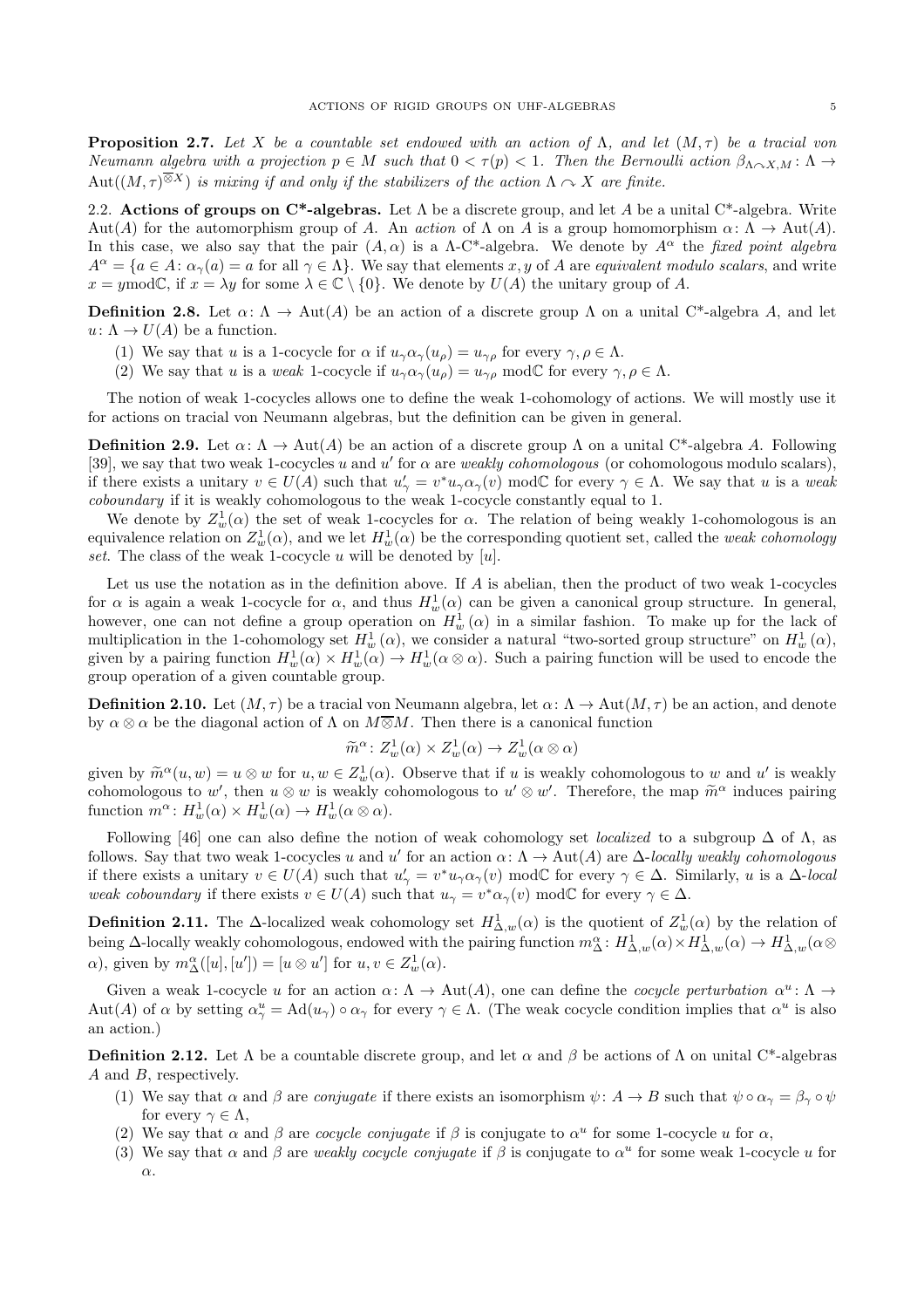**Proposition 2.7.** *Let $X$ be a countable set endowed with an action of $\Lambda$, and let $(M, \tau)$ be a tracial von Neumann algebra with a projection $p \in M$ such that $0 < \tau(p) < 1$. Then the Bernoulli action $\beta_{\Lambda \curvearrowright X, M} \colon \Lambda \to \mathrm{Aut}((M, \tau)^{\overline{\otimes} X})$ is mixing if and only if the stabilizers of the action $\Lambda \curvearrowright X$ are finite.*

2.2. **Actions of groups on C\*-algebras.** Let $\Lambda$ be a discrete group, and let $A$ be a unital C\*-algebra. Write $\mathrm{Aut}(A)$ for the automorphism group of $A$. An *action* of $\Lambda$ on $A$ is a group homomorphism $\alpha \colon \Lambda \to \mathrm{Aut}(A)$. In this case, we also say that the pair $(A, \alpha)$ is a $\Lambda$-C\*-algebra. We denote by $A^\alpha$ the *fixed point algebra* $A^\alpha = \{a \in A \colon \alpha_\gamma(a) = a \text{ for all } \gamma \in \Lambda\}$. We say that elements $x, y$ of $A$ are *equivalent modulo scalars*, and write $x = y \mathrm{mod}\mathbb{C}$, if $x = \lambda y$ for some $\lambda \in \mathbb{C} \setminus \{0\}$. We denote by $U(A)$ the unitary group of $A$.

**Definition 2.8.** Let $\alpha \colon \Lambda \to \mathrm{Aut}(A)$ be an action of a discrete group $\Lambda$ on a unital C\*-algebra $A$, and let $u \colon \Lambda \to U(A)$ be a function.

1. We say that $u$ is a 1-cocycle for $\alpha$ if $u_\gamma \alpha_\gamma(u_\rho) = u_{\gamma\rho}$ for every $\gamma, \rho \in \Lambda$.
2. We say that $u$ is a *weak* 1-cocycle if $u_\gamma \alpha_\gamma(u_\rho) = u_{\gamma\rho} \mathrm{mod}\mathbb{C}$ for every $\gamma, \rho \in \Lambda$.

The notion of weak 1-cocycles allows one to define the weak 1-cohomology of actions. We will mostly use it for actions on tracial von Neumann algebras, but the definition can be given in general.

**Definition 2.9.** Let $\alpha \colon \Lambda \to \mathrm{Aut}(A)$ be an action of a discrete group $\Lambda$ on a unital C\*-algebra $A$. Following [39], we say that two weak 1-cocycles $u$ and $u'$ for $\alpha$ are *weakly cohomologous* (or cohomologous modulo scalars), if there exists a unitary $v \in U(A)$ such that $u'_\gamma = v^* u_\gamma \alpha_\gamma(v) \mathrm{mod}\mathbb{C}$ for every $\gamma \in \Lambda$. We say that $u$ is a *weak coboundary* if it is weakly cohomologous to the weak 1-cocycle constantly equal to 1.

We denote by $Z^1_w(\alpha)$ the set of weak 1-cocycles for $\alpha$. The relation of being weakly 1-cohomologous is an equivalence relation on $Z^1_w(\alpha)$, and we let $H^1_w(\alpha)$ be the corresponding quotient set, called the *weak cohomology set*. The class of the weak 1-cocycle $u$ will be denoted by $[u]$.

Let us use the notation as in the definition above. If $A$ is abelian, then the product of two weak 1-cocycles for $\alpha$ is again a weak 1-cocycle for $\alpha$, and thus $H^1_w(\alpha)$ can be given a canonical group structure. In general, however, one can not define a group operation on $H^1_w(\alpha)$ in a similar fashion. To make up for the lack of multiplication in the 1-cohomology set $H^1_w(\alpha)$, we consider a natural "two-sorted group structure" on $H^1_w(\alpha)$, given by a pairing function $H^1_w(\alpha) \times H^1_w(\alpha) \to H^1_w(\alpha \otimes \alpha)$. Such a pairing function will be used to encode the group operation of a given countable group.

**Definition 2.10.** Let $(M, \tau)$ be a tracial von Neumann algebra, let $\alpha \colon \Lambda \to \mathrm{Aut}(M, \tau)$ be an action, and denote by $\alpha \otimes \alpha$ the diagonal action of $\Lambda$ on $M \overline{\otimes} M$. Then there is a canonical function

$$\widetilde{m}^\alpha \colon Z^1_w(\alpha) \times Z^1_w(\alpha) \to Z^1_w(\alpha \otimes \alpha)$$

given by $\widetilde{m}^\alpha(u, w) = u \otimes w$ for $u, w \in Z^1_w(\alpha)$. Observe that if $u$ is weakly cohomologous to $w$ and $u'$ is weakly cohomologous to $w'$, then $u \otimes w$ is weakly cohomologous to $u' \otimes w'$. Therefore, the map $\widetilde{m}^\alpha$ induces pairing function $m^\alpha \colon H^1_w(\alpha) \times H^1_w(\alpha) \to H^1_w(\alpha \otimes \alpha)$.

Following [46] one can also define the notion of weak cohomology set *localized* to a subgroup $\Delta$ of $\Lambda$, as follows. Say that two weak 1-cocycles $u$ and $u'$ for an action $\alpha \colon \Lambda \to \mathrm{Aut}(A)$ are $\Delta$*-locally weakly cohomologous* if there exists a unitary $v \in U(A)$ such that $u'_\gamma = v^* u_\gamma \alpha_\gamma(v) \mathrm{mod}\mathbb{C}$ for every $\gamma \in \Delta$. Similarly, $u$ is a $\Delta$*-local weak coboundary* if there exists $v \in U(A)$ such that $u_\gamma = v^* \alpha_\gamma(v) \mathrm{mod}\mathbb{C}$ for every $\gamma \in \Delta$.

**Definition 2.11.** The $\Delta$-localized weak cohomology set $H^1_{\Delta,w}(\alpha)$ is the quotient of $Z^1_w(\alpha)$ by the relation of being $\Delta$-locally weakly cohomologous, endowed with the pairing function $m^\alpha_\Delta \colon H^1_{\Delta,w}(\alpha) \times H^1_{\Delta,w}(\alpha) \to H^1_{\Delta,w}(\alpha \otimes \alpha)$, given by $m^\alpha_\Delta([u], [u']) = [u \otimes u']$ for $u, v \in Z^1_w(\alpha)$.

Given a weak 1-cocycle $u$ for an action $\alpha \colon \Lambda \to \mathrm{Aut}(A)$, one can define the *cocycle perturbation* $\alpha^u \colon \Lambda \to \mathrm{Aut}(A)$ of $\alpha$ by setting $\alpha^u_\gamma = \mathrm{Ad}(u_\gamma) \circ \alpha_\gamma$ for every $\gamma \in \Lambda$. (The weak cocycle condition implies that $\alpha^u$ is also an action.)

**Definition 2.12.** Let $\Lambda$ be a countable discrete group, and let $\alpha$ and $\beta$ be actions of $\Lambda$ on unital C\*-algebras $A$ and $B$, respectively.

1. We say that $\alpha$ and $\beta$ are *conjugate* if there exists an isomorphism $\psi \colon A \to B$ such that $\psi \circ \alpha_\gamma = \beta_\gamma \circ \psi$ for every $\gamma \in \Lambda$,
2. We say that $\alpha$ and $\beta$ are *cocycle conjugate* if $\beta$ is conjugate to $\alpha^u$ for some 1-cocycle $u$ for $\alpha$,
3. We say that $\alpha$ and $\beta$ are *weakly cocycle conjugate* if $\beta$ is conjugate to $\alpha^u$ for some weak 1-cocycle $u$ for $\alpha$.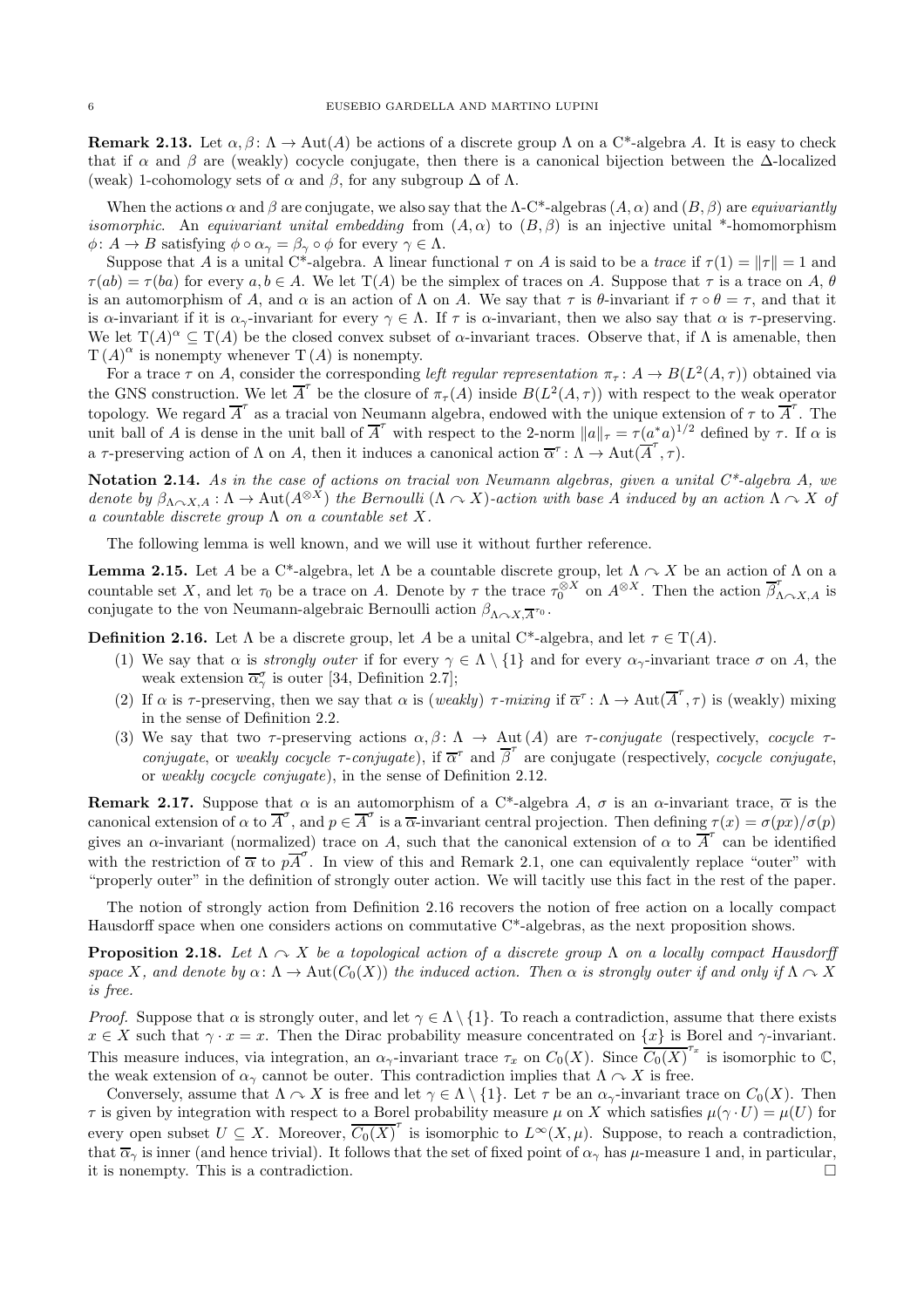**Remark 2.13.** Let $\alpha, \beta \colon \Lambda \to \mathrm{Aut}(A)$ be actions of a discrete group $\Lambda$ on a C*-algebra $A$. It is easy to check that if $\alpha$ and $\beta$ are (weakly) cocycle conjugate, then there is a canonical bijection between the $\Delta$-localized (weak) 1-cohomology sets of $\alpha$ and $\beta$, for any subgroup $\Delta$ of $\Lambda$.

When the actions $\alpha$ and $\beta$ are conjugate, we also say that the $\Lambda$-C*-algebras $(A, \alpha)$ and $(B, \beta)$ are *equivariantly isomorphic*. An *equivariant unital embedding* from $(A, \alpha)$ to $(B, \beta)$ is an injective unital *-homomorphism $\phi \colon A \to B$ satisfying $\phi \circ \alpha_\gamma = \beta_\gamma \circ \phi$ for every $\gamma \in \Lambda$.

Suppose that $A$ is a unital C*-algebra. A linear functional $\tau$ on $A$ is said to be a *trace* if $\tau(1) = \|\tau\| = 1$ and $\tau(ab) = \tau(ba)$ for every $a, b \in A$. We let $\mathrm{T}(A)$ be the simplex of traces on $A$. Suppose that $\tau$ is a trace on $A$, $\theta$ is an automorphism of $A$, and $\alpha$ is an action of $\Lambda$ on $A$. We say that $\tau$ is $\theta$-invariant if $\tau \circ \theta = \tau$, and that it is $\alpha$-invariant if it is $\alpha_\gamma$-invariant for every $\gamma \in \Lambda$. If $\tau$ is $\alpha$-invariant, then we also say that $\alpha$ is $\tau$-preserving. We let $\mathrm{T}(A)^\alpha \subseteq \mathrm{T}(A)$ be the closed convex subset of $\alpha$-invariant traces. Observe that, if $\Lambda$ is amenable, then $\mathrm{T}(A)^\alpha$ is nonempty whenever $\mathrm{T}(A)$ is nonempty.

For a trace $\tau$ on $A$, consider the corresponding *left regular representation* $\pi_\tau \colon A \to B(L^2(A, \tau))$ obtained via the GNS construction. We let $\overline{A}^\tau$ be the closure of $\pi_\tau(A)$ inside $B(L^2(A, \tau))$ with respect to the weak operator topology. We regard $\overline{A}^\tau$ as a tracial von Neumann algebra, endowed with the unique extension of $\tau$ to $\overline{A}^\tau$. The unit ball of $A$ is dense in the unit ball of $\overline{A}^\tau$ with respect to the 2-norm $\|a\|_\tau = \tau(a^*a)^{1/2}$ defined by $\tau$. If $\alpha$ is a $\tau$-preserving action of $\Lambda$ on $A$, then it induces a canonical action $\overline{\alpha}^\tau \colon \Lambda \to \mathrm{Aut}(\overline{A}^\tau, \tau)$.

**Notation 2.14.** *As in the case of actions on tracial von Neumann algebras, given a unital C\*-algebra $A$, we denote by $\beta_{\Lambda \curvearrowright X, A} \colon \Lambda \to \mathrm{Aut}(A^{\otimes X})$ the Bernoulli $(\Lambda \curvearrowright X)$-action with base $A$ induced by an action $\Lambda \curvearrowright X$ of a countable discrete group $\Lambda$ on a countable set $X$.*

The following lemma is well known, and we will use it without further reference.

**Lemma 2.15.** Let $A$ be a C*-algebra, let $\Lambda$ be a countable discrete group, let $\Lambda \curvearrowright X$ be an action of $\Lambda$ on a countable set $X$, and let $\tau_0$ be a trace on $A$. Denote by $\tau$ the trace $\tau_0^{\otimes X}$ on $A^{\otimes X}$. Then the action $\overline{\beta}^\tau_{\Lambda \curvearrowright X, A}$ is conjugate to the von Neumann-algebraic Bernoulli action $\beta_{\Lambda \curvearrowright X, \overline{A}^{\tau_0}}$.

**Definition 2.16.** Let $\Lambda$ be a discrete group, let $A$ be a unital C*-algebra, and let $\tau \in \mathrm{T}(A)$.

1. We say that $\alpha$ is *strongly outer* if for every $\gamma \in \Lambda \setminus \{1\}$ and for every $\alpha_\gamma$-invariant trace $\sigma$ on $A$, the weak extension $\overline{\alpha}^\sigma_\gamma$ is outer [34, Definition 2.7];
2. If $\alpha$ is $\tau$-preserving, then we say that $\alpha$ is (*weakly*) $\tau$-*mixing* if $\overline{\alpha}^\tau \colon \Lambda \to \mathrm{Aut}(\overline{A}^\tau, \tau)$ is (weakly) mixing in the sense of Definition 2.2.
3. We say that two $\tau$-preserving actions $\alpha, \beta \colon \Lambda \to \mathrm{Aut}(A)$ are $\tau$-*conjugate* (respectively, *cocycle $\tau$-conjugate*, or *weakly cocycle $\tau$-conjugate*), if $\overline{\alpha}^\tau$ and $\overline{\beta}^\tau$ are conjugate (respectively, *cocycle conjugate*, or *weakly cocycle conjugate*), in the sense of Definition 2.12.

**Remark 2.17.** Suppose that $\alpha$ is an automorphism of a C*-algebra $A$, $\sigma$ is an $\alpha$-invariant trace, $\overline{\alpha}$ is the canonical extension of $\alpha$ to $\overline{A}^\sigma$, and $p \in \overline{A}^\sigma$ is a $\overline{\alpha}$-invariant central projection. Then defining $\tau(x) = \sigma(px)/\sigma(p)$ gives an $\alpha$-invariant (normalized) trace on $A$, such that the canonical extension of $\alpha$ to $\overline{A}^\tau$ can be identified with the restriction of $\overline{\alpha}$ to $p\overline{A}^\sigma$. In view of this and Remark 2.1, one can equivalently replace "outer" with "properly outer" in the definition of strongly outer action. We will tacitly use this fact in the rest of the paper.

The notion of strongly action from Definition 2.16 recovers the notion of free action on a locally compact Hausdorff space when one considers actions on commutative C*-algebras, as the next proposition shows.

**Proposition 2.18.** *Let $\Lambda \curvearrowright X$ be a topological action of a discrete group $\Lambda$ on a locally compact Hausdorff space $X$, and denote by $\alpha \colon \Lambda \to \mathrm{Aut}(C_0(X))$ the induced action. Then $\alpha$ is strongly outer if and only if $\Lambda \curvearrowright X$ is free.*

*Proof.* Suppose that $\alpha$ is strongly outer, and let $\gamma \in \Lambda \setminus \{1\}$. To reach a contradiction, assume that there exists $x \in X$ such that $\gamma \cdot x = x$. Then the Dirac probability measure concentrated on $\{x\}$ is Borel and $\gamma$-invariant. This measure induces, via integration, an $\alpha_\gamma$-invariant trace $\tau_x$ on $C_0(X)$. Since $\overline{C_0(X)}^{\tau_x}$ is isomorphic to $\mathbb{C}$, the weak extension of $\alpha_\gamma$ cannot be outer. This contradiction implies that $\Lambda \curvearrowright X$ is free.

Conversely, assume that $\Lambda \curvearrowright X$ is free and let $\gamma \in \Lambda \setminus \{1\}$. Let $\tau$ be an $\alpha_\gamma$-invariant trace on $C_0(X)$. Then $\tau$ is given by integration with respect to a Borel probability measure $\mu$ on $X$ which satisfies $\mu(\gamma \cdot U) = \mu(U)$ for every open subset $U \subseteq X$. Moreover, $\overline{C_0(X)}^\tau$ is isomorphic to $L^\infty(X, \mu)$. Suppose, to reach a contradiction, that $\overline{\alpha}_\gamma$ is inner (and hence trivial). It follows that the set of fixed point of $\alpha_\gamma$ has $\mu$-measure 1 and, in particular, it is nonempty. This is a contradiction. $\square$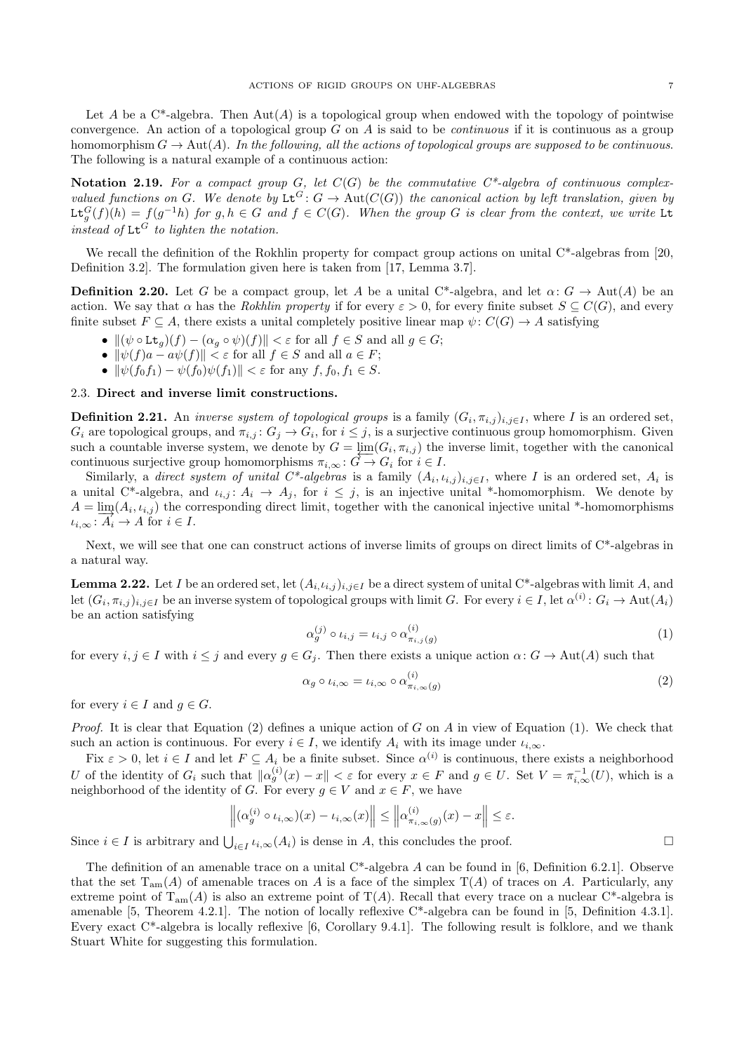Let $A$ be a C*-algebra. Then $\mathrm{Aut}(A)$ is a topological group when endowed with the topology of pointwise convergence. An action of a topological group $G$ on $A$ is said to be *continuous* if it is continuous as a group homomorphism $G \to \mathrm{Aut}(A)$. *In the following, all the actions of topological groups are supposed to be continuous.* The following is a natural example of a continuous action:

**Notation 2.19.** *For a compact group $G$, let $C(G)$ be the commutative C*-algebra of continuous complex-valued functions on $G$. We denote by $\mathtt{Lt}^G \colon G \to \mathrm{Aut}(C(G))$ the canonical action by left translation, given by $\mathtt{Lt}^G_g(f)(h) = f(g^{-1}h)$ for $g, h \in G$ and $f \in C(G)$. When the group $G$ is clear from the context, we write $\mathtt{Lt}$ instead of $\mathtt{Lt}^G$ to lighten the notation.*

We recall the definition of the Rokhlin property for compact group actions on unital C*-algebras from [20, Definition 3.2]. The formulation given here is taken from [17, Lemma 3.7].

**Definition 2.20.** Let $G$ be a compact group, let $A$ be a unital C*-algebra, and let $\alpha\colon G \to \mathrm{Aut}(A)$ be an action. We say that $\alpha$ has the *Rokhlin property* if for every $\varepsilon > 0$, for every finite subset $S \subseteq C(G)$, and every finite subset $F \subseteq A$, there exists a unital completely positive linear map $\psi\colon C(G) \to A$ satisfying

- $\|(\psi \circ \mathtt{Lt}_g)(f) - (\alpha_g \circ \psi)(f)\| < \varepsilon$ for all $f \in S$ and all $g \in G$;
- $\|\psi(f)a - a\psi(f)\| < \varepsilon$ for all $f \in S$ and all $a \in F$;
- $\|\psi(f_0 f_1) - \psi(f_0)\psi(f_1)\| < \varepsilon$ for any $f, f_0, f_1 \in S$.

### 2.3. Direct and inverse limit constructions.

**Definition 2.21.** An *inverse system of topological groups* is a family $(G_i, \pi_{i,j})_{i,j\in I}$, where $I$ is an ordered set, $G_i$ are topological groups, and $\pi_{i,j}\colon G_j \to G_i$, for $i \leq j$, is a surjective continuous group homomorphism. Given such a countable inverse system, we denote by $G = \varprojlim(G_i, \pi_{i,j})$ the inverse limit, together with the canonical continuous surjective group homomorphisms $\pi_{i,\infty}\colon G \to G_i$ for $i \in I$.

Similarly, a *direct system of unital C*-algebras* is a family $(A_i, \iota_{i,j})_{i,j\in I}$, where $I$ is an ordered set, $A_i$ is a unital C*-algebra, and $\iota_{i,j}\colon A_i \to A_j$, for $i \leq j$, is an injective unital *-homomorphism. We denote by $A = \varinjlim(A_i, \iota_{i,j})$ the corresponding direct limit, together with the canonical injective unital *-homomorphisms $\iota_{i,\infty}\colon A_i \to A$ for $i \in I$.

Next, we will see that one can construct actions of inverse limits of groups on direct limits of C*-algebras in a natural way.

**Lemma 2.22.** Let $I$ be an ordered set, let $(A_i, \iota_{i,j})_{i,j\in I}$ be a direct system of unital C*-algebras with limit $A$, and let $(G_i, \pi_{i,j})_{i,j\in I}$ be an inverse system of topological groups with limit $G$. For every $i \in I$, let $\alpha^{(i)}\colon G_i \to \mathrm{Aut}(A_i)$ be an action satisfying

$$\alpha^{(j)}_g \circ \iota_{i,j} = \iota_{i,j} \circ \alpha^{(i)}_{\pi_{i,j}(g)} \tag{1}$$

for every $i, j \in I$ with $i \leq j$ and every $g \in G_j$. Then there exists a unique action $\alpha\colon G \to \mathrm{Aut}(A)$ such that

$$\alpha_g \circ \iota_{i,\infty} = \iota_{i,\infty} \circ \alpha^{(i)}_{\pi_{i,\infty}(g)} \tag{2}$$

for every $i \in I$ and $g \in G$.

*Proof.* It is clear that Equation (2) defines a unique action of $G$ on $A$ in view of Equation (1). We check that such an action is continuous. For every $i \in I$, we identify $A_i$ with its image under $\iota_{i,\infty}$.

Fix $\varepsilon > 0$, let $i \in I$ and let $F \subseteq A_i$ be a finite subset. Since $\alpha^{(i)}$ is continuous, there exists a neighborhood $U$ of the identity of $G_i$ such that $\|\alpha^{(i)}_g(x) - x\| < \varepsilon$ for every $x \in F$ and $g \in U$. Set $V = \pi^{-1}_{i,\infty}(U)$, which is a neighborhood of the identity of $G$. For every $g \in V$ and $x \in F$, we have

$$\left\|(\alpha^{(i)}_g \circ \iota_{i,\infty})(x) - \iota_{i,\infty}(x)\right\| \leq \left\|\alpha^{(i)}_{\pi_{i,\infty}(g)}(x) - x\right\| \leq \varepsilon.$$

Since $i \in I$ is arbitrary and $\bigcup_{i\in I} \iota_{i,\infty}(A_i)$ is dense in $A$, this concludes the proof. $\square$

The definition of an amenable trace on a unital C*-algebra $A$ can be found in [6, Definition 6.2.1]. Observe that the set $\mathrm{T}_{\mathrm{am}}(A)$ of amenable traces on $A$ is a face of the simplex $\mathrm{T}(A)$ of traces on $A$. Particularly, any extreme point of $\mathrm{T}_{\mathrm{am}}(A)$ is also an extreme point of $\mathrm{T}(A)$. Recall that every trace on a nuclear C*-algebra is amenable [5, Theorem 4.2.1]. The notion of locally reflexive C*-algebra can be found in [5, Definition 4.3.1]. Every exact C*-algebra is locally reflexive [6, Corollary 9.4.1]. The following result is folklore, and we thank Stuart White for suggesting this formulation.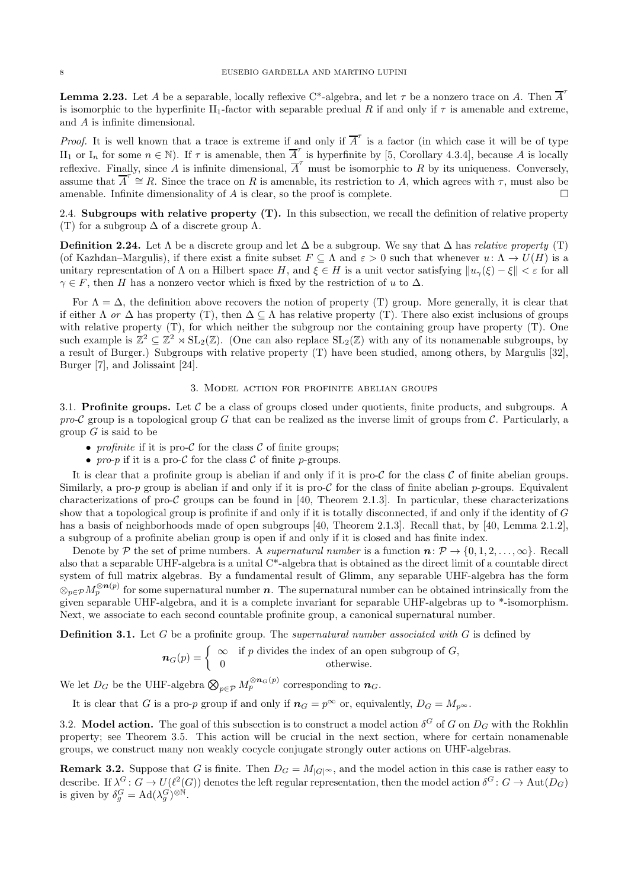**Lemma 2.23.** Let $A$ be a separable, locally reflexive C*-algebra, and let $\tau$ be a nonzero trace on $A$. Then $\overline{A}^{\tau}$ is isomorphic to the hyperfinite II$_1$-factor with separable predual $R$ if and only if $\tau$ is amenable and extreme, and $A$ is infinite dimensional.

*Proof.* It is well known that a trace is extreme if and only if $\overline{A}^{\tau}$ is a factor (in which case it will be of type II$_1$ or I$_n$ for some $n \in \mathbb{N}$). If $\tau$ is amenable, then $\overline{A}^{\tau}$ is hyperfinite by [5, Corollary 4.3.4], because $A$ is locally reflexive. Finally, since $A$ is infinite dimensional, $\overline{A}^{\tau}$ must be isomorphic to $R$ by its uniqueness. Conversely, assume that $\overline{A}^{\tau} \cong R$. Since the trace on $R$ is amenable, its restriction to $A$, which agrees with $\tau$, must also be amenable. Infinite dimensionality of $A$ is clear, so the proof is complete. □

### 2.4. Subgroups with relative property (T).

In this subsection, we recall the definition of relative property (T) for a subgroup $\Delta$ of a discrete group $\Lambda$.

**Definition 2.24.** Let $\Lambda$ be a discrete group and let $\Delta$ be a subgroup. We say that $\Delta$ has *relative property* (T) (of Kazhdan–Margulis), if there exist a finite subset $F \subseteq \Lambda$ and $\varepsilon > 0$ such that whenever $u\colon \Lambda \to U(H)$ is a unitary representation of $\Lambda$ on a Hilbert space $H$, and $\xi \in H$ is a unit vector satisfying $\|u_\gamma(\xi) - \xi\| < \varepsilon$ for all $\gamma \in F$, then $H$ has a nonzero vector which is fixed by the restriction of $u$ to $\Delta$.

For $\Lambda = \Delta$, the definition above recovers the notion of property (T) group. More generally, it is clear that if either $\Lambda$ *or* $\Delta$ has property (T), then $\Delta \subseteq \Lambda$ has relative property (T). There also exist inclusions of groups with relative property (T), for which neither the subgroup nor the containing group have property (T). One such example is $\mathbb{Z}^2 \subseteq \mathbb{Z}^2 \rtimes \mathrm{SL}_2(\mathbb{Z})$. (One can also replace $\mathrm{SL}_2(\mathbb{Z})$ with any of its nonamenable subgroups, by a result of Burger.) Subgroups with relative property (T) have been studied, among others, by Margulis [32], Burger [7], and Jolissaint [24].

## 3. Model action for profinite abelian groups

### 3.1. Profinite groups.

Let $\mathcal{C}$ be a class of groups closed under quotients, finite products, and subgroups. A *pro-$\mathcal{C}$* group is a topological group $G$ that can be realized as the inverse limit of groups from $\mathcal{C}$. Particularly, a group $G$ is said to be

- *profinite* if it is pro-$\mathcal{C}$ for the class $\mathcal{C}$ of finite groups;
- *pro-$p$* if it is a pro-$\mathcal{C}$ for the class $\mathcal{C}$ of finite $p$-groups.

It is clear that a profinite group is abelian if and only if it is pro-$\mathcal{C}$ for the class $\mathcal{C}$ of finite abelian groups. Similarly, a pro-$p$ group is abelian if and only if it is pro-$\mathcal{C}$ for the class of finite abelian $p$-groups. Equivalent characterizations of pro-$\mathcal{C}$ groups can be found in [40, Theorem 2.1.3]. In particular, these characterizations show that a topological group is profinite if and only if it is totally disconnected, if and only if the identity of $G$ has a basis of neighborhoods made of open subgroups [40, Theorem 2.1.3]. Recall that, by [40, Lemma 2.1.2], a subgroup of a profinite abelian group is open if and only if it is closed and has finite index.

Denote by $\mathcal{P}$ the set of prime numbers. A *supernatural number* is a function $\boldsymbol{n}\colon \mathcal{P} \to \{0, 1, 2, \ldots, \infty\}$. Recall also that a separable UHF-algebra is a unital C*-algebra that is obtained as the direct limit of a countable direct system of full matrix algebras. By a fundamental result of Glimm, any separable UHF-algebra has the form $\otimes_{p\in\mathcal{P}} M_p^{\otimes \boldsymbol{n}(p)}$ for some supernatural number $\boldsymbol{n}$. The supernatural number can be obtained intrinsically from the given separable UHF-algebra, and it is a complete invariant for separable UHF-algebras up to *-isomorphism. Next, we associate to each second countable profinite group, a canonical supernatural number.

**Definition 3.1.** Let $G$ be a profinite group. The *supernatural number associated with* $G$ is defined by

$$\boldsymbol{n}_G(p) = \begin{cases} \infty & \text{if } p \text{ divides the index of an open subgroup of } G, \\ 0 & \text{otherwise.} \end{cases}$$

We let $D_G$ be the UHF-algebra $\bigotimes_{p\in\mathcal{P}} M_p^{\otimes \boldsymbol{n}_G(p)}$ corresponding to $\boldsymbol{n}_G$.

It is clear that $G$ is a pro-$p$ group if and only if $\boldsymbol{n}_G = p^\infty$ or, equivalently, $D_G = M_{p^\infty}$.

### 3.2. Model action.

The goal of this subsection is to construct a model action $\delta^G$ of $G$ on $D_G$ with the Rokhlin property; see Theorem 3.5. This action will be crucial in the next section, where for certain nonamenable groups, we construct many non weakly cocycle conjugate strongly outer actions on UHF-algebras.

**Remark 3.2.** Suppose that $G$ is finite. Then $D_G = M_{|G|^\infty}$, and the model action in this case is rather easy to describe. If $\lambda^G\colon G \to U(\ell^2(G))$ denotes the left regular representation, then the model action $\delta^G\colon G \to \mathrm{Aut}(D_G)$ is given by $\delta^G_g = \mathrm{Ad}(\lambda^G_g)^{\otimes\mathbb{N}}$.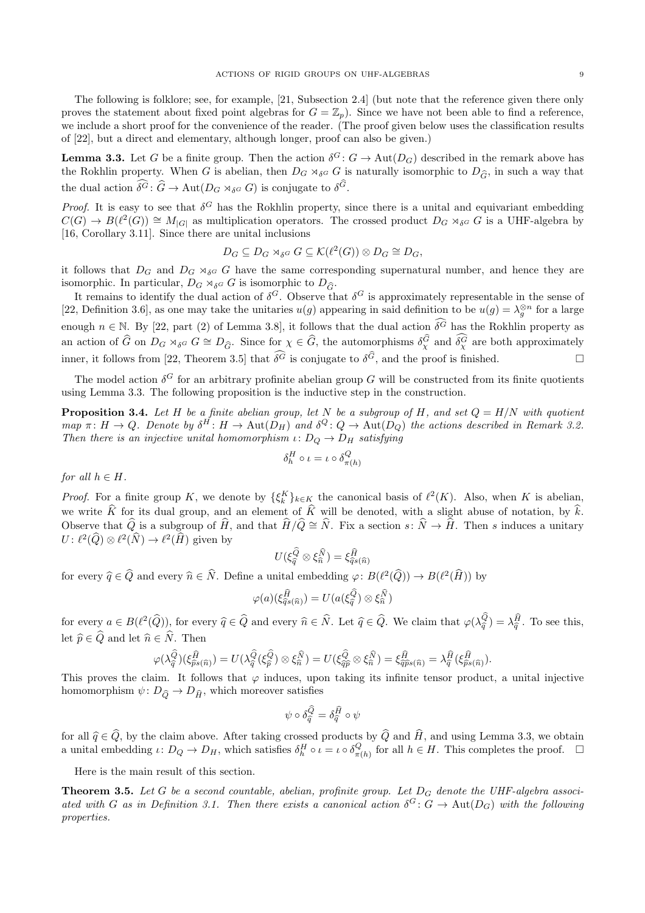The following is folklore; see, for example, [21, Subsection 2.4] (but note that the reference given there only proves the statement about fixed point algebras for $G = \mathbb{Z}_p$). Since we have not been able to find a reference, we include a short proof for the convenience of the reader. (The proof given below uses the classification results of [22], but a direct and elementary, although longer, proof can also be given.)

**Lemma 3.3.** *Let $G$ be a finite group. Then the action $\delta^G \colon G \to \mathrm{Aut}(D_G)$ described in the remark above has the Rokhlin property. When $G$ is abelian, then $D_G \rtimes_{\delta^G} G$ is naturally isomorphic to $D_{\widehat{G}}$, in such a way that the dual action $\widehat{\delta^G} \colon \widehat{G} \to \mathrm{Aut}(D_G \rtimes_{\delta^G} G)$ is conjugate to $\delta^{\widehat{G}}$.*

*Proof.* It is easy to see that $\delta^G$ has the Rokhlin property, since there is a unital and equivariant embedding $C(G) \to B(\ell^2(G)) \cong M_{|G|}$ as multiplication operators. The crossed product $D_G \rtimes_{\delta^G} G$ is a UHF-algebra by [16, Corollary 3.11]. Since there are unital inclusions

$$D_G \subseteq D_G \rtimes_{\delta^G} G \subseteq \mathcal{K}(\ell^2(G)) \otimes D_G \cong D_G,$$

it follows that $D_G$ and $D_G \rtimes_{\delta^G} G$ have the same corresponding supernatural number, and hence they are isomorphic. In particular, $D_G \rtimes_{\delta^G} G$ is isomorphic to $D_{\widehat{G}}$.

It remains to identify the dual action of $\delta^G$. Observe that $\delta^G$ is approximately representable in the sense of [22, Definition 3.6], as one may take the unitaries $u(g)$ appearing in said definition to be $u(g) = \lambda_g^{\otimes n}$ for a large enough $n \in \mathbb{N}$. By [22, part (2) of Lemma 3.8], it follows that the dual action $\widehat{\delta^G}$ has the Rokhlin property as an action of $\widehat{G}$ on $D_G \rtimes_{\delta^G} G \cong D_{\widehat{G}}$. Since for $\chi \in \widehat{G}$, the automorphisms $\delta^{\widehat{G}}_\chi$ and $\widehat{\delta^G_\chi}$ are both approximately inner, it follows from [22, Theorem 3.5] that $\widehat{\delta^G}$ is conjugate to $\delta^{\widehat{G}}$, and the proof is finished. $\square$

The model action $\delta^G$ for an arbitrary profinite abelian group $G$ will be constructed from its finite quotients using Lemma 3.3. The following proposition is the inductive step in the construction.

**Proposition 3.4.** *Let $H$ be a finite abelian group, let $N$ be a subgroup of $H$, and set $Q = H/N$ with quotient map $\pi \colon H \to Q$. Denote by $\delta^H \colon H \to \mathrm{Aut}(D_H)$ and $\delta^Q \colon Q \to \mathrm{Aut}(D_Q)$ the actions described in Remark 3.2. Then there is an injective unital homomorphism $\iota \colon D_Q \to D_H$ satisfying*

$$\delta^H_h \circ \iota = \iota \circ \delta^Q_{\pi(h)}$$

*for all $h \in H$.*

*Proof.* For a finite group $K$, we denote by $\{\xi^K_k\}_{k \in K}$ the canonical basis of $\ell^2(K)$. Also, when $K$ is abelian, we write $\widehat{K}$ for its dual group, and an element of $\widehat{K}$ will be denoted, with a slight abuse of notation, by $\widehat{k}$. Observe that $\widehat{Q}$ is a subgroup of $\widehat{H}$, and that $\widehat{H}/\widehat{Q} \cong \widehat{N}$. Fix a section $s \colon \widehat{N} \to \widehat{H}$. Then $s$ induces a unitary $U \colon \ell^2(\widehat{Q}) \otimes \ell^2(\widehat{N}) \to \ell^2(\widehat{H})$ given by

$$U(\xi^{\widehat{Q}}_{\widehat{q}} \otimes \xi^{\widehat{N}}_{\widehat{n}}) = \xi^{\widehat{H}}_{\widehat{q}s(\widehat{n})}$$

for every $\widehat{q} \in \widehat{Q}$ and every $\widehat{n} \in \widehat{N}$. Define a unital embedding $\varphi \colon B(\ell^2(\widehat{Q})) \to B(\ell^2(\widehat{H}))$ by

$$\varphi(a)(\xi^{\widehat{H}}_{\widehat{q}s(\widehat{n})}) = U(a(\xi^{\widehat{Q}}_{\widehat{q}}) \otimes \xi^{\widehat{N}}_{\widehat{n}})$$

for every $a \in B(\ell^2(\widehat{Q}))$, for every $\widehat{q} \in \widehat{Q}$ and every $\widehat{n} \in \widehat{N}$. Let $\widehat{q} \in \widehat{Q}$. We claim that $\varphi(\lambda^{\widehat{Q}}_{\widehat{q}}) = \lambda^{\widehat{H}}_{\widehat{q}}$. To see this, let $\widehat{p} \in \widehat{Q}$ and let $\widehat{n} \in \widehat{N}$. Then

$$\varphi(\lambda^{\widehat{Q}}_{\widehat{q}})(\xi^{\widehat{H}}_{\widehat{p}s(\widehat{n})}) = U(\lambda^{\widehat{Q}}_{\widehat{q}}(\xi^{\widehat{Q}}_{\widehat{p}}) \otimes \xi^{\widehat{N}}_{\widehat{n}}) = U(\xi^{\widehat{Q}}_{\widehat{q}\widehat{p}} \otimes \xi^{\widehat{N}}_{\widehat{n}}) = \xi^{\widehat{H}}_{\widehat{q}\widehat{p}s(\widehat{n})} = \lambda^{\widehat{H}}_{\widehat{q}}(\xi^{\widehat{H}}_{\widehat{p}s(\widehat{n})}).$$

This proves the claim. It follows that $\varphi$ induces, upon taking its infinite tensor product, a unital injective homomorphism $\psi \colon D_{\widehat{Q}} \to D_{\widehat{H}}$, which moreover satisfies

$$\psi \circ \delta^{\widehat{Q}}_{\widehat{q}} = \delta^{\widehat{H}}_{\widehat{q}} \circ \psi$$

for all $\widehat{q} \in \widehat{Q}$, by the claim above. After taking crossed products by $\widehat{Q}$ and $\widehat{H}$, and using Lemma 3.3, we obtain a unital embedding $\iota \colon D_Q \to D_H$, which satisfies $\delta^H_h \circ \iota = \iota \circ \delta^Q_{\pi(h)}$ for all $h \in H$. This completes the proof. $\square$

Here is the main result of this section.

**Theorem 3.5.** *Let $G$ be a second countable, abelian, profinite group. Let $D_G$ denote the UHF-algebra associated with $G$ as in Definition 3.1. Then there exists a canonical action $\delta^G \colon G \to \mathrm{Aut}(D_G)$ with the following properties.*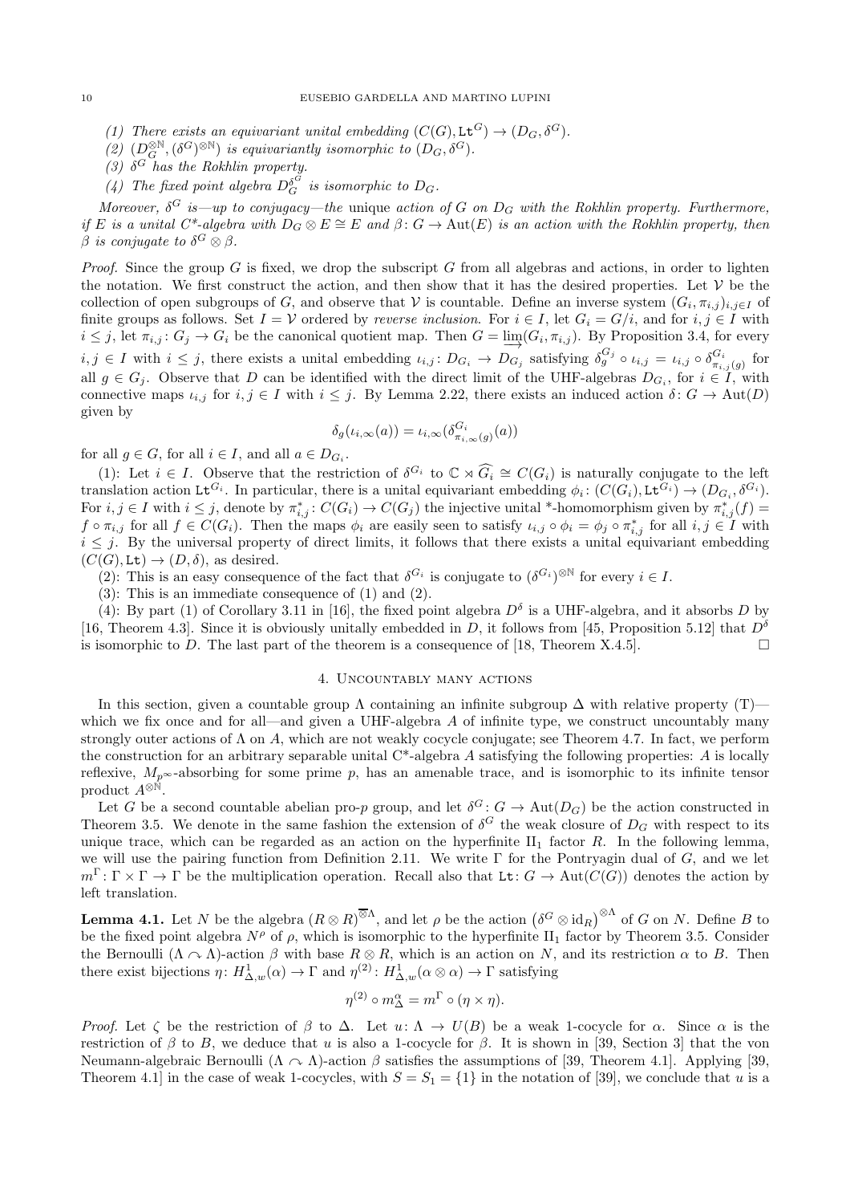(1) *There exists an equivariant unital embedding* $(C(G), \mathtt{Lt}^G) \to (D_G, \delta^G)$.
(2) $(D_G^{\otimes \mathbb{N}}, (\delta^G)^{\otimes \mathbb{N}})$ *is equivariantly isomorphic to* $(D_G, \delta^G)$.
(3) $\delta^G$ *has the Rokhlin property.*
(4) *The fixed point algebra* $D_G^{\delta^G}$ *is isomorphic to* $D_G$.

*Moreover,* $\delta^G$ *is—up to conjugacy—the* unique *action of* $G$ *on* $D_G$ *with the Rokhlin property. Furthermore, if* $E$ *is a unital C\*-algebra with* $D_G \otimes E \cong E$ *and* $\beta \colon G \to \mathrm{Aut}(E)$ *is an action with the Rokhlin property, then* $\beta$ *is conjugate to* $\delta^G \otimes \beta$.

*Proof.* Since the group $G$ is fixed, we drop the subscript $G$ from all algebras and actions, in order to lighten the notation. We first construct the action, and then show that it has the desired properties. Let $\mathcal{V}$ be the collection of open subgroups of $G$, and observe that $\mathcal{V}$ is countable. Define an inverse system $(G_i, \pi_{i,j})_{i,j\in I}$ of finite groups as follows. Set $I = \mathcal{V}$ ordered by *reverse inclusion*. For $i \in I$, let $G_i = G/i$, and for $i, j \in I$ with $i \leq j$, let $\pi_{i,j} \colon G_j \to G_i$ be the canonical quotient map. Then $G = \varprojlim(G_i, \pi_{i,j})$. By Proposition 3.4, for every $i, j \in I$ with $i \leq j$, there exists a unital embedding $\iota_{i,j} \colon D_{G_i} \to D_{G_j}$ satisfying $\delta_g^{G_j} \circ \iota_{i,j} = \iota_{i,j} \circ \delta^{G_i}_{\pi_{i,j}(g)}$ for all $g \in G_j$. Observe that $D$ can be identified with the direct limit of the UHF-algebras $D_{G_i}$, for $i \in I$, with connective maps $\iota_{i,j}$ for $i, j \in I$ with $i \leq j$. By Lemma 2.22, there exists an induced action $\delta \colon G \to \mathrm{Aut}(D)$ given by

$$\delta_g(\iota_{i,\infty}(a)) = \iota_{i,\infty}(\delta^{G_i}_{\pi_{i,\infty}(g)}(a))$$

for all $g \in G$, for all $i \in I$, and all $a \in D_{G_i}$.

(1): Let $i \in I$. Observe that the restriction of $\delta^{G_i}$ to $\mathbb{C} \rtimes \widehat{G_i} \cong C(G_i)$ is naturally conjugate to the left translation action $\mathtt{Lt}^{G_i}$. In particular, there is a unital equivariant embedding $\phi_i \colon (C(G_i), \mathtt{Lt}^{G_i}) \to (D_{G_i}, \delta^{G_i})$. For $i, j \in I$ with $i \leq j$, denote by $\pi^*_{i,j} \colon C(G_i) \to C(G_j)$ the injective unital \*-homomorphism given by $\pi^*_{i,j}(f) = f \circ \pi_{i,j}$ for all $f \in C(G_i)$. Then the maps $\phi_i$ are easily seen to satisfy $\iota_{i,j} \circ \phi_i = \phi_j \circ \pi^*_{i,j}$ for all $i, j \in I$ with $i \leq j$. By the universal property of direct limits, it follows that there exists a unital equivariant embedding $(C(G), \mathtt{Lt}) \to (D, \delta)$, as desired.

(2): This is an easy consequence of the fact that $\delta^{G_i}$ is conjugate to $(\delta^{G_i})^{\otimes \mathbb{N}}$ for every $i \in I$.

(3): This is an immediate consequence of (1) and (2).

(4): By part (1) of Corollary 3.11 in [16], the fixed point algebra $D^\delta$ is a UHF-algebra, and it absorbs $D$ by [16, Theorem 4.3]. Since it is obviously unitally embedded in $D$, it follows from [45, Proposition 5.12] that $D^\delta$ is isomorphic to $D$. The last part of the theorem is a consequence of [18, Theorem X.4.5]. $\square$

## 4. Uncountably many actions

In this section, given a countable group $\Lambda$ containing an infinite subgroup $\Delta$ with relative property (T)—which we fix once and for all—and given a UHF-algebra $A$ of infinite type, we construct uncountably many strongly outer actions of $\Lambda$ on $A$, which are not weakly cocycle conjugate; see Theorem 4.7. In fact, we perform the construction for an arbitrary separable unital C\*-algebra $A$ satisfying the following properties: $A$ is locally reflexive, $M_{p^\infty}$-absorbing for some prime $p$, has an amenable trace, and is isomorphic to its infinite tensor product $A^{\otimes \mathbb{N}}$.

Let $G$ be a second countable abelian pro-$p$ group, and let $\delta^G \colon G \to \mathrm{Aut}(D_G)$ be the action constructed in Theorem 3.5. We denote in the same fashion the extension of $\delta^G$ the weak closure of $D_G$ with respect to its unique trace, which can be regarded as an action on the hyperfinite $\mathrm{II}_1$ factor $R$. In the following lemma, we will use the pairing function from Definition 2.11. We write $\Gamma$ for the Pontryagin dual of $G$, and we let $m^\Gamma \colon \Gamma \times \Gamma \to \Gamma$ be the multiplication operation. Recall also that $\mathtt{Lt} \colon G \to \mathrm{Aut}(C(G))$ denotes the action by left translation.

**Lemma 4.1.** *Let* $N$ *be the algebra* $(R \otimes R)^{\overline{\otimes}\Lambda}$, *and let* $\rho$ *be the action* $\left(\delta^G \otimes \mathrm{id}_R\right)^{\otimes \Lambda}$ *of* $G$ *on* $N$. *Define* $B$ *to be the fixed point algebra* $N^\rho$ *of* $\rho$, *which is isomorphic to the hyperfinite* $\mathrm{II}_1$ *factor by Theorem 3.5. Consider the Bernoulli* $(\Lambda \curvearrowright \Lambda)$*-action* $\beta$ *with base* $R \otimes R$, *which is an action on* $N$, *and its restriction* $\alpha$ *to* $B$. *Then there exist bijections* $\eta \colon H^1_{\Delta,w}(\alpha) \to \Gamma$ *and* $\eta^{(2)} \colon H^1_{\Delta,w}(\alpha \otimes \alpha) \to \Gamma$ *satisfying*

$$\eta^{(2)} \circ m^\alpha_\Delta = m^\Gamma \circ (\eta \times \eta).$$

*Proof.* Let $\zeta$ be the restriction of $\beta$ to $\Delta$. Let $u \colon \Lambda \to U(B)$ be a weak 1-cocycle for $\alpha$. Since $\alpha$ is the restriction of $\beta$ to $B$, we deduce that $u$ is also a 1-cocycle for $\beta$. It is shown in [39, Section 3] that the von Neumann-algebraic Bernoulli $(\Lambda \curvearrowright \Lambda)$-action $\beta$ satisfies the assumptions of [39, Theorem 4.1]. Applying [39, Theorem 4.1] in the case of weak 1-cocycles, with $S = S_1 = \{1\}$ in the notation of [39], we conclude that $u$ is a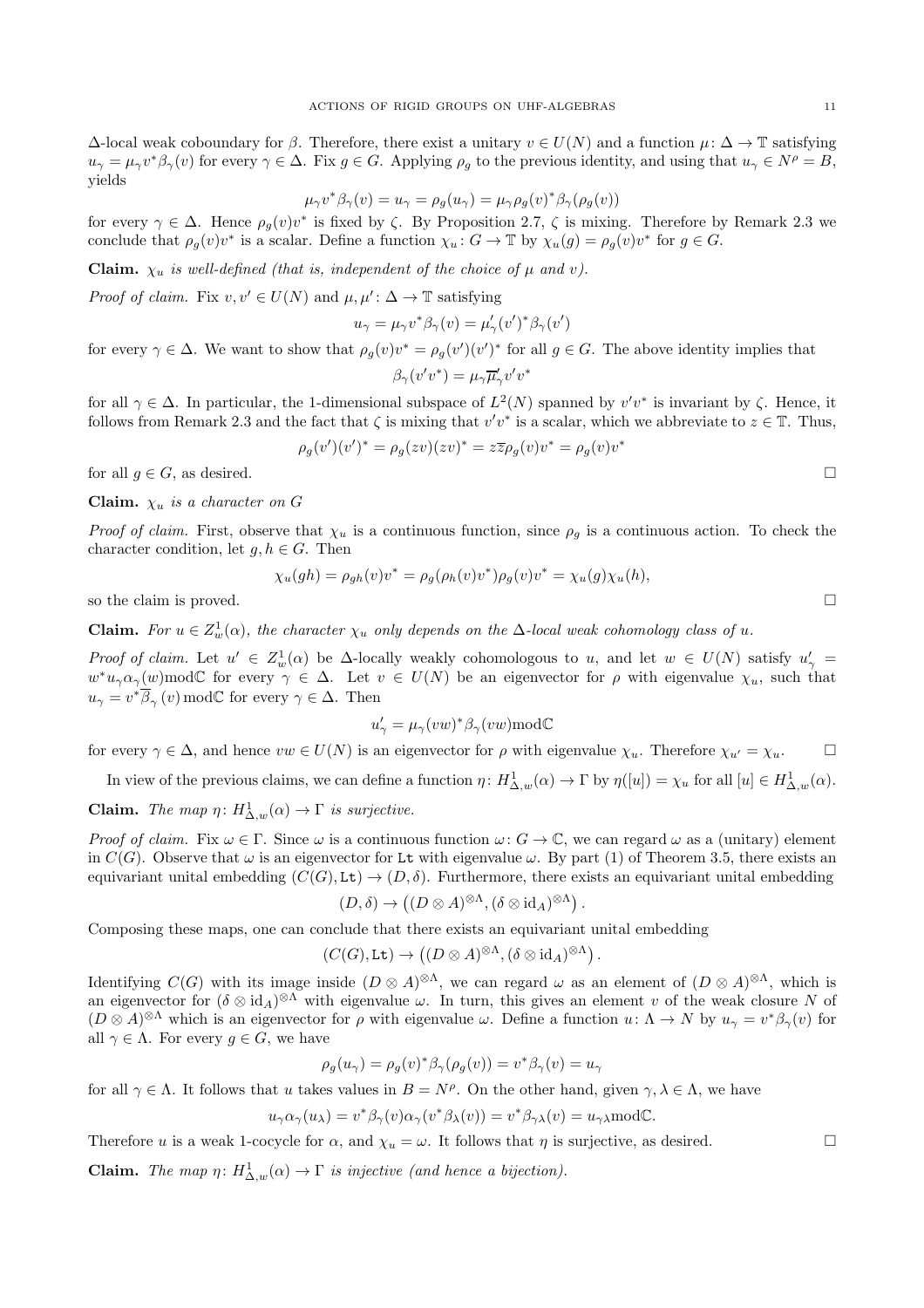$\Delta$-local weak coboundary for $\beta$. Therefore, there exist a unitary $v \in U(N)$ and a function $\mu\colon \Delta \to \mathbb{T}$ satisfying $u_\gamma = \mu_\gamma v^* \beta_\gamma(v)$ for every $\gamma \in \Delta$. Fix $g \in G$. Applying $\rho_g$ to the previous identity, and using that $u_\gamma \in N^\rho = B$, yields

$$\mu_\gamma v^* \beta_\gamma(v) = u_\gamma = \rho_g(u_\gamma) = \mu_\gamma \rho_g(v)^* \beta_\gamma(\rho_g(v))$$

for every $\gamma \in \Delta$. Hence $\rho_g(v)v^*$ is fixed by $\zeta$. By Proposition 2.7, $\zeta$ is mixing. Therefore by Remark 2.3 we conclude that $\rho_g(v)v^*$ is a scalar. Define a function $\chi_u\colon G \to \mathbb{T}$ by $\chi_u(g) = \rho_g(v)v^*$ for $g \in G$.

**Claim.** *$\chi_u$ is well-defined (that is, independent of the choice of $\mu$ and $v$).*

*Proof of claim.* Fix $v, v' \in U(N)$ and $\mu, \mu'\colon \Delta \to \mathbb{T}$ satisfying

$$u_\gamma = \mu_\gamma v^* \beta_\gamma(v) = \mu'_\gamma (v')^* \beta_\gamma(v')$$

for every $\gamma \in \Delta$. We want to show that $\rho_g(v)v^* = \rho_g(v')(v')^*$ for all $g \in G$. The above identity implies that

$$\beta_\gamma(v'v^*) = \mu_\gamma \overline{\mu}'_\gamma v'v^*$$

for all $\gamma \in \Delta$. In particular, the 1-dimensional subspace of $L^2(N)$ spanned by $v'v^*$ is invariant by $\zeta$. Hence, it follows from Remark 2.3 and the fact that $\zeta$ is mixing that $v'v^*$ is a scalar, which we abbreviate to $z \in \mathbb{T}$. Thus,

$$\rho_g(v')(v')^* = \rho_g(zv)(zv)^* = z\overline{z}\rho_g(v)v^* = \rho_g(v)v^*$$

for all $g \in G$, as desired. □

**Claim.** *$\chi_u$ is a character on $G$*

*Proof of claim.* First, observe that $\chi_u$ is a continuous function, since $\rho_g$ is a continuous action. To check the character condition, let $g, h \in G$. Then

$$\chi_u(gh) = \rho_{gh}(v)v^* = \rho_g(\rho_h(v)v^*)\rho_g(v)v^* = \chi_u(g)\chi_u(h),$$

so the claim is proved. □

**Claim.** *For $u \in Z^1_w(\alpha)$, the character $\chi_u$ only depends on the $\Delta$-local weak cohomology class of $u$.*

*Proof of claim.* Let $u' \in Z^1_w(\alpha)$ be $\Delta$-locally weakly cohomologous to $u$, and let $w \in U(N)$ satisfy $u'_\gamma = w^* u_\gamma \alpha_\gamma(w) \mathrm{mod}\mathbb{C}$ for every $\gamma \in \Delta$. Let $v \in U(N)$ be an eigenvector for $\rho$ with eigenvalue $\chi_u$, such that $u_\gamma = v^* \overline{\beta}_\gamma(v) \,\mathrm{mod}\,\mathbb{C}$ for every $\gamma \in \Delta$. Then

$$u'_\gamma = \mu_\gamma (vw)^* \beta_\gamma(vw) \mathrm{mod}\mathbb{C}$$

for every $\gamma \in \Delta$, and hence $vw \in U(N)$ is an eigenvector for $\rho$ with eigenvalue $\chi_u$. Therefore $\chi_{u'} = \chi_u$. □

In view of the previous claims, we can define a function $\eta\colon H^1_{\Delta,w}(\alpha) \to \Gamma$ by $\eta([u]) = \chi_u$ for all $[u] \in H^1_{\Delta,w}(\alpha)$.

**Claim.** *The map $\eta\colon H^1_{\Delta,w}(\alpha) \to \Gamma$ is surjective.*

*Proof of claim.* Fix $\omega \in \Gamma$. Since $\omega$ is a continuous function $\omega\colon G \to \mathbb{C}$, we can regard $\omega$ as a (unitary) element in $C(G)$. Observe that $\omega$ is an eigenvector for $\mathtt{Lt}$ with eigenvalue $\omega$. By part (1) of Theorem 3.5, there exists an equivariant unital embedding $(C(G), \mathtt{Lt}) \to (D, \delta)$. Furthermore, there exists an equivariant unital embedding

$$(D, \delta) \to \left((D \otimes A)^{\otimes \Lambda}, (\delta \otimes \mathrm{id}_A)^{\otimes \Lambda}\right).$$

Composing these maps, one can conclude that there exists an equivariant unital embedding

$$(C(G), \mathtt{Lt}) \to \left((D \otimes A)^{\otimes \Lambda}, (\delta \otimes \mathrm{id}_A)^{\otimes \Lambda}\right).$$

Identifying $C(G)$ with its image inside $(D \otimes A)^{\otimes \Lambda}$, we can regard $\omega$ as an element of $(D \otimes A)^{\otimes \Lambda}$, which is an eigenvector for $(\delta \otimes \mathrm{id}_A)^{\otimes \Lambda}$ with eigenvalue $\omega$. In turn, this gives an element $v$ of the weak closure $N$ of $(D \otimes A)^{\otimes \Lambda}$ which is an eigenvector for $\rho$ with eigenvalue $\omega$. Define a function $u\colon \Lambda \to N$ by $u_\gamma = v^* \beta_\gamma(v)$ for all $\gamma \in \Lambda$. For every $g \in G$, we have

$$\rho_g(u_\gamma) = \rho_g(v)^* \beta_\gamma(\rho_g(v)) = v^* \beta_\gamma(v) = u_\gamma$$

for all $\gamma \in \Lambda$. It follows that $u$ takes values in $B = N^\rho$. On the other hand, given $\gamma, \lambda \in \Lambda$, we have

$$u_\gamma \alpha_\gamma(u_\lambda) = v^* \beta_\gamma(v) \alpha_\gamma(v^* \beta_\lambda(v)) = v^* \beta_{\gamma\lambda}(v) = u_{\gamma\lambda} \mathrm{mod}\mathbb{C}.$$

Therefore $u$ is a weak 1-cocycle for $\alpha$, and $\chi_u = \omega$. It follows that $\eta$ is surjective, as desired. □

**Claim.** *The map $\eta\colon H^1_{\Delta,w}(\alpha) \to \Gamma$ is injective (and hence a bijection).*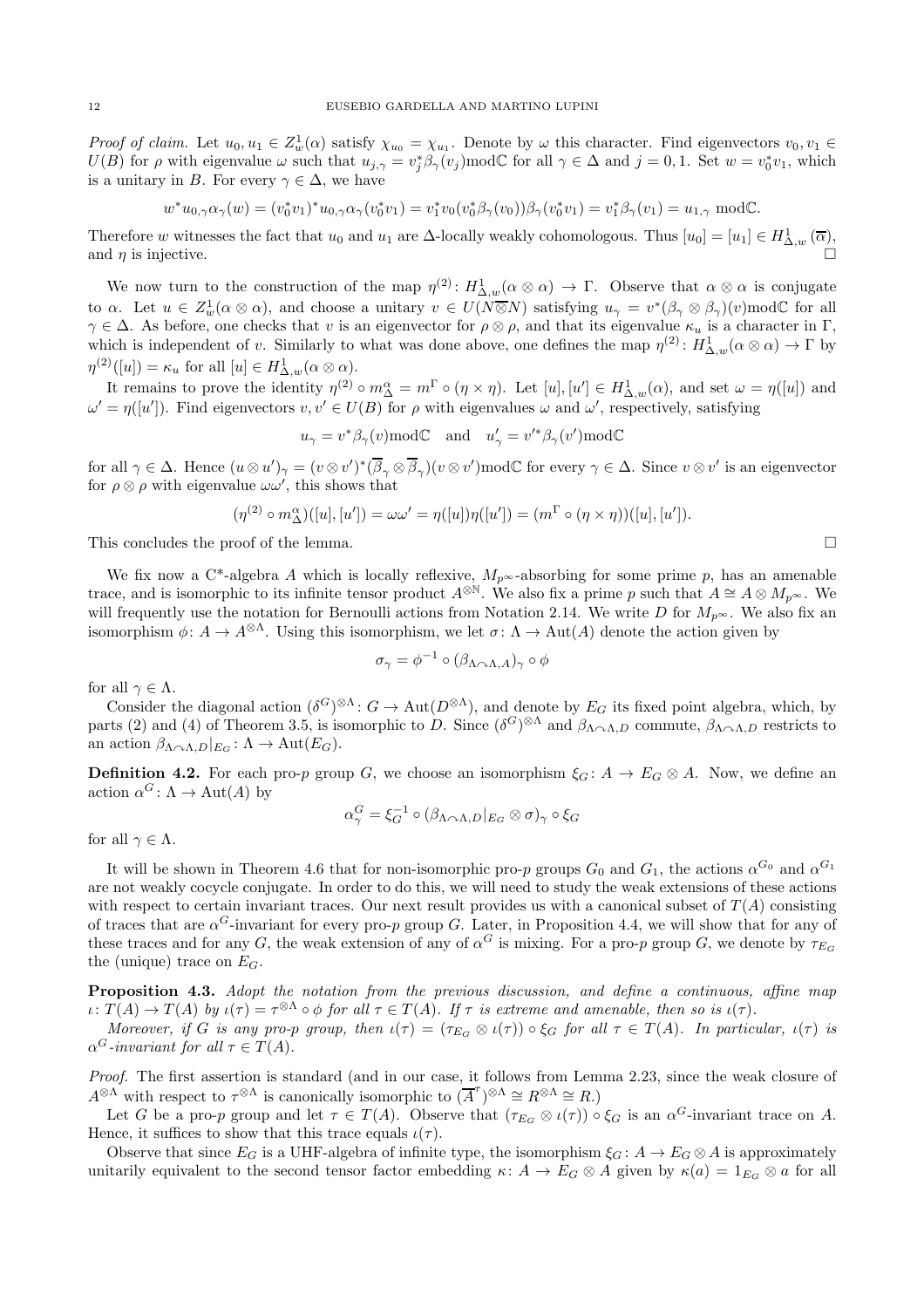*Proof of claim.* Let $u_0, u_1 \in Z^1_w(\alpha)$ satisfy $\chi_{u_0} = \chi_{u_1}$. Denote by $\omega$ this character. Find eigenvectors $v_0, v_1 \in U(B)$ for $\rho$ with eigenvalue $\omega$ such that $u_{j,\gamma} = v_j^* \beta_\gamma(v_j) \mathrm{mod}\mathbb{C}$ for all $\gamma \in \Delta$ and $j = 0, 1$. Set $w = v_0^* v_1$, which is a unitary in $B$. For every $\gamma \in \Delta$, we have

$$w^* u_{0,\gamma} \alpha_\gamma(w) = (v_0^* v_1)^* u_{0,\gamma} \alpha_\gamma(v_0^* v_1) = v_1^* v_0 (v_0^* \beta_\gamma(v_0)) \beta_\gamma(v_0^* v_1) = v_1^* \beta_\gamma(v_1) = u_{1,\gamma} \ \mathrm{mod}\mathbb{C}.$$

Therefore $w$ witnesses the fact that $u_0$ and $u_1$ are $\Delta$-locally weakly cohomologous. Thus $[u_0] = [u_1] \in H^1_{\Delta,w}(\overline{\alpha})$, and $\eta$ is injective. □

We now turn to the construction of the map $\eta^{(2)}\colon H^1_{\Delta,w}(\alpha \otimes \alpha) \to \Gamma$. Observe that $\alpha \otimes \alpha$ is conjugate to $\alpha$. Let $u \in Z^1_w(\alpha \otimes \alpha)$, and choose a unitary $v \in U(N \overline{\otimes} N)$ satisfying $u_\gamma = v^* (\beta_\gamma \otimes \beta_\gamma)(v) \mathrm{mod}\mathbb{C}$ for all $\gamma \in \Delta$. As before, one checks that $v$ is an eigenvector for $\rho \otimes \rho$, and that its eigenvalue $\kappa_u$ is a character in $\Gamma$, which is independent of $v$. Similarly to what was done above, one defines the map $\eta^{(2)}\colon H^1_{\Delta,w}(\alpha \otimes \alpha) \to \Gamma$ by $\eta^{(2)}([u]) = \kappa_u$ for all $[u] \in H^1_{\Delta,w}(\alpha \otimes \alpha)$.

It remains to prove the identity $\eta^{(2)} \circ m^\alpha_\Delta = m^\Gamma \circ (\eta \times \eta)$. Let $[u], [u'] \in H^1_{\Delta,w}(\alpha)$, and set $\omega = \eta([u])$ and $\omega' = \eta([u'])$. Find eigenvectors $v, v' \in U(B)$ for $\rho$ with eigenvalues $\omega$ and $\omega'$, respectively, satisfying

$$u_\gamma = v^* \beta_\gamma(v) \mathrm{mod}\mathbb{C} \quad \text{and} \quad u'_\gamma = v'^* \beta_\gamma(v') \mathrm{mod}\mathbb{C}$$

for all $\gamma \in \Delta$. Hence $(u \otimes u')_\gamma = (v \otimes v')^* (\overline{\beta}_\gamma \otimes \overline{\beta}_\gamma)(v \otimes v') \mathrm{mod}\mathbb{C}$ for every $\gamma \in \Delta$. Since $v \otimes v'$ is an eigenvector for $\rho \otimes \rho$ with eigenvalue $\omega\omega'$, this shows that

$$(\eta^{(2)} \circ m^\alpha_\Delta)([u],[u']) = \omega\omega' = \eta([u])\eta([u']) = (m^\Gamma \circ (\eta \times \eta))([u],[u']).$$

This concludes the proof of the lemma. □

We fix now a C*-algebra $A$ which is locally reflexive, $M_{p^\infty}$-absorbing for some prime $p$, has an amenable trace, and is isomorphic to its infinite tensor product $A^{\otimes \mathbb{N}}$. We also fix a prime $p$ such that $A \cong A \otimes M_{p^\infty}$. We will frequently use the notation for Bernoulli actions from Notation 2.14. We write $D$ for $M_{p^\infty}$. We also fix an isomorphism $\phi\colon A \to A^{\otimes \Lambda}$. Using this isomorphism, we let $\sigma\colon \Lambda \to \mathrm{Aut}(A)$ denote the action given by

$$\sigma_\gamma = \phi^{-1} \circ (\beta_{\Lambda \curvearrowright \Lambda, A})_\gamma \circ \phi$$

for all $\gamma \in \Lambda$.

Consider the diagonal action $(\delta^G)^{\otimes \Lambda}\colon G \to \mathrm{Aut}(D^{\otimes \Lambda})$, and denote by $E_G$ its fixed point algebra, which, by parts (2) and (4) of Theorem 3.5, is isomorphic to $D$. Since $(\delta^G)^{\otimes \Lambda}$ and $\beta_{\Lambda \curvearrowright \Lambda, D}$ commute, $\beta_{\Lambda \curvearrowright \Lambda, D}$ restricts to an action $\beta_{\Lambda \curvearrowright \Lambda, D}|_{E_G}\colon \Lambda \to \mathrm{Aut}(E_G)$.

**Definition 4.2.** For each pro-$p$ group $G$, we choose an isomorphism $\xi_G\colon A \to E_G \otimes A$. Now, we define an action $\alpha^G\colon \Lambda \to \mathrm{Aut}(A)$ by

$$\alpha^G_\gamma = \xi_G^{-1} \circ (\beta_{\Lambda \curvearrowright \Lambda, D}|_{E_G} \otimes \sigma)_\gamma \circ \xi_G$$

for all $\gamma \in \Lambda$.

It will be shown in Theorem 4.6 that for non-isomorphic pro-$p$ groups $G_0$ and $G_1$, the actions $\alpha^{G_0}$ and $\alpha^{G_1}$ are not weakly cocycle conjugate. In order to do this, we will need to study the weak extensions of these actions with respect to certain invariant traces. Our next result provides us with a canonical subset of $T(A)$ consisting of traces that are $\alpha^G$-invariant for every pro-$p$ group $G$. Later, in Proposition 4.4, we will show that for any of these traces and for any $G$, the weak extension of any of $\alpha^G$ is mixing. For a pro-$p$ group $G$, we denote by $\tau_{E_G}$ the (unique) trace on $E_G$.

**Proposition 4.3.** *Adopt the notation from the previous discussion, and define a continuous, affine map* $\iota\colon T(A) \to T(A)$ *by* $\iota(\tau) = \tau^{\otimes \Lambda} \circ \phi$ *for all* $\tau \in T(A)$. *If* $\tau$ *is extreme and amenable, then so is* $\iota(\tau)$.

*Moreover, if* $G$ *is any pro-$p$ group, then* $\iota(\tau) = (\tau_{E_G} \otimes \iota(\tau)) \circ \xi_G$ *for all* $\tau \in T(A)$. *In particular,* $\iota(\tau)$ *is* $\alpha^G$*-invariant for all* $\tau \in T(A)$.

*Proof.* The first assertion is standard (and in our case, it follows from Lemma 2.23, since the weak closure of $A^{\otimes \Lambda}$ with respect to $\tau^{\otimes \Lambda}$ is canonically isomorphic to $(\overline{A}^\tau)^{\otimes \Lambda} \cong R^{\otimes \Lambda} \cong R$.)

Let $G$ be a pro-$p$ group and let $\tau \in T(A)$. Observe that $(\tau_{E_G} \otimes \iota(\tau)) \circ \xi_G$ is an $\alpha^G$-invariant trace on $A$. Hence, it suffices to show that this trace equals $\iota(\tau)$.

Observe that since $E_G$ is a UHF-algebra of infinite type, the isomorphism $\xi_G\colon A \to E_G \otimes A$ is approximately unitarily equivalent to the second tensor factor embedding $\kappa\colon A \to E_G \otimes A$ given by $\kappa(a) = 1_{E_G} \otimes a$ for all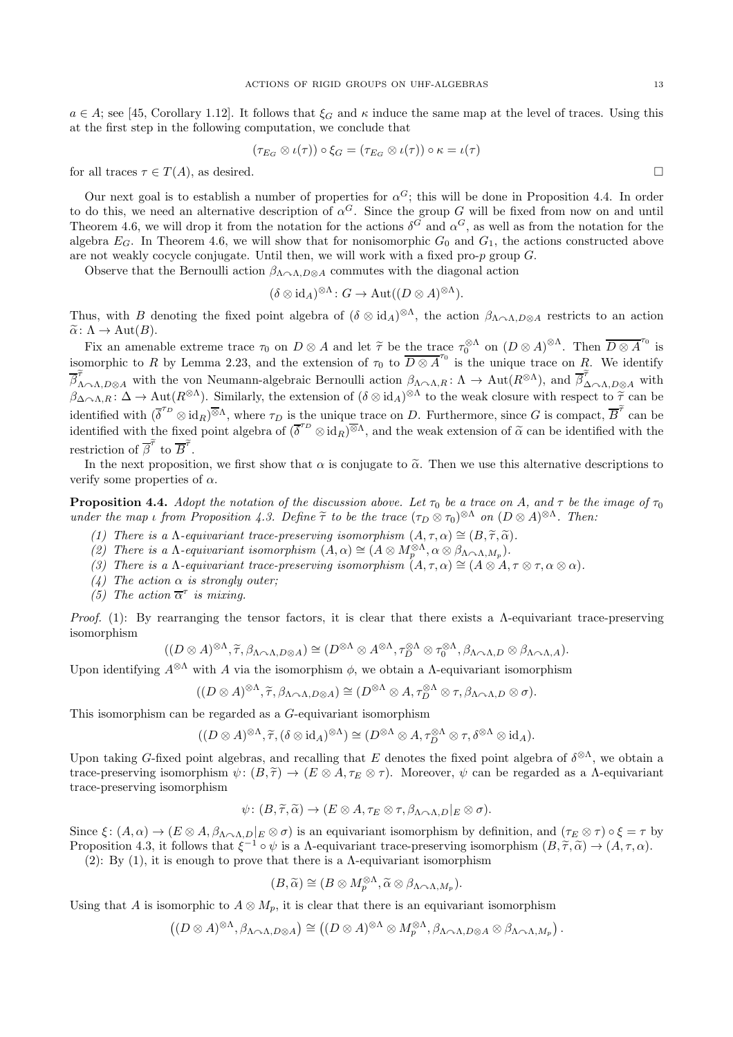$a \in A$; see [45, Corollary 1.12]. It follows that $\xi_G$ and $\kappa$ induce the same map at the level of traces. Using this at the first step in the following computation, we conclude that

$$(\tau_{E_G} \otimes \iota(\tau)) \circ \xi_G = (\tau_{E_G} \otimes \iota(\tau)) \circ \kappa = \iota(\tau)$$

for all traces $\tau \in T(A)$, as desired. $\square$

Our next goal is to establish a number of properties for $\alpha^G$; this will be done in Proposition 4.4. In order to do this, we need an alternative description of $\alpha^G$. Since the group $G$ will be fixed from now on and until Theorem 4.6, we will drop it from the notation for the actions $\delta^G$ and $\alpha^G$, as well as from the notation for the algebra $E_G$. In Theorem 4.6, we will show that for nonisomorphic $G_0$ and $G_1$, the actions constructed above are not weakly cocycle conjugate. Until then, we will work with a fixed pro-$p$ group $G$.

Observe that the Bernoulli action $\beta_{\Lambda \curvearrowright \Lambda, D\otimes A}$ commutes with the diagonal action

$$(\delta \otimes \mathrm{id}_A)^{\otimes \Lambda} \colon G \to \mathrm{Aut}((D \otimes A)^{\otimes \Lambda}).$$

Thus, with $B$ denoting the fixed point algebra of $(\delta \otimes \mathrm{id}_A)^{\otimes\Lambda}$, the action $\beta_{\Lambda\curvearrowright\Lambda, D\otimes A}$ restricts to an action $\widetilde{\alpha}\colon \Lambda \to \mathrm{Aut}(B)$.

Fix an amenable extreme trace $\tau_0$ on $D \otimes A$ and let $\widetilde{\tau}$ be the trace $\tau_0^{\otimes\Lambda}$ on $(D \otimes A)^{\otimes\Lambda}$. Then $\overline{D \otimes A}^{\tau_0}$ is isomorphic to $R$ by Lemma 2.23, and the extension of $\tau_0$ to $\overline{D \otimes A}^{\tau_0}$ is the unique trace on $R$. We identify $\overline{\beta}^{\widetilde{\tau}}_{\Lambda\curvearrowright\Lambda, D\otimes A}$ with the von Neumann-algebraic Bernoulli action $\beta_{\Lambda\curvearrowright\Lambda,R}\colon \Lambda \to \mathrm{Aut}(R^{\otimes\Lambda})$, and $\overline{\beta}^{\widetilde{\tau}}_{\Delta\curvearrowright\Lambda, D\otimes A}$ with $\beta_{\Delta\curvearrowright\Lambda,R}\colon \Delta \to \mathrm{Aut}(R^{\otimes\Lambda})$. Similarly, the extension of $(\delta\otimes\mathrm{id}_A)^{\otimes\Lambda}$ to the weak closure with respect to $\widetilde{\tau}$ can be identified with $(\overline{\delta}^{\tau_D} \otimes \mathrm{id}_R)^{\overline{\otimes}\Lambda}$, where $\tau_D$ is the unique trace on $D$. Furthermore, since $G$ is compact, $\overline{B}^{\widetilde{\tau}}$ can be identified with the fixed point algebra of $(\overline{\delta}^{\tau_D} \otimes \mathrm{id}_R)^{\overline{\otimes}\Lambda}$, and the weak extension of $\widetilde{\alpha}$ can be identified with the restriction of $\overline{\beta}^{\widetilde{\tau}}$ to $\overline{B}^{\widetilde{\tau}}$.

In the next proposition, we first show that $\alpha$ is conjugate to $\widetilde{\alpha}$. Then we use this alternative descriptions to verify some properties of $\alpha$.

**Proposition 4.4.** *Adopt the notation of the discussion above. Let $\tau_0$ be a trace on $A$, and $\tau$ be the image of $\tau_0$ under the map $\iota$ from Proposition 4.3. Define $\widetilde{\tau}$ to be the trace $(\tau_D \otimes \tau_0)^{\otimes\Lambda}$ on $(D\otimes A)^{\otimes\Lambda}$. Then:*

1. *There is a $\Lambda$-equivariant trace-preserving isomorphism $(A, \tau, \alpha) \cong (B, \widetilde{\tau}, \widetilde{\alpha})$.*
2. *There is a $\Lambda$-equivariant isomorphism $(A, \alpha) \cong (A \otimes M_p^{\otimes\Lambda}, \alpha \otimes \beta_{\Lambda\curvearrowright\Lambda, M_p})$.*
3. *There is a $\Lambda$-equivariant trace-preserving isomorphism $(A, \tau, \alpha) \cong (A \otimes A, \tau\otimes\tau, \alpha\otimes\alpha)$.*
4. *The action $\alpha$ is strongly outer;*
5. *The action $\overline{\alpha}^\tau$ is mixing.*

*Proof.* (1): By rearranging the tensor factors, it is clear that there exists a $\Lambda$-equivariant trace-preserving isomorphism

$$((D \otimes A)^{\otimes\Lambda}, \widetilde{\tau}, \beta_{\Lambda\curvearrowright\Lambda, D\otimes A}) \cong (D^{\otimes\Lambda} \otimes A^{\otimes\Lambda}, \tau_D^{\otimes\Lambda} \otimes \tau_0^{\otimes\Lambda}, \beta_{\Lambda\curvearrowright\Lambda,D} \otimes \beta_{\Lambda\curvearrowright\Lambda,A}).$$

Upon identifying $A^{\otimes\Lambda}$ with $A$ via the isomorphism $\phi$, we obtain a $\Lambda$-equivariant isomorphism

$$((D \otimes A)^{\otimes\Lambda}, \widetilde{\tau}, \beta_{\Lambda\curvearrowright\Lambda, D\otimes A}) \cong (D^{\otimes\Lambda} \otimes A, \tau_D^{\otimes\Lambda} \otimes \tau, \beta_{\Lambda\curvearrowright\Lambda,D} \otimes \sigma).$$

This isomorphism can be regarded as a $G$-equivariant isomorphism

$$((D \otimes A)^{\otimes\Lambda}, \widetilde{\tau}, (\delta\otimes\mathrm{id}_A)^{\otimes\Lambda}) \cong (D^{\otimes\Lambda} \otimes A, \tau_D^{\otimes\Lambda} \otimes \tau, \delta^{\otimes\Lambda} \otimes \mathrm{id}_A).$$

Upon taking $G$-fixed point algebras, and recalling that $E$ denotes the fixed point algebra of $\delta^{\otimes\Lambda}$, we obtain a trace-preserving isomorphism $\psi\colon (B, \widetilde{\tau}) \to (E \otimes A, \tau_E \otimes \tau)$. Moreover, $\psi$ can be regarded as a $\Lambda$-equivariant trace-preserving isomorphism

$$\psi\colon (B, \widetilde{\tau}, \widetilde{\alpha}) \to (E \otimes A, \tau_E\otimes\tau, \beta_{\Lambda\curvearrowright\Lambda,D}|_E \otimes \sigma).$$

Since $\xi\colon (A,\alpha) \to (E\otimes A, \beta_{\Lambda\curvearrowright\Lambda,D}|_E \otimes \sigma)$ is an equivariant isomorphism by definition, and $(\tau_E \otimes \tau)\circ\xi = \tau$ by Proposition 4.3, it follows that $\xi^{-1}\circ\psi$ is a $\Lambda$-equivariant trace-preserving isomorphism $(B, \widetilde{\tau}, \widetilde{\alpha}) \to (A, \tau, \alpha)$.

(2): By (1), it is enough to prove that there is a $\Lambda$-equivariant isomorphism

$$(B, \widetilde{\alpha}) \cong (B \otimes M_p^{\otimes\Lambda}, \widetilde{\alpha} \otimes \beta_{\Lambda\curvearrowright\Lambda,M_p}).$$

Using that $A$ is isomorphic to $A \otimes M_p$, it is clear that there is an equivariant isomorphism

$$\left((D\otimes A)^{\otimes\Lambda}, \beta_{\Lambda\curvearrowright\Lambda,D\otimes A}\right) \cong \left((D\otimes A)^{\otimes\Lambda} \otimes M_p^{\otimes\Lambda}, \beta_{\Lambda\curvearrowright\Lambda,D\otimes A} \otimes \beta_{\Lambda\curvearrowright\Lambda,M_p}\right).$$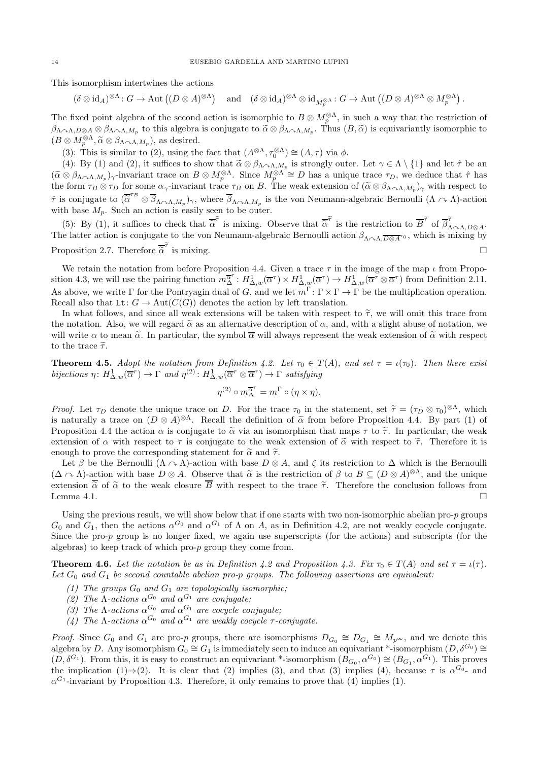This isomorphism intertwines the actions

$$(\delta \otimes \mathrm{id}_A)^{\otimes \Lambda} \colon G \to \mathrm{Aut}\left((D \otimes A)^{\otimes \Lambda}\right) \quad \text{and} \quad (\delta \otimes \mathrm{id}_A)^{\otimes \Lambda} \otimes \mathrm{id}_{M_p^{\otimes \Lambda}} \colon G \to \mathrm{Aut}\left((D \otimes A)^{\otimes \Lambda} \otimes M_p^{\otimes \Lambda}\right).$$

The fixed point algebra of the second action is isomorphic to $B \otimes M_p^{\otimes \Lambda}$, in such a way that the restriction of $\beta_{\Lambda \curvearrowright \Lambda, D \otimes A} \otimes \beta_{\Lambda \curvearrowright \Lambda, M_p}$ to this algebra is conjugate to $\widetilde{\alpha} \otimes \beta_{\Lambda \curvearrowright \Lambda, M_p}$. Thus $(B, \widetilde{\alpha})$ is equivariantly isomorphic to $(B \otimes M_p^{\otimes \Lambda}, \widetilde{\alpha} \otimes \beta_{\Lambda \curvearrowright \Lambda, M_p})$, as desired.

(3): This is similar to (2), using the fact that $(A^{\otimes \Lambda}, \tau_0^{\otimes \Lambda}) \cong (A, \tau)$ via $\phi$.

(4): By (1) and (2), it suffices to show that $\widetilde{\alpha} \otimes \beta_{\Lambda \curvearrowright \Lambda, M_p}$ is strongly outer. Let $\gamma \in \Lambda \setminus \{1\}$ and let $\hat{\tau}$ be an $(\widetilde{\alpha} \otimes \beta_{\Lambda \curvearrowright \Lambda, M_p})_\gamma$-invariant trace on $B \otimes M_p^{\otimes \Lambda}$. Since $M_p^{\otimes \Lambda} \cong D$ has a unique trace $\tau_D$, we deduce that $\hat{\tau}$ has the form $\tau_B \otimes \tau_D$ for some $\alpha_\gamma$-invariant trace $\tau_B$ on $B$. The weak extension of $(\widetilde{\alpha} \otimes \beta_{\Lambda \curvearrowright \Lambda, M_p})_\gamma$ with respect to $\hat{\tau}$ is conjugate to $(\overline{\widetilde{\alpha}}^{\tau_B} \otimes \overline{\beta}_{\Lambda \curvearrowright \Lambda, M_p})_\gamma$, where $\overline{\beta}_{\Lambda \curvearrowright \Lambda, M_p}$ is the von Neumann-algebraic Bernoulli $(\Lambda \curvearrowright \Lambda)$-action with base $M_p$. Such an action is easily seen to be outer.

(5): By (1), it suffices to check that $\overline{\widetilde{\alpha}}^{\widetilde{\tau}}$ is mixing. Observe that $\overline{\widetilde{\alpha}}^{\widetilde{\tau}}$ is the restriction to $\overline{B}^{\widetilde{\tau}}$ of $\overline{\beta}^{\widetilde{\tau}}_{\Lambda \curvearrowright \Lambda, D \otimes A}$. The latter action is conjugate to the von Neumann-algebraic Bernoulli action $\beta_{\Lambda \curvearrowright \Lambda, \overline{D \otimes A}^{\tau_0}}$, which is mixing by Proposition 2.7. Therefore $\overline{\widetilde{\alpha}}^{\widetilde{\tau}}$ is mixing. $\square$

We retain the notation from before Proposition 4.4. Given a trace $\tau$ in the image of the map $\iota$ from Proposition 4.3, we will use the pairing function $m_\Delta^{\overline{\alpha}^\tau} \colon H^1_{\Delta,w}(\overline{\alpha}^\tau) \times H^1_{\Delta,w}(\overline{\alpha}^\tau) \to H^1_{\Delta,w}(\overline{\alpha}^\tau \otimes \overline{\alpha}^\tau)$ from Definition 2.11. As above, we write $\Gamma$ for the Pontryagin dual of $G$, and we let $m^\Gamma \colon \Gamma \times \Gamma \to \Gamma$ be the multiplication operation. Recall also that $\mathtt{Lt} \colon G \to \mathrm{Aut}(C(G))$ denotes the action by left translation.

In what follows, and since all weak extensions will be taken with respect to $\widetilde{\tau}$, we will omit this trace from the notation. Also, we will regard $\widetilde{\alpha}$ as an alternative description of $\alpha$, and, with a slight abuse of notation, we will write $\alpha$ to mean $\widetilde{\alpha}$. In particular, the symbol $\overline{\alpha}$ will always represent the weak extension of $\widetilde{\alpha}$ with respect to the trace $\widetilde{\tau}$.

**Theorem 4.5.** *Adopt the notation from Definition 4.2. Let $\tau_0 \in T(A)$, and set $\tau = \iota(\tau_0)$. Then there exist bijections $\eta \colon H^1_{\Delta,w}(\overline{\alpha}^\tau) \to \Gamma$ and $\eta^{(2)} \colon H^1_{\Delta,w}(\overline{\alpha}^\tau \otimes \overline{\alpha}^\tau) \to \Gamma$ satisfying*

$$\eta^{(2)} \circ m_\Delta^{\overline{\alpha}^\tau} = m^\Gamma \circ (\eta \times \eta).$$

*Proof.* Let $\tau_D$ denote the unique trace on $D$. For the trace $\tau_0$ in the statement, set $\widetilde{\tau} = (\tau_D \otimes \tau_0)^{\otimes \Lambda}$, which is naturally a trace on $(D \otimes A)^{\otimes \Lambda}$. Recall the definition of $\widetilde{\alpha}$ from before Proposition 4.4. By part (1) of Proposition 4.4 the action $\alpha$ is conjugate to $\widetilde{\alpha}$ via an isomorphism that maps $\tau$ to $\widetilde{\tau}$. In particular, the weak extension of $\alpha$ with respect to $\tau$ is conjugate to the weak extension of $\widetilde{\alpha}$ with respect to $\widetilde{\tau}$. Therefore it is enough to prove the corresponding statement for $\widetilde{\alpha}$ and $\widetilde{\tau}$.

Let $\beta$ be the Bernoulli $(\Lambda \curvearrowright \Lambda)$-action with base $D \otimes A$, and $\zeta$ its restriction to $\Delta$ which is the Bernoulli $(\Delta \curvearrowright \Lambda)$-action with base $D \otimes A$. Observe that $\widetilde{\alpha}$ is the restriction of $\beta$ to $B \subseteq (D \otimes A)^{\otimes \Lambda}$, and the unique extension $\overline{\widetilde{\alpha}}$ of $\widetilde{\alpha}$ to the weak closure $\overline{B}$ with respect to the trace $\widetilde{\tau}$. Therefore the conclusion follows from Lemma 4.1. $\square$

Using the previous result, we will show below that if one starts with two non-isomorphic abelian pro-$p$ groups $G_0$ and $G_1$, then the actions $\alpha^{G_0}$ and $\alpha^{G_1}$ of $\Lambda$ on $A$, as in Definition 4.2, are not weakly cocycle conjugate. Since the pro-$p$ group is no longer fixed, we again use superscripts (for the actions) and subscripts (for the algebras) to keep track of which pro-$p$ group they come from.

**Theorem 4.6.** *Let the notation be as in Definition 4.2 and Proposition 4.3. Fix $\tau_0 \in T(A)$ and set $\tau = \iota(\tau)$. Let $G_0$ and $G_1$ be second countable abelian pro-$p$ groups. The following assertions are equivalent:*

*(1) The groups $G_0$ and $G_1$ are topologically isomorphic;*
*(2) The $\Lambda$-actions $\alpha^{G_0}$ and $\alpha^{G_1}$ are conjugate;*
*(3) The $\Lambda$-actions $\alpha^{G_0}$ and $\alpha^{G_1}$ are cocycle conjugate;*
*(4) The $\Lambda$-actions $\alpha^{G_0}$ and $\alpha^{G_1}$ are weakly cocycle $\tau$-conjugate.*

*Proof.* Since $G_0$ and $G_1$ are pro-$p$ groups, there are isomorphisms $D_{G_0} \cong D_{G_1} \cong M_{p^\infty}$, and we denote this algebra by $D$. Any isomorphism $G_0 \cong G_1$ is immediately seen to induce an equivariant \*-isomorphism $(D, \delta^{G_0}) \cong (D, \delta^{G_1})$. From this, it is easy to construct an equivariant \*-isomorphism $(B_{G_0}, \alpha^{G_0}) \cong (B_{G_1}, \alpha^{G_1})$. This proves the implication (1)$\Rightarrow$(2). It is clear that (2) implies (3), and that (3) implies (4), because $\tau$ is $\alpha^{G_0}$- and $\alpha^{G_1}$-invariant by Proposition 4.3. Therefore, it only remains to prove that (4) implies (1).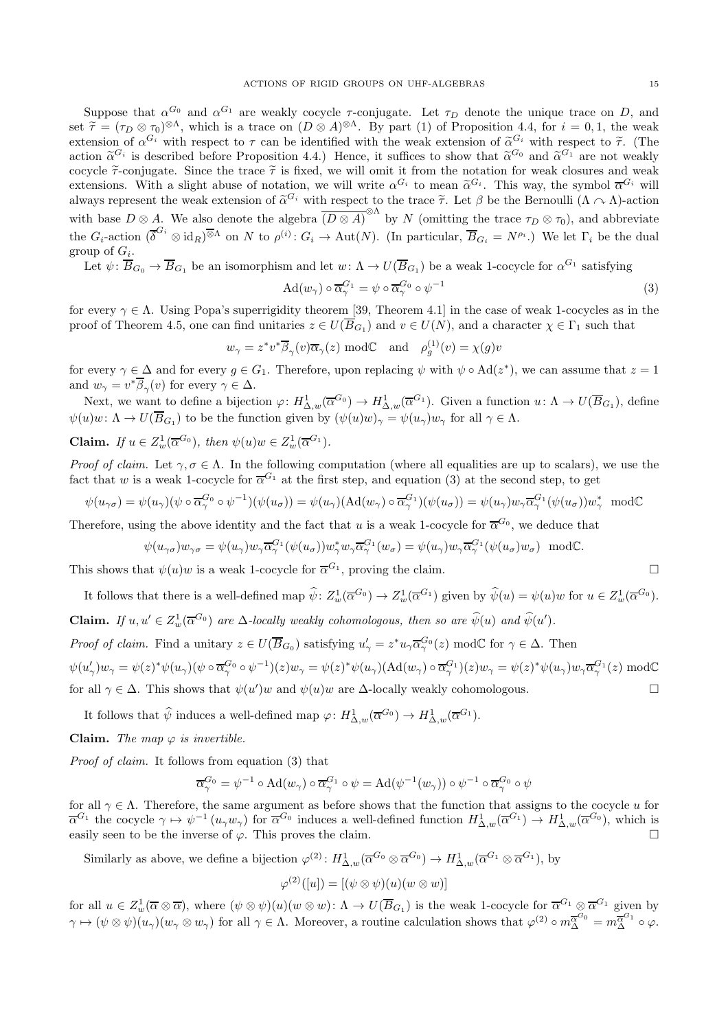Suppose that $\alpha^{G_0}$ and $\alpha^{G_1}$ are weakly cocycle $\tau$-conjugate. Let $\tau_D$ denote the unique trace on $D$, and set $\widetilde{\tau} = (\tau_D \otimes \tau_0)^{\otimes \Lambda}$, which is a trace on $(D \otimes A)^{\otimes \Lambda}$. By part (1) of Proposition 4.4, for $i = 0, 1$, the weak extension of $\alpha^{G_i}$ with respect to $\tau$ can be identified with the weak extension of $\widetilde{\alpha}^{G_i}$ with respect to $\widetilde{\tau}$. (The action $\widetilde{\alpha}^{G_i}$ is described before Proposition 4.4.) Hence, it suffices to show that $\widetilde{\alpha}^{G_0}$ and $\widetilde{\alpha}^{G_1}$ are not weakly cocycle $\widetilde{\tau}$-conjugate. Since the trace $\widetilde{\tau}$ is fixed, we will omit it from the notation for weak closures and weak extensions. With a slight abuse of notation, we will write $\alpha^{G_i}$ to mean $\widetilde{\alpha}^{G_i}$. This way, the symbol $\overline{\alpha}^{G_i}$ will always represent the weak extension of $\widetilde{\alpha}^{G_i}$ with respect to the trace $\widetilde{\tau}$. Let $\beta$ be the Bernoulli $(\Lambda \curvearrowright \Lambda)$-action with base $D \otimes A$. We also denote the algebra $\overline{(D \otimes A)}^{\otimes \Lambda}$ by $N$ (omitting the trace $\tau_D \otimes \tau_0$), and abbreviate the $G_i$-action $(\overline{\delta}^{G_i} \otimes \mathrm{id}_R)^{\overline{\otimes} \Lambda}$ on $N$ to $\rho^{(i)} \colon G_i \to \mathrm{Aut}(N)$. (In particular, $\overline{B}_{G_i} = N^{\rho_i}$.) We let $\Gamma_i$ be the dual group of $G_i$.

Let $\psi \colon \overline{B}_{G_0} \to \overline{B}_{G_1}$ be an isomorphism and let $w \colon \Lambda \to U(\overline{B}_{G_1})$ be a weak 1-cocycle for $\alpha^{G_1}$ satisfying

$$\mathrm{Ad}(w_\gamma) \circ \overline{\alpha}^{G_1}_\gamma = \psi \circ \overline{\alpha}^{G_0}_\gamma \circ \psi^{-1} \tag{3}$$

for every $\gamma \in \Lambda$. Using Popa's superrigidity theorem [39, Theorem 4.1] in the case of weak 1-cocycles as in the proof of Theorem 4.5, one can find unitaries $z \in U(\overline{B}_{G_1})$ and $v \in U(N)$, and a character $\chi \in \Gamma_1$ such that

$$w_\gamma = z^* v^* \overline{\beta}_\gamma(v) \overline{\alpha}_\gamma(z) \bmod \mathbb{C} \quad \text{and} \quad \rho^{(1)}_g(v) = \chi(g) v$$

for every $\gamma \in \Delta$ and for every $g \in G_1$. Therefore, upon replacing $\psi$ with $\psi \circ \mathrm{Ad}(z^*)$, we can assume that $z = 1$ and $w_\gamma = v^* \overline{\beta}_\gamma(v)$ for every $\gamma \in \Delta$.

Next, we want to define a bijection $\varphi \colon H^1_{\Delta,w}(\overline{\alpha}^{G_0}) \to H^1_{\Delta,w}(\overline{\alpha}^{G_1})$. Given a function $u \colon \Lambda \to U(\overline{B}_{G_0})$, define $\psi(u)w \colon \Lambda \to U(\overline{B}_{G_1})$ to be the function given by $(\psi(u)w)_\gamma = \psi(u_\gamma) w_\gamma$ for all $\gamma \in \Lambda$.

**Claim.** *If $u \in Z^1_w(\overline{\alpha}^{G_0})$, then $\psi(u)w \in Z^1_w(\overline{\alpha}^{G_1})$.*

*Proof of claim.* Let $\gamma, \sigma \in \Lambda$. In the following computation (where all equalities are up to scalars), we use the fact that $w$ is a weak 1-cocycle for $\overline{\alpha}^{G_1}$ at the first step, and equation (3) at the second step, to get

$$\psi(u_{\gamma\sigma}) = \psi(u_\gamma)(\psi \circ \overline{\alpha}^{G_0}_\gamma \circ \psi^{-1})(\psi(u_\sigma)) = \psi(u_\gamma)(\mathrm{Ad}(w_\gamma) \circ \overline{\alpha}^{G_1}_\gamma)(\psi(u_\sigma)) = \psi(u_\gamma) w_\gamma \overline{\alpha}^{G_1}_\gamma(\psi(u_\sigma)) w^*_\gamma \bmod \mathbb{C}$$

Therefore, using the above identity and the fact that $u$ is a weak 1-cocycle for $\overline{\alpha}^{G_0}$, we deduce that

$$\psi(u_{\gamma\sigma}) w_{\gamma\sigma} = \psi(u_\gamma) w_\gamma \overline{\alpha}^{G_1}_\gamma(\psi(u_\sigma)) w^*_\gamma w_\gamma \overline{\alpha}^{G_1}_\gamma(w_\sigma) = \psi(u_\gamma) w_\gamma \overline{\alpha}^{G_1}_\gamma(\psi(u_\sigma) w_\sigma) \bmod \mathbb{C}.$$

This shows that $\psi(u)w$ is a weak 1-cocycle for $\overline{\alpha}^{G_1}$, proving the claim. $\square$

It follows that there is a well-defined map $\widehat{\psi} \colon Z^1_w(\overline{\alpha}^{G_0}) \to Z^1_w(\overline{\alpha}^{G_1})$ given by $\widehat{\psi}(u) = \psi(u)w$ for $u \in Z^1_w(\overline{\alpha}^{G_0})$.

**Claim.** *If $u, u' \in Z^1_w(\overline{\alpha}^{G_0})$ are $\Delta$-locally weakly cohomologous, then so are $\widehat{\psi}(u)$ and $\widehat{\psi}(u')$.*

*Proof of claim.* Find a unitary $z \in U(\overline{B}_{G_0})$ satisfying $u'_\gamma = z^* u_\gamma \overline{\alpha}^{G_0}_\gamma(z) \bmod \mathbb{C}$ for $\gamma \in \Delta$. Then

$$\psi(u'_\gamma) w_\gamma = \psi(z)^* \psi(u_\gamma)(\psi \circ \overline{\alpha}^{G_0}_\gamma \circ \psi^{-1})(z) w_\gamma = \psi(z)^* \psi(u_\gamma)(\mathrm{Ad}(w_\gamma) \circ \overline{\alpha}^{G_1}_\gamma)(z) w_\gamma = \psi(z)^* \psi(u_\gamma) w_\gamma \overline{\alpha}^{G_1}_\gamma(z) \bmod \mathbb{C}$$

for all $\gamma \in \Delta$. This shows that $\psi(u')w$ and $\psi(u)w$ are $\Delta$-locally weakly cohomologous. $\square$

It follows that $\widehat{\psi}$ induces a well-defined map $\varphi \colon H^1_{\Delta,w}(\overline{\alpha}^{G_0}) \to H^1_{\Delta,w}(\overline{\alpha}^{G_1})$.

**Claim.** *The map $\varphi$ is invertible.*

*Proof of claim.* It follows from equation (3) that

$$\overline{\alpha}^{G_0}_\gamma = \psi^{-1} \circ \mathrm{Ad}(w_\gamma) \circ \overline{\alpha}^{G_1}_\gamma \circ \psi = \mathrm{Ad}(\psi^{-1}(w_\gamma)) \circ \psi^{-1} \circ \overline{\alpha}^{G_0}_\gamma \circ \psi$$

for all $\gamma \in \Lambda$. Therefore, the same argument as before shows that the function that assigns to the cocycle $u$ for $\overline{\alpha}^{G_1}$ the cocycle $\gamma \mapsto \psi^{-1}(u_\gamma w_\gamma)$ for $\overline{\alpha}^{G_0}$ induces a well-defined function $H^1_{\Delta,w}(\overline{\alpha}^{G_1}) \to H^1_{\Delta,w}(\overline{\alpha}^{G_0})$, which is easily seen to be the inverse of $\varphi$. This proves the claim. $\square$

Similarly as above, we define a bijection $\varphi^{(2)} \colon H^1_{\Delta,w}(\overline{\alpha}^{G_0} \otimes \overline{\alpha}^{G_0}) \to H^1_{\Delta,w}(\overline{\alpha}^{G_1} \otimes \overline{\alpha}^{G_1})$, by

$$\varphi^{(2)}([u]) = [(\psi \otimes \psi)(u)(w \otimes w)]$$

for all $u \in Z^1_w(\overline{\alpha} \otimes \overline{\alpha})$, where $(\psi \otimes \psi)(u)(w \otimes w) \colon \Lambda \to U(\overline{B}_{G_1})$ is the weak 1-cocycle for $\overline{\alpha}^{G_1} \otimes \overline{\alpha}^{G_1}$ given by $\gamma \mapsto (\psi \otimes \psi)(u_\gamma)(w_\gamma \otimes w_\gamma)$ for all $\gamma \in \Lambda$. Moreover, a routine calculation shows that $\varphi^{(2)} \circ m^{\overline{\alpha}^{G_0}}_\Delta = m^{\overline{\alpha}^{G_1}}_\Delta \circ \varphi$.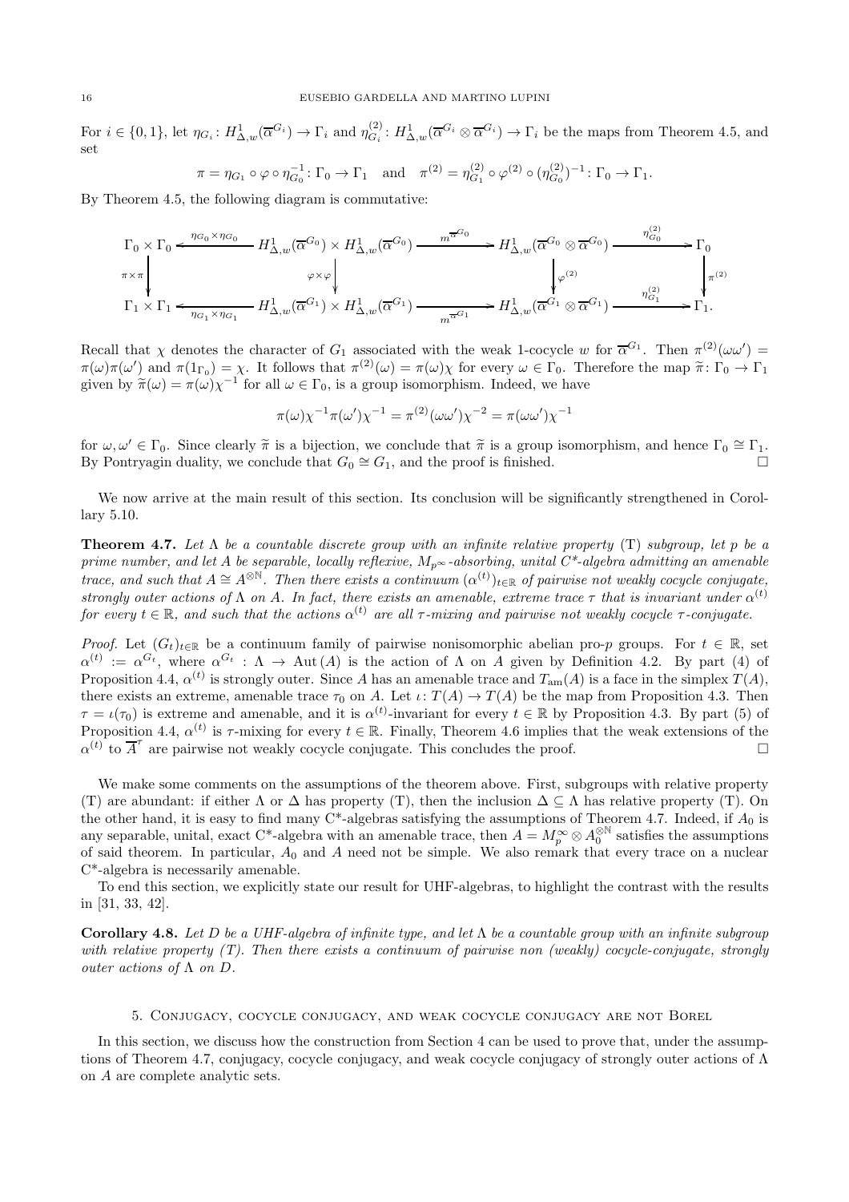For $i \in \{0,1\}$, let $\eta_{G_i} \colon H^1_{\Delta,w}(\overline{\alpha}^{G_i}) \to \Gamma_i$ and $\eta^{(2)}_{G_i} \colon H^1_{\Delta,w}(\overline{\alpha}^{G_i} \otimes \overline{\alpha}^{G_i}) \to \Gamma_i$ be the maps from Theorem 4.5, and set

$$\pi = \eta_{G_1} \circ \varphi \circ \eta_{G_0}^{-1} \colon \Gamma_0 \to \Gamma_1 \quad \text{and} \quad \pi^{(2)} = \eta^{(2)}_{G_1} \circ \varphi^{(2)} \circ (\eta^{(2)}_{G_0})^{-1} \colon \Gamma_0 \to \Gamma_1.$$

By Theorem 4.5, the following diagram is commutative:

$$\begin{array}{ccccccc}
\Gamma_0 \times \Gamma_0 & \xleftarrow{\eta_{G_0}\times\eta_{G_0}} & H^1_{\Delta,w}(\overline{\alpha}^{G_0}) \times H^1_{\Delta,w}(\overline{\alpha}^{G_0}) & \xrightarrow{m^{\overline{\alpha}^{G_0}}} & H^1_{\Delta,w}(\overline{\alpha}^{G_0} \otimes \overline{\alpha}^{G_0}) & \xrightarrow{\eta^{(2)}_{G_0}} & \Gamma_0 \\
\downarrow{\scriptstyle \pi\times\pi} & & \downarrow{\scriptstyle \varphi\times\varphi} & & \downarrow{\scriptstyle \varphi^{(2)}} & & \downarrow{\scriptstyle \pi^{(2)}} \\
\Gamma_1 \times \Gamma_1 & \xleftarrow{\eta_{G_1}\times\eta_{G_1}} & H^1_{\Delta,w}(\overline{\alpha}^{G_1}) \times H^1_{\Delta,w}(\overline{\alpha}^{G_1}) & \xrightarrow{m^{\overline{\alpha}^{G_1}}} & H^1_{\Delta,w}(\overline{\alpha}^{G_1} \otimes \overline{\alpha}^{G_1}) & \xrightarrow{\eta^{(2)}_{G_1}} & \Gamma_1.
\end{array}$$

Recall that $\chi$ denotes the character of $G_1$ associated with the weak 1-cocycle $w$ for $\overline{\alpha}^{G_1}$. Then $\pi^{(2)}(\omega\omega') = \pi(\omega)\pi(\omega')$ and $\pi(1_{\Gamma_0}) = \chi$. It follows that $\pi^{(2)}(\omega) = \pi(\omega)\chi$ for every $\omega \in \Gamma_0$. Therefore the map $\widetilde{\pi} \colon \Gamma_0 \to \Gamma_1$ given by $\widetilde{\pi}(\omega) = \pi(\omega)\chi^{-1}$ for all $\omega \in \Gamma_0$, is a group isomorphism. Indeed, we have

$$\pi(\omega)\chi^{-1}\pi(\omega')\chi^{-1} = \pi^{(2)}(\omega\omega')\chi^{-2} = \pi(\omega\omega')\chi^{-1}$$

for $\omega, \omega' \in \Gamma_0$. Since clearly $\widetilde{\pi}$ is a bijection, we conclude that $\widetilde{\pi}$ is a group isomorphism, and hence $\Gamma_0 \cong \Gamma_1$. By Pontryagin duality, we conclude that $G_0 \cong G_1$, and the proof is finished. □

We now arrive at the main result of this section. Its conclusion will be significantly strengthened in Corollary 5.10.

**Theorem 4.7.** *Let $\Lambda$ be a countable discrete group with an infinite relative property (T) subgroup, let $p$ be a prime number, and let $A$ be separable, locally reflexive, $M_{p^\infty}$-absorbing, unital C\*-algebra admitting an amenable trace, and such that $A \cong A^{\otimes \mathbb{N}}$. Then there exists a continuum $(\alpha^{(t)})_{t\in\mathbb{R}}$ of pairwise not weakly cocycle conjugate, strongly outer actions of $\Lambda$ on $A$. In fact, there exists an amenable, extreme trace $\tau$ that is invariant under $\alpha^{(t)}$ for every $t \in \mathbb{R}$, and such that the actions $\alpha^{(t)}$ are all $\tau$-mixing and pairwise not weakly cocycle $\tau$-conjugate.*

*Proof.* Let $(G_t)_{t\in\mathbb{R}}$ be a continuum family of pairwise nonisomorphic abelian pro-$p$ groups. For $t \in \mathbb{R}$, set $\alpha^{(t)} := \alpha^{G_t}$, where $\alpha^{G_t} : \Lambda \to \mathrm{Aut}(A)$ is the action of $\Lambda$ on $A$ given by Definition 4.2. By part (4) of Proposition 4.4, $\alpha^{(t)}$ is strongly outer. Since $A$ has an amenable trace and $T_{\mathrm{am}}(A)$ is a face in the simplex $T(A)$, there exists an extreme, amenable trace $\tau_0$ on $A$. Let $\iota \colon T(A) \to T(A)$ be the map from Proposition 4.3. Then $\tau = \iota(\tau_0)$ is extreme and amenable, and it is $\alpha^{(t)}$-invariant for every $t \in \mathbb{R}$ by Proposition 4.3. By part (5) of Proposition 4.4, $\alpha^{(t)}$ is $\tau$-mixing for every $t \in \mathbb{R}$. Finally, Theorem 4.6 implies that the weak extensions of the $\alpha^{(t)}$ to $\overline{A}^\tau$ are pairwise not weakly cocycle conjugate. This concludes the proof. □

We make some comments on the assumptions of the theorem above. First, subgroups with relative property (T) are abundant: if either $\Lambda$ or $\Delta$ has property (T), then the inclusion $\Delta \subseteq \Lambda$ has relative property (T). On the other hand, it is easy to find many C\*-algebras satisfying the assumptions of Theorem 4.7. Indeed, if $A_0$ is any separable, unital, exact C\*-algebra with an amenable trace, then $A = M_p^\infty \otimes A_0^{\otimes\mathbb{N}}$ satisfies the assumptions of said theorem. In particular, $A_0$ and $A$ need not be simple. We also remark that every trace on a nuclear C\*-algebra is necessarily amenable.

To end this section, we explicitly state our result for UHF-algebras, to highlight the contrast with the results in [31, 33, 42].

**Corollary 4.8.** *Let $D$ be a UHF-algebra of infinite type, and let $\Lambda$ be a countable group with an infinite subgroup with relative property (T). Then there exists a continuum of pairwise non (weakly) cocycle-conjugate, strongly outer actions of $\Lambda$ on $D$.*

## 5. Conjugacy, cocycle conjugacy, and weak cocycle conjugacy are not Borel

In this section, we discuss how the construction from Section 4 can be used to prove that, under the assumptions of Theorem 4.7, conjugacy, cocycle conjugacy, and weak cocycle conjugacy of strongly outer actions of $\Lambda$ on $A$ are complete analytic sets.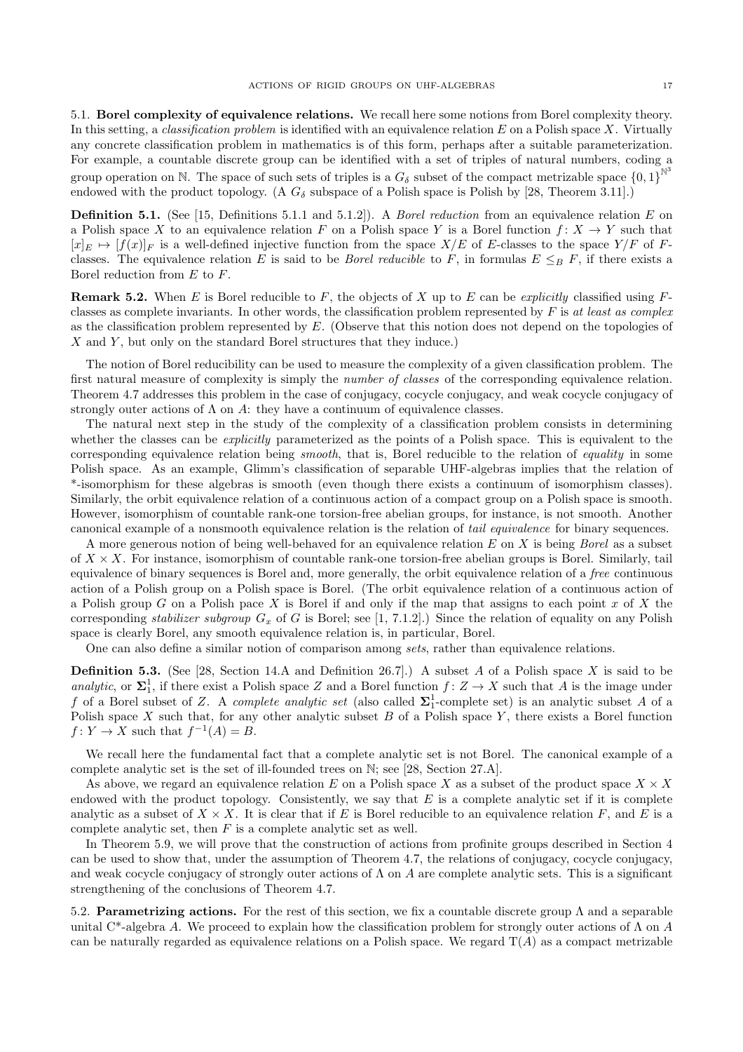### 5.1. Borel complexity of equivalence relations.

We recall here some notions from Borel complexity theory. In this setting, a *classification problem* is identified with an equivalence relation $E$ on a Polish space $X$. Virtually any concrete classification problem in mathematics is of this form, perhaps after a suitable parameterization. For example, a countable discrete group can be identified with a set of triples of natural numbers, coding a group operation on $\mathbb{N}$. The space of such sets of triples is a $G_\delta$ subset of the compact metrizable space $\{0,1\}^{\mathbb{N}^3}$ endowed with the product topology. (A $G_\delta$ subspace of a Polish space is Polish by [28, Theorem 3.11].)

**Definition 5.1.** (See [15, Definitions 5.1.1 and 5.1.2]). A *Borel reduction* from an equivalence relation $E$ on a Polish space $X$ to an equivalence relation $F$ on a Polish space $Y$ is a Borel function $f\colon X \to Y$ such that $[x]_E \mapsto [f(x)]_F$ is a well-defined injective function from the space $X/E$ of $E$-classes to the space $Y/F$ of $F$-classes. The equivalence relation $E$ is said to be *Borel reducible* to $F$, in formulas $E \leq_B F$, if there exists a Borel reduction from $E$ to $F$.

**Remark 5.2.** When $E$ is Borel reducible to $F$, the objects of $X$ up to $E$ can be *explicitly* classified using $F$-classes as complete invariants. In other words, the classification problem represented by $F$ is *at least as complex* as the classification problem represented by $E$. (Observe that this notion does not depend on the topologies of $X$ and $Y$, but only on the standard Borel structures that they induce.)

The notion of Borel reducibility can be used to measure the complexity of a given classification problem. The first natural measure of complexity is simply the *number of classes* of the corresponding equivalence relation. Theorem 4.7 addresses this problem in the case of conjugacy, cocycle conjugacy, and weak cocycle conjugacy of strongly outer actions of $\Lambda$ on $A$: they have a continuum of equivalence classes.

The natural next step in the study of the complexity of a classification problem consists in determining whether the classes can be *explicitly* parameterized as the points of a Polish space. This is equivalent to the corresponding equivalence relation being *smooth*, that is, Borel reducible to the relation of *equality* in some Polish space. As an example, Glimm's classification of separable UHF-algebras implies that the relation of *-isomorphism for these algebras is smooth (even though there exists a continuum of isomorphism classes). Similarly, the orbit equivalence relation of a continuous action of a compact group on a Polish space is smooth. However, isomorphism of countable rank-one torsion-free abelian groups, for instance, is not smooth. Another canonical example of a nonsmooth equivalence relation is the relation of *tail equivalence* for binary sequences.

A more generous notion of being well-behaved for an equivalence relation $E$ on $X$ is being *Borel* as a subset of $X \times X$. For instance, isomorphism of countable rank-one torsion-free abelian groups is Borel. Similarly, tail equivalence of binary sequences is Borel and, more generally, the orbit equivalence relation of a *free* continuous action of a Polish group on a Polish space is Borel. (The orbit equivalence relation of a continuous action of a Polish group $G$ on a Polish pace $X$ is Borel if and only if the map that assigns to each point $x$ of $X$ the corresponding *stabilizer subgroup* $G_x$ of $G$ is Borel; see [1, 7.1.2].) Since the relation of equality on any Polish space is clearly Borel, any smooth equivalence relation is, in particular, Borel.

One can also define a similar notion of comparison among *sets*, rather than equivalence relations.

**Definition 5.3.** (See [28, Section 14.A and Definition 26.7].) A subset $A$ of a Polish space $X$ is said to be *analytic*, or $\mathbf{\Sigma}^1_1$, if there exist a Polish space $Z$ and a Borel function $f\colon Z \to X$ such that $A$ is the image under $f$ of a Borel subset of $Z$. A *complete analytic set* (also called $\mathbf{\Sigma}^1_1$-complete set) is an analytic subset $A$ of a Polish space $X$ such that, for any other analytic subset $B$ of a Polish space $Y$, there exists a Borel function $f\colon Y \to X$ such that $f^{-1}(A) = B$.

We recall here the fundamental fact that a complete analytic set is not Borel. The canonical example of a complete analytic set is the set of ill-founded trees on $\mathbb{N}$; see [28, Section 27.A].

As above, we regard an equivalence relation $E$ on a Polish space $X$ as a subset of the product space $X \times X$ endowed with the product topology. Consistently, we say that $E$ is a complete analytic set if it is complete analytic as a subset of $X \times X$. It is clear that if $E$ is Borel reducible to an equivalence relation $F$, and $E$ is a complete analytic set, then $F$ is a complete analytic set as well.

In Theorem 5.9, we will prove that the construction of actions from profinite groups described in Section 4 can be used to show that, under the assumption of Theorem 4.7, the relations of conjugacy, cocycle conjugacy, and weak cocycle conjugacy of strongly outer actions of $\Lambda$ on $A$ are complete analytic sets. This is a significant strengthening of the conclusions of Theorem 4.7.

### 5.2. Parametrizing actions.

For the rest of this section, we fix a countable discrete group $\Lambda$ and a separable unital C*-algebra $A$. We proceed to explain how the classification problem for strongly outer actions of $\Lambda$ on $A$ can be naturally regarded as equivalence relations on a Polish space. We regard $\mathrm{T}(A)$ as a compact metrizable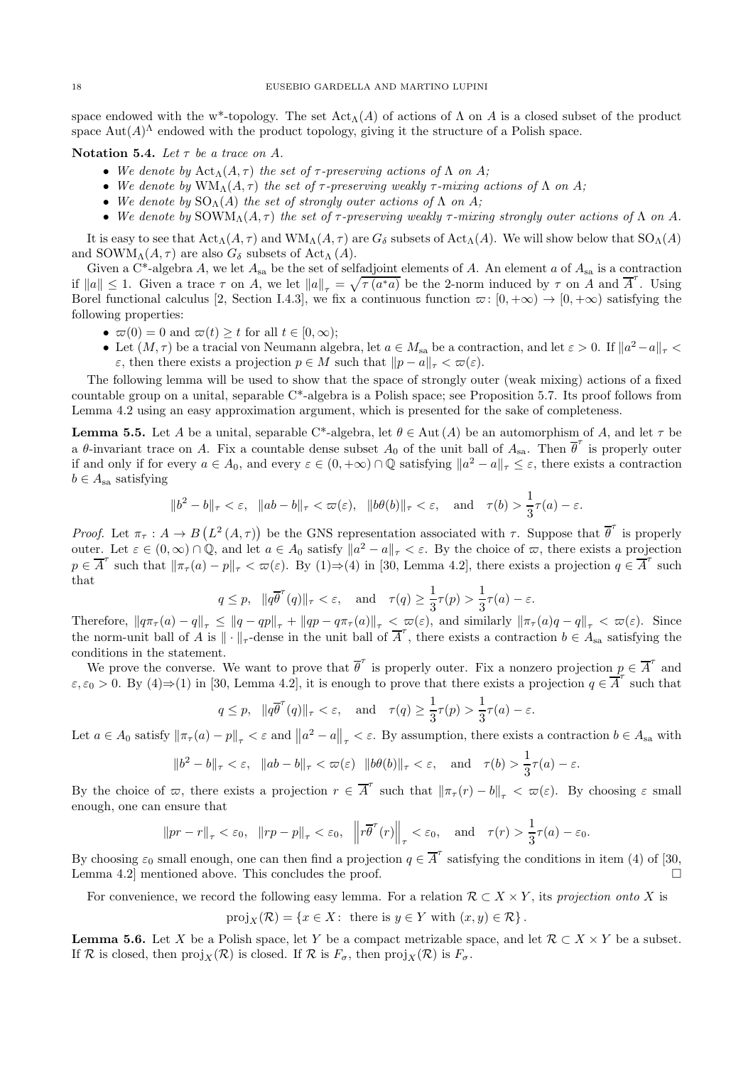space endowed with the w*-topology. The set $\mathrm{Act}_\Lambda(A)$ of actions of $\Lambda$ on $A$ is a closed subset of the product space $\mathrm{Aut}(A)^\Lambda$ endowed with the product topology, giving it the structure of a Polish space.

**Notation 5.4.** *Let $\tau$ be a trace on $A$.*

- *We denote by $\mathrm{Act}_\Lambda(A,\tau)$ the set of $\tau$-preserving actions of $\Lambda$ on $A$;*
- *We denote by $\mathrm{WM}_\Lambda(A,\tau)$ the set of $\tau$-preserving weakly $\tau$-mixing actions of $\Lambda$ on $A$;*
- *We denote by $\mathrm{SO}_\Lambda(A)$ the set of strongly outer actions of $\Lambda$ on $A$;*
- *We denote by $\mathrm{SOWM}_\Lambda(A,\tau)$ the set of $\tau$-preserving weakly $\tau$-mixing strongly outer actions of $\Lambda$ on $A$.*

It is easy to see that $\mathrm{Act}_\Lambda(A,\tau)$ and $\mathrm{WM}_\Lambda(A,\tau)$ are $G_\delta$ subsets of $\mathrm{Act}_\Lambda(A)$. We will show below that $\mathrm{SO}_\Lambda(A)$ and $\mathrm{SOWM}_\Lambda(A,\tau)$ are also $G_\delta$ subsets of $\mathrm{Act}_\Lambda(A)$.

Given a C*-algebra $A$, we let $A_{\mathrm{sa}}$ be the set of selfadjoint elements of $A$. An element $a$ of $A_{\mathrm{sa}}$ is a contraction if $\|a\| \leq 1$. Given a trace $\tau$ on $A$, we let $\|a\|_\tau = \sqrt{\tau(a^*a)}$ be the 2-norm induced by $\tau$ on $A$ and $\overline{A}^\tau$. Using Borel functional calculus [2, Section I.4.3], we fix a continuous function $\varpi\colon [0,+\infty) \to [0,+\infty)$ satisfying the following properties:

- $\varpi(0) = 0$ and $\varpi(t) \geq t$ for all $t \in [0,\infty)$;
- Let $(M,\tau)$ be a tracial von Neumann algebra, let $a \in M_{\mathrm{sa}}$ be a contraction, and let $\varepsilon > 0$. If $\|a^2 - a\|_\tau < \varepsilon$, then there exists a projection $p \in M$ such that $\|p - a\|_\tau < \varpi(\varepsilon)$.

The following lemma will be used to show that the space of strongly outer (weak mixing) actions of a fixed countable group on a unital, separable C*-algebra is a Polish space; see Proposition 5.7. Its proof follows from Lemma 4.2 using an easy approximation argument, which is presented for the sake of completeness.

**Lemma 5.5.** Let $A$ be a unital, separable C*-algebra, let $\theta \in \mathrm{Aut}(A)$ be an automorphism of $A$, and let $\tau$ be a $\theta$-invariant trace on $A$. Fix a countable dense subset $A_0$ of the unit ball of $A_{\mathrm{sa}}$. Then $\overline{\theta}^\tau$ is properly outer if and only if for every $a \in A_0$, and every $\varepsilon \in (0,+\infty) \cap \mathbb{Q}$ satisfying $\|a^2 - a\|_\tau \leq \varepsilon$, there exists a contraction $b \in A_{\mathrm{sa}}$ satisfying

$$\|b^2 - b\|_\tau < \varepsilon, \quad \|ab - b\|_\tau < \varpi(\varepsilon), \quad \|b\theta(b)\|_\tau < \varepsilon, \quad \text{and} \quad \tau(b) > \frac{1}{3}\tau(a) - \varepsilon.$$

*Proof.* Let $\pi_\tau : A \to B\left(L^2(A,\tau)\right)$ be the GNS representation associated with $\tau$. Suppose that $\overline{\theta}^\tau$ is properly outer. Let $\varepsilon \in (0,\infty) \cap \mathbb{Q}$, and let $a \in A_0$ satisfy $\|a^2 - a\|_\tau < \varepsilon$. By the choice of $\varpi$, there exists a projection $p \in \overline{A}^\tau$ such that $\|\pi_\tau(a) - p\|_\tau < \varpi(\varepsilon)$. By (1)⇒(4) in [30, Lemma 4.2], there exists a projection $q \in \overline{A}^\tau$ such that

$$q \leq p, \quad \|q\overline{\theta}^\tau(q)\|_\tau < \varepsilon, \quad \text{and} \quad \tau(q) \geq \frac{1}{3}\tau(p) > \frac{1}{3}\tau(a) - \varepsilon.$$

Therefore, $\|q\pi_\tau(a) - q\|_\tau \leq \|q - qp\|_\tau + \|qp - q\pi_\tau(a)\|_\tau < \varpi(\varepsilon)$, and similarly $\|\pi_\tau(a)q - q\|_\tau < \varpi(\varepsilon)$. Since the norm-unit ball of $A$ is $\|\cdot\|_\tau$-dense in the unit ball of $\overline{A}^\tau$, there exists a contraction $b \in A_{\mathrm{sa}}$ satisfying the conditions in the statement.

We prove the converse. We want to prove that $\overline{\theta}^\tau$ is properly outer. Fix a nonzero projection $p \in \overline{A}^\tau$ and $\varepsilon, \varepsilon_0 > 0$. By (4)⇒(1) in [30, Lemma 4.2], it is enough to prove that there exists a projection $q \in \overline{A}^\tau$ such that

$$q \leq p, \quad \|q\overline{\theta}^\tau(q)\|_\tau < \varepsilon, \quad \text{and} \quad \tau(q) \geq \frac{1}{3}\tau(p) > \frac{1}{3}\tau(a) - \varepsilon.$$

Let $a \in A_0$ satisfy $\|\pi_\tau(a) - p\|_\tau < \varepsilon$ and $\|a^2 - a\|_\tau < \varepsilon$. By assumption, there exists a contraction $b \in A_{\mathrm{sa}}$ with

$$\|b^2 - b\|_\tau < \varepsilon, \quad \|ab - b\|_\tau < \varpi(\varepsilon) \quad \|b\theta(b)\|_\tau < \varepsilon, \quad \text{and} \quad \tau(b) > \frac{1}{3}\tau(a) - \varepsilon.$$

By the choice of $\varpi$, there exists a projection $r \in \overline{A}^\tau$ such that $\|\pi_\tau(r) - b\|_\tau < \varpi(\varepsilon)$. By choosing $\varepsilon$ small enough, one can ensure that

$$\|pr - r\|_\tau < \varepsilon_0, \quad \|rp - p\|_\tau < \varepsilon_0, \quad \left\|r\overline{\theta}^\tau(r)\right\|_\tau < \varepsilon_0, \quad \text{and} \quad \tau(r) > \frac{1}{3}\tau(a) - \varepsilon_0.$$

By choosing $\varepsilon_0$ small enough, one can then find a projection $q \in \overline{A}^\tau$ satisfying the conditions in item (4) of [30, Lemma 4.2] mentioned above. This concludes the proof. $\square$

For convenience, we record the following easy lemma. For a relation $\mathcal{R} \subset X \times Y$, its *projection onto* $X$ is

$$\mathrm{proj}_X(\mathcal{R}) = \{x \in X\colon \text{ there is } y \in Y \text{ with } (x,y) \in \mathcal{R}\}.$$

**Lemma 5.6.** Let $X$ be a Polish space, let $Y$ be a compact metrizable space, and let $\mathcal{R} \subset X \times Y$ be a subset. If $\mathcal{R}$ is closed, then $\mathrm{proj}_X(\mathcal{R})$ is closed. If $\mathcal{R}$ is $F_\sigma$, then $\mathrm{proj}_X(\mathcal{R})$ is $F_\sigma$.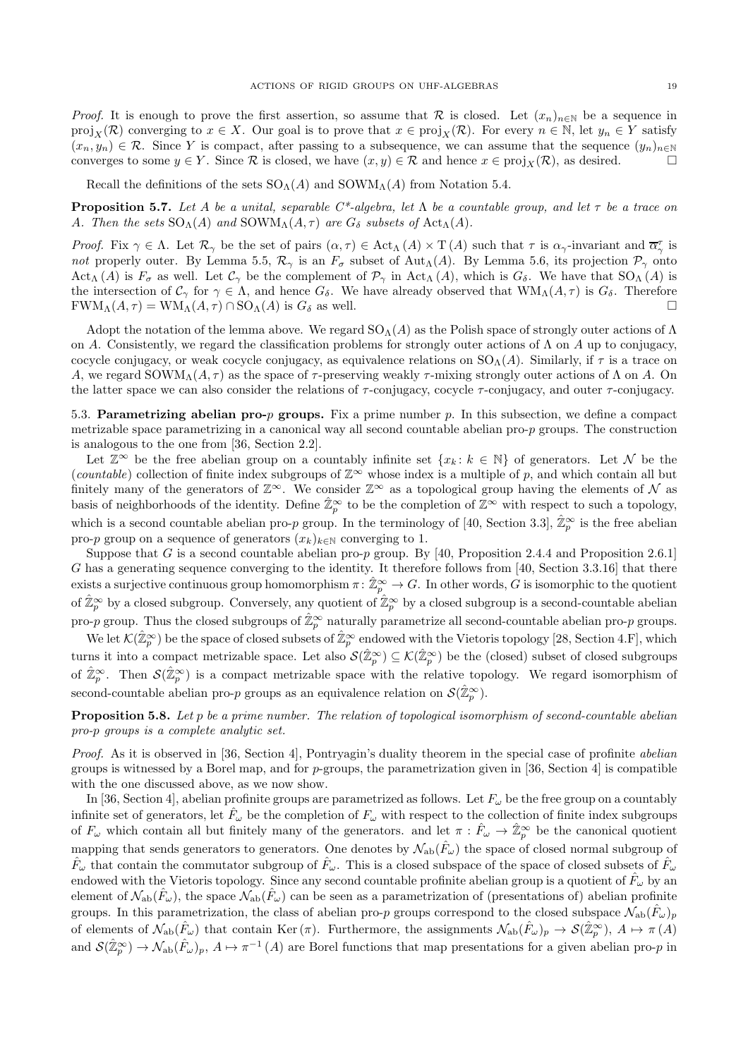*Proof.* It is enough to prove the first assertion, so assume that $\mathcal{R}$ is closed. Let $(x_n)_{n\in\mathbb{N}}$ be a sequence in $\mathrm{proj}_X(\mathcal{R})$ converging to $x \in X$. Our goal is to prove that $x \in \mathrm{proj}_X(\mathcal{R})$. For every $n \in \mathbb{N}$, let $y_n \in Y$ satisfy $(x_n, y_n) \in \mathcal{R}$. Since $Y$ is compact, after passing to a subsequence, we can assume that the sequence $(y_n)_{n\in\mathbb{N}}$ converges to some $y \in Y$. Since $\mathcal{R}$ is closed, we have $(x, y) \in \mathcal{R}$ and hence $x \in \mathrm{proj}_X(\mathcal{R})$, as desired. □

Recall the definitions of the sets $\mathrm{SO}_\Lambda(A)$ and $\mathrm{SOWM}_\Lambda(A)$ from Notation 5.4.

**Proposition 5.7.** *Let $A$ be a unital, separable C\*-algebra, let $\Lambda$ be a countable group, and let $\tau$ be a trace on $A$. Then the sets $\mathrm{SO}_\Lambda(A)$ and $\mathrm{SOWM}_\Lambda(A, \tau)$ are $G_\delta$ subsets of $\mathrm{Act}_\Lambda(A)$.*

*Proof.* Fix $\gamma \in \Lambda$. Let $\mathcal{R}_\gamma$ be the set of pairs $(\alpha, \tau) \in \mathrm{Act}_\Lambda(A) \times \mathrm{T}(A)$ such that $\tau$ is $\alpha_\gamma$-invariant and $\overline{\alpha}_\gamma^\tau$ is *not* properly outer. By Lemma 5.5, $\mathcal{R}_\gamma$ is an $F_\sigma$ subset of $\mathrm{Aut}_\Lambda(A)$. By Lemma 5.6, its projection $\mathcal{P}_\gamma$ onto $\mathrm{Act}_\Lambda(A)$ is $F_\sigma$ as well. Let $\mathcal{C}_\gamma$ be the complement of $\mathcal{P}_\gamma$ in $\mathrm{Act}_\Lambda(A)$, which is $G_\delta$. We have that $\mathrm{SO}_\Lambda(A)$ is the intersection of $\mathcal{C}_\gamma$ for $\gamma \in \Lambda$, and hence $G_\delta$. We have already observed that $\mathrm{WM}_\Lambda(A, \tau)$ is $G_\delta$. Therefore $\mathrm{FWM}_\Lambda(A, \tau) = \mathrm{WM}_\Lambda(A, \tau) \cap \mathrm{SO}_\Lambda(A)$ is $G_\delta$ as well. □

Adopt the notation of the lemma above. We regard $\mathrm{SO}_\Lambda(A)$ as the Polish space of strongly outer actions of $\Lambda$ on $A$. Consistently, we regard the classification problems for strongly outer actions of $\Lambda$ on $A$ up to conjugacy, cocycle conjugacy, or weak cocycle conjugacy, as equivalence relations on $\mathrm{SO}_\Lambda(A)$. Similarly, if $\tau$ is a trace on $A$, we regard $\mathrm{SOWM}_\Lambda(A, \tau)$ as the space of $\tau$-preserving weakly $\tau$-mixing strongly outer actions of $\Lambda$ on $A$. On the latter space we can also consider the relations of $\tau$-conjugacy, cocycle $\tau$-conjugacy, and outer $\tau$-conjugacy.

### 5.3. Parametrizing abelian pro-$p$ groups.

Fix a prime number $p$. In this subsection, we define a compact metrizable space parametrizing in a canonical way all second countable abelian pro-$p$ groups. The construction is analogous to the one from [36, Section 2.2].

Let $\mathbb{Z}^\infty$ be the free abelian group on a countably infinite set $\{x_k : k \in \mathbb{N}\}$ of generators. Let $\mathcal{N}$ be the (*countable*) collection of finite index subgroups of $\mathbb{Z}^\infty$ whose index is a multiple of $p$, and which contain all but finitely many of the generators of $\mathbb{Z}^\infty$. We consider $\mathbb{Z}^\infty$ as a topological group having the elements of $\mathcal{N}$ as basis of neighborhoods of the identity. Define $\hat{\mathbb{Z}}_p^\infty$ to be the completion of $\mathbb{Z}^\infty$ with respect to such a topology, which is a second countable abelian pro-$p$ group. In the terminology of [40, Section 3.3], $\hat{\mathbb{Z}}_p^\infty$ is the free abelian pro-$p$ group on a sequence of generators $(x_k)_{k\in\mathbb{N}}$ converging to 1.

Suppose that $G$ is a second countable abelian pro-$p$ group. By [40, Proposition 2.4.4 and Proposition 2.6.1] $G$ has a generating sequence converging to the identity. It therefore follows from [40, Section 3.3.16] that there exists a surjective continuous group homomorphism $\pi\colon \hat{\mathbb{Z}}_p^\infty \to G$. In other words, $G$ is isomorphic to the quotient of $\hat{\mathbb{Z}}_p^\infty$ by a closed subgroup. Conversely, any quotient of $\hat{\mathbb{Z}}_p^\infty$ by a closed subgroup is a second-countable abelian pro-$p$ group. Thus the closed subgroups of $\hat{\mathbb{Z}}_p^\infty$ naturally parametrize all second-countable abelian pro-$p$ groups.

We let $\mathcal{K}(\hat{\mathbb{Z}}_p^\infty)$ be the space of closed subsets of $\hat{\mathbb{Z}}_p^\infty$ endowed with the Vietoris topology [28, Section 4.F], which turns it into a compact metrizable space. Let also $\mathcal{S}(\hat{\mathbb{Z}}_p^\infty) \subseteq \mathcal{K}(\hat{\mathbb{Z}}_p^\infty)$ be the (closed) subset of closed subgroups of $\hat{\mathbb{Z}}_p^\infty$. Then $\mathcal{S}(\hat{\mathbb{Z}}_p^\infty)$ is a compact metrizable space with the relative topology. We regard isomorphism of second-countable abelian pro-$p$ groups as an equivalence relation on $\mathcal{S}(\hat{\mathbb{Z}}_p^\infty)$.

**Proposition 5.8.** *Let $p$ be a prime number. The relation of topological isomorphism of second-countable abelian pro-$p$ groups is a complete analytic set.*

*Proof.* As it is observed in [36, Section 4], Pontryagin's duality theorem in the special case of profinite *abelian* groups is witnessed by a Borel map, and for $p$-groups, the parametrization given in [36, Section 4] is compatible with the one discussed above, as we now show.

In [36, Section 4], abelian profinite groups are parametrized as follows. Let $F_\omega$ be the free group on a countably infinite set of generators, let $\hat{F}_\omega$ be the completion of $F_\omega$ with respect to the collection of finite index subgroups of $F_\omega$ which contain all but finitely many of the generators. and let $\pi : \hat{F}_\omega \to \hat{\mathbb{Z}}_p^\infty$ be the canonical quotient mapping that sends generators to generators. One denotes by $\mathcal{N}_{\mathrm{ab}}(\hat{F}_\omega)$ the space of closed normal subgroup of $\hat{F}_\omega$ that contain the commutator subgroup of $\hat{F}_\omega$. This is a closed subspace of the space of closed subsets of $\hat{F}_\omega$ endowed with the Vietoris topology. Since any second countable profinite abelian group is a quotient of $\hat{F}_\omega$ by an element of $\mathcal{N}_{\mathrm{ab}}(\hat{F}_\omega)$, the space $\mathcal{N}_{\mathrm{ab}}(\hat{F}_\omega)$ can be seen as a parametrization of (presentations of) abelian profinite groups. In this parametrization, the class of abelian pro-$p$ groups correspond to the closed subspace $\mathcal{N}_{\mathrm{ab}}(\hat{F}_\omega)_p$ of elements of $\mathcal{N}_{\mathrm{ab}}(\hat{F}_\omega)$ that contain $\mathrm{Ker}(\pi)$. Furthermore, the assignments $\mathcal{N}_{\mathrm{ab}}(\hat{F}_\omega)_p \to \mathcal{S}(\hat{\mathbb{Z}}_p^\infty)$, $A \mapsto \pi(A)$ and $\mathcal{S}(\hat{\mathbb{Z}}_p^\infty) \to \mathcal{N}_{\mathrm{ab}}(\hat{F}_\omega)_p$, $A \mapsto \pi^{-1}(A)$ are Borel functions that map presentations for a given abelian pro-$p$ in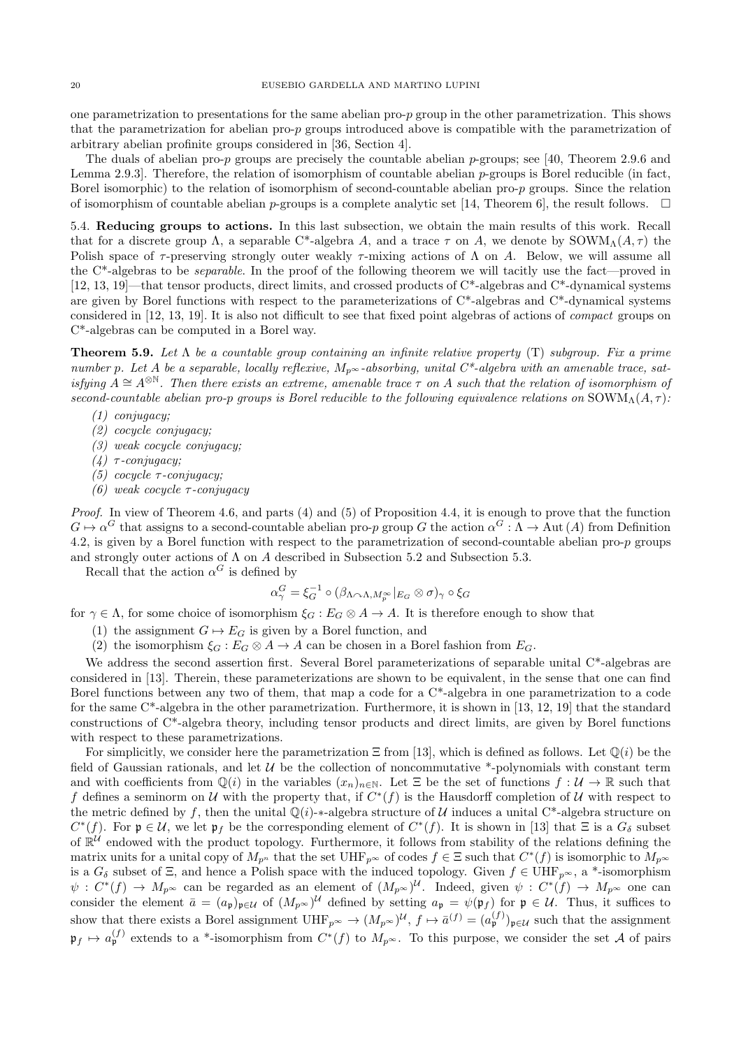one parametrization to presentations for the same abelian pro-$p$ group in the other parametrization. This shows that the parametrization for abelian pro-$p$ groups introduced above is compatible with the parametrization of arbitrary abelian profinite groups considered in [36, Section 4].

The duals of abelian pro-$p$ groups are precisely the countable abelian $p$-groups; see [40, Theorem 2.9.6 and Lemma 2.9.3]. Therefore, the relation of isomorphism of countable abelian $p$-groups is Borel reducible (in fact, Borel isomorphic) to the relation of isomorphism of second-countable abelian pro-$p$ groups. Since the relation of isomorphism of countable abelian $p$-groups is a complete analytic set [14, Theorem 6], the result follows. $\square$

**5.4. Reducing groups to actions.** In this last subsection, we obtain the main results of this work. Recall that for a discrete group $\Lambda$, a separable C*-algebra $A$, and a trace $\tau$ on $A$, we denote by $\mathrm{SOWM}_\Lambda(A,\tau)$ the Polish space of $\tau$-preserving strongly outer weakly $\tau$-mixing actions of $\Lambda$ on $A$. Below, we will assume all the C*-algebras to be *separable*. In the proof of the following theorem we will tacitly use the fact—proved in [12, 13, 19]—that tensor products, direct limits, and crossed products of C*-algebras and C*-dynamical systems are given by Borel functions with respect to the parameterizations of C*-algebras and C*-dynamical systems considered in [12, 13, 19]. It is also not difficult to see that fixed point algebras of actions of *compact* groups on C*-algebras can be computed in a Borel way.

**Theorem 5.9.** *Let $\Lambda$ be a countable group containing an infinite relative property* (T) *subgroup. Fix a prime number $p$. Let $A$ be a separable, locally reflexive, $M_{p^\infty}$-absorbing, unital C\*-algebra with an amenable trace, satisfying $A \cong A^{\otimes\mathbb{N}}$. Then there exists an extreme, amenable trace $\tau$ on $A$ such that the relation of isomorphism of second-countable abelian pro-$p$ groups is Borel reducible to the following equivalence relations on $\mathrm{SOWM}_\Lambda(A,\tau)$:*

*(1) conjugacy;*
*(2) cocycle conjugacy;*
*(3) weak cocycle conjugacy;*
*(4) $\tau$-conjugacy;*
*(5) cocycle $\tau$-conjugacy;*
*(6) weak cocycle $\tau$-conjugacy*

*Proof.* In view of Theorem 4.6, and parts (4) and (5) of Proposition 4.4, it is enough to prove that the function $G \mapsto \alpha^G$ that assigns to a second-countable abelian pro-$p$ group $G$ the action $\alpha^G \colon \Lambda \to \mathrm{Aut}(A)$ from Definition 4.2, is given by a Borel function with respect to the parametrization of second-countable abelian pro-$p$ groups and strongly outer actions of $\Lambda$ on $A$ described in Subsection 5.2 and Subsection 5.3.

Recall that the action $\alpha^G$ is defined by

$$\alpha^G_\gamma = \xi_G^{-1} \circ (\beta_{\Lambda\curvearrowright\Lambda,M_p^\infty}|_{E_G} \otimes \sigma)_\gamma \circ \xi_G$$

for $\gamma \in \Lambda$, for some choice of isomorphism $\xi_G \colon E_G \otimes A \to A$. It is therefore enough to show that

(1) the assignment $G \mapsto E_G$ is given by a Borel function, and
(2) the isomorphism $\xi_G \colon E_G \otimes A \to A$ can be chosen in a Borel fashion from $E_G$.

We address the second assertion first. Several Borel parameterizations of separable unital C*-algebras are considered in [13]. Therein, these parameterizations are shown to be equivalent, in the sense that one can find Borel functions between any two of them, that map a code for a C*-algebra in one parametrization to a code for the same C*-algebra in the other parametrization. Furthermore, it is shown in [13, 12, 19] that the standard constructions of C*-algebra theory, including tensor products and direct limits, are given by Borel functions with respect to these parametrizations.

For simplicity, we consider here the parametrization $\Xi$ from [13], which is defined as follows. Let $\mathbb{Q}(i)$ be the field of Gaussian rationals, and let $\mathcal{U}$ be the collection of noncommutative *-polynomials with constant term and with coefficients from $\mathbb{Q}(i)$ in the variables $(x_n)_{n\in\mathbb{N}}$. Let $\Xi$ be the set of functions $f \colon \mathcal{U} \to \mathbb{R}$ such that $f$ defines a seminorm on $\mathcal{U}$ with the property that, if $C^*(f)$ is the Hausdorff completion of $\mathcal{U}$ with respect to the metric defined by $f$, then the unital $\mathbb{Q}(i)$-*-algebra structure of $\mathcal{U}$ induces a unital C*-algebra structure on $C^*(f)$. For $\mathfrak{p} \in \mathcal{U}$, we let $\mathfrak{p}_f$ be the corresponding element of $C^*(f)$. It is shown in [13] that $\Xi$ is a $G_\delta$ subset of $\mathbb{R}^{\mathcal{U}}$ endowed with the product topology. Furthermore, it follows from stability of the relations defining the matrix units for a unital copy of $M_{p^n}$ that the set $\mathrm{UHF}_{p^\infty}$ of codes $f \in \Xi$ such that $C^*(f)$ is isomorphic to $M_{p^\infty}$ is a $G_\delta$ subset of $\Xi$, and hence a Polish space with the induced topology. Given $f \in \mathrm{UHF}_{p^\infty}$, a *-isomorphism $\psi \colon C^*(f) \to M_{p^\infty}$ can be regarded as an element of $(M_{p^\infty})^{\mathcal{U}}$. Indeed, given $\psi \colon C^*(f) \to M_{p^\infty}$ one can consider the element $\bar{a} = (a_\mathfrak{p})_{\mathfrak{p}\in\mathcal{U}}$ of $(M_{p^\infty})^{\mathcal{U}}$ defined by setting $a_\mathfrak{p} = \psi(\mathfrak{p}_f)$ for $\mathfrak{p} \in \mathcal{U}$. Thus, it suffices to show that there exists a Borel assignment $\mathrm{UHF}_{p^\infty} \to (M_{p^\infty})^{\mathcal{U}}$, $f \mapsto \bar{a}^{(f)} = (a_\mathfrak{p}^{(f)})_{\mathfrak{p}\in\mathcal{U}}$ such that the assignment $\mathfrak{p}_f \mapsto a_\mathfrak{p}^{(f)}$ extends to a *-isomorphism from $C^*(f)$ to $M_{p^\infty}$. To this purpose, we consider the set $\mathcal{A}$ of pairs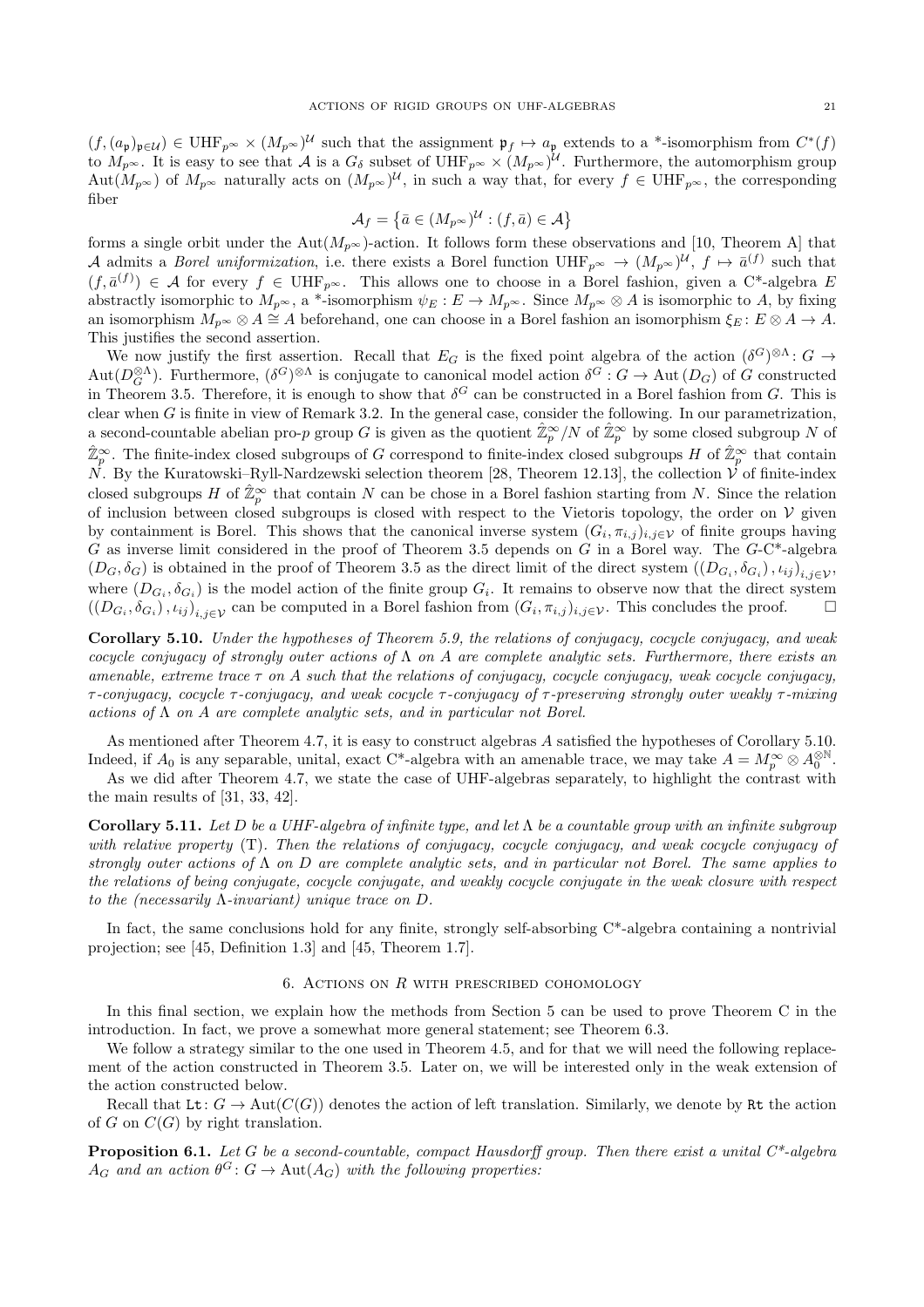$(f,(a_{\mathfrak{p}})_{\mathfrak{p}\in\mathcal{U}}) \in \mathrm{UHF}_{p^\infty} \times (M_{p^\infty})^{\mathcal{U}}$ such that the assignment $\mathfrak{p}_f \mapsto a_{\mathfrak{p}}$ extends to a \*-isomorphism from $C^*(f)$ to $M_{p^\infty}$. It is easy to see that $\mathcal{A}$ is a $G_\delta$ subset of $\mathrm{UHF}_{p^\infty} \times (M_{p^\infty})^{\mathcal{U}}$. Furthermore, the automorphism group $\mathrm{Aut}(M_{p^\infty})$ of $M_{p^\infty}$ naturally acts on $(M_{p^\infty})^{\mathcal{U}}$, in such a way that, for every $f \in \mathrm{UHF}_{p^\infty}$, the corresponding fiber

$$\mathcal{A}_f = \left\{ \bar{a} \in (M_{p^\infty})^{\mathcal{U}} : (f,\bar{a}) \in \mathcal{A} \right\}$$

forms a single orbit under the $\mathrm{Aut}(M_{p^\infty})$-action. It follows form these observations and [10, Theorem A] that $\mathcal{A}$ admits a *Borel uniformization*, i.e. there exists a Borel function $\mathrm{UHF}_{p^\infty} \to (M_{p^\infty})^{\mathcal{U}}$, $f \mapsto \bar{a}^{(f)}$ such that $(f,\bar{a}^{(f)}) \in \mathcal{A}$ for every $f \in \mathrm{UHF}_{p^\infty}$. This allows one to choose in a Borel fashion, given a C\*-algebra $E$ abstractly isomorphic to $M_{p^\infty}$, a \*-isomorphism $\psi_E : E \to M_{p^\infty}$. Since $M_{p^\infty} \otimes A$ is isomorphic to $A$, by fixing an isomorphism $M_{p^\infty} \otimes A \cong A$ beforehand, one can choose in a Borel fashion an isomorphism $\xi_E \colon E \otimes A \to A$. This justifies the second assertion.

We now justify the first assertion. Recall that $E_G$ is the fixed point algebra of the action $(\delta^G)^{\otimes\Lambda} \colon G \to \mathrm{Aut}(D_G^{\otimes\Lambda})$. Furthermore, $(\delta^G)^{\otimes\Lambda}$ is conjugate to canonical model action $\delta^G : G \to \mathrm{Aut}\,(D_G)$ of $G$ constructed in Theorem 3.5. Therefore, it is enough to show that $\delta^G$ can be constructed in a Borel fashion from $G$. This is clear when $G$ is finite in view of Remark 3.2. In the general case, consider the following. In our parametrization, a second-countable abelian pro-$p$ group $G$ is given as the quotient $\hat{\mathbb{Z}}_p^\infty/N$ of $\hat{\mathbb{Z}}_p^\infty$ by some closed subgroup $N$ of $\hat{\mathbb{Z}}_p^\infty$. The finite-index closed subgroups of $G$ correspond to finite-index closed subgroups $H$ of $\hat{\mathbb{Z}}_p^\infty$ that contain $N$. By the Kuratowski–Ryll-Nardzewski selection theorem [28, Theorem 12.13], the collection $\mathcal{V}$ of finite-index closed subgroups $H$ of $\hat{\mathbb{Z}}_p^\infty$ that contain $N$ can be chose in a Borel fashion starting from $N$. Since the relation of inclusion between closed subgroups is closed with respect to the Vietoris topology, the order on $\mathcal{V}$ given by containment is Borel. This shows that the canonical inverse system $(G_i, \pi_{i,j})_{i,j\in\mathcal{V}}$ of finite groups having $G$ as inverse limit considered in the proof of Theorem 3.5 depends on $G$ in a Borel way. The $G$-C\*-algebra $(D_G, \delta_G)$ is obtained in the proof of Theorem 3.5 as the direct limit of the direct system $((D_{G_i}, \delta_{G_i}), \iota_{ij})_{i,j\in\mathcal{V}}$, where $(D_{G_i}, \delta_{G_i})$ is the model action of the finite group $G_i$. It remains to observe now that the direct system $((D_{G_i}, \delta_{G_i}), \iota_{ij})_{i,j\in\mathcal{V}}$ can be computed in a Borel fashion from $(G_i, \pi_{i,j})_{i,j\in\mathcal{V}}$. This concludes the proof. $\square$

**Corollary 5.10.** *Under the hypotheses of Theorem 5.9, the relations of conjugacy, cocycle conjugacy, and weak cocycle conjugacy of strongly outer actions of $\Lambda$ on $A$ are complete analytic sets. Furthermore, there exists an amenable, extreme trace $\tau$ on $A$ such that the relations of conjugacy, cocycle conjugacy, weak cocycle conjugacy, $\tau$-conjugacy, cocycle $\tau$-conjugacy, and weak cocycle $\tau$-conjugacy of $\tau$-preserving strongly outer weakly $\tau$-mixing actions of $\Lambda$ on $A$ are complete analytic sets, and in particular not Borel.*

As mentioned after Theorem 4.7, it is easy to construct algebras $A$ satisfied the hypotheses of Corollary 5.10. Indeed, if $A_0$ is any separable, unital, exact C\*-algebra with an amenable trace, we may take $A = M_p^\infty \otimes A_0^{\otimes\mathbb{N}}$.

As we did after Theorem 4.7, we state the case of UHF-algebras separately, to highlight the contrast with the main results of [31, 33, 42].

**Corollary 5.11.** *Let $D$ be a UHF-algebra of infinite type, and let $\Lambda$ be a countable group with an infinite subgroup with relative property* (T)*. Then the relations of conjugacy, cocycle conjugacy, and weak cocycle conjugacy of strongly outer actions of $\Lambda$ on $D$ are complete analytic sets, and in particular not Borel. The same applies to the relations of being conjugate, cocycle conjugate, and weakly cocycle conjugate in the weak closure with respect to the (necessarily $\Lambda$-invariant) unique trace on $D$.*

In fact, the same conclusions hold for any finite, strongly self-absorbing C\*-algebra containing a nontrivial projection; see [45, Definition 1.3] and [45, Theorem 1.7].

## 6. Actions on $R$ with prescribed cohomology

In this final section, we explain how the methods from Section 5 can be used to prove Theorem C in the introduction. In fact, we prove a somewhat more general statement; see Theorem 6.3.

We follow a strategy similar to the one used in Theorem 4.5, and for that we will need the following replacement of the action constructed in Theorem 3.5. Later on, we will be interested only in the weak extension of the action constructed below.

Recall that $\mathtt{Lt}\colon G \to \mathrm{Aut}(C(G))$ denotes the action of left translation. Similarly, we denote by $\mathtt{Rt}$ the action of $G$ on $C(G)$ by right translation.

**Proposition 6.1.** *Let $G$ be a second-countable, compact Hausdorff group. Then there exist a unital C\*-algebra $A_G$ and an action $\theta^G\colon G \to \mathrm{Aut}(A_G)$ with the following properties:*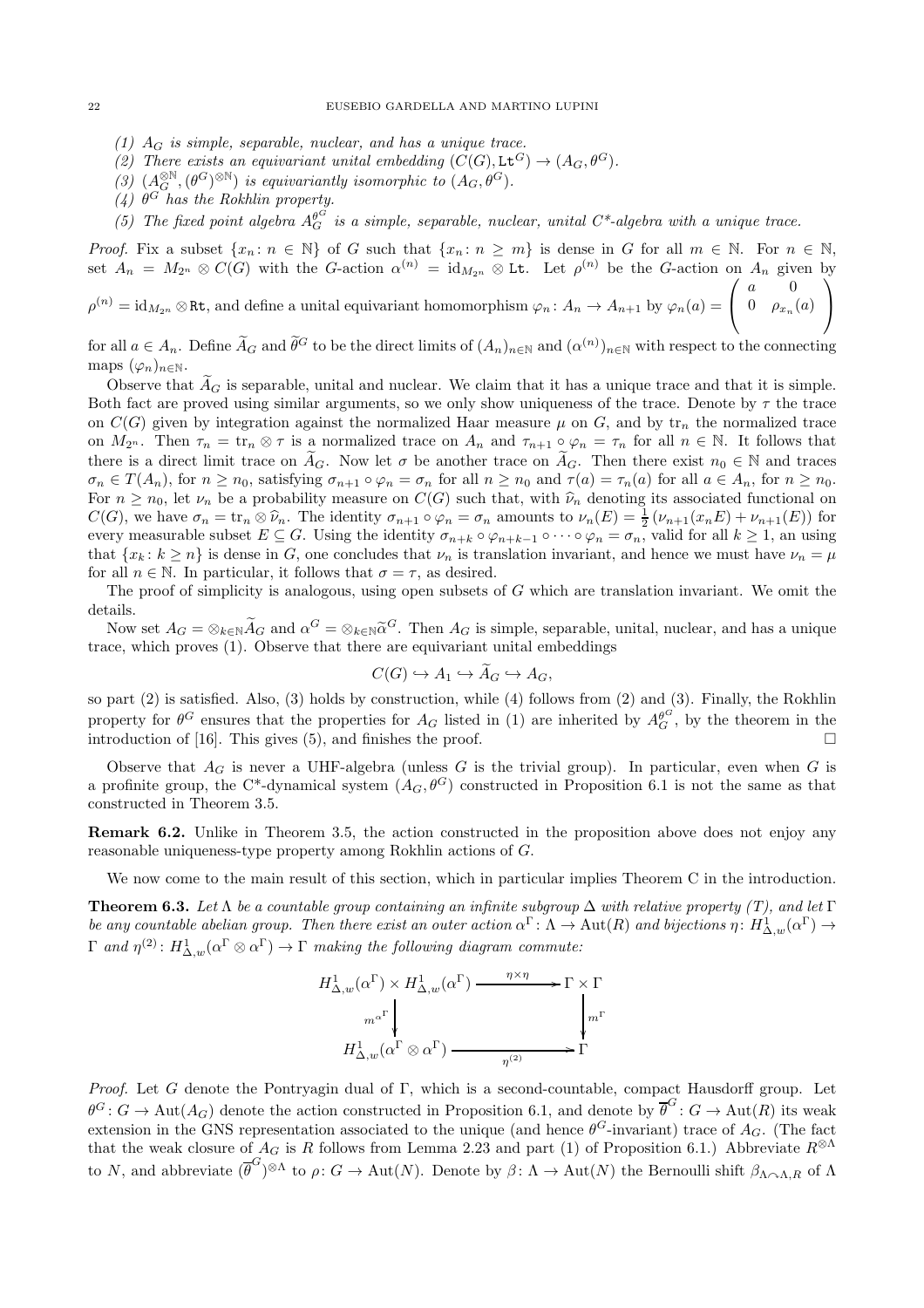*(1) $A_G$ is simple, separable, nuclear, and has a unique trace.*
*(2) There exists an equivariant unital embedding $(C(G), \mathtt{Lt}^G) \to (A_G, \theta^G)$.*
*(3) $(A_G^{\otimes \mathbb{N}}, (\theta^G)^{\otimes \mathbb{N}})$ is equivariantly isomorphic to $(A_G, \theta^G)$.*
*(4) $\theta^G$ has the Rokhlin property.*
*(5) The fixed point algebra $A_G^{\theta^G}$ is a simple, separable, nuclear, unital C\*-algebra with a unique trace.*

*Proof.* Fix a subset $\{x_n : n \in \mathbb{N}\}$ of $G$ such that $\{x_n : n \geq m\}$ is dense in $G$ for all $m \in \mathbb{N}$. For $n \in \mathbb{N}$, set $A_n = M_{2^n} \otimes C(G)$ with the $G$-action $\alpha^{(n)} = \mathrm{id}_{M_{2^n}} \otimes \mathtt{Lt}$. Let $\rho^{(n)}$ be the $G$-action on $A_n$ given by $\rho^{(n)} = \mathrm{id}_{M_{2^n}} \otimes \mathtt{Rt}$, and define a unital equivariant homomorphism $\varphi_n : A_n \to A_{n+1}$ by $\varphi_n(a) = \begin{pmatrix} a & 0 \\ 0 & \rho_{x_n}(a) \end{pmatrix}$ for all $a \in A_n$. Define $\widetilde{A}_G$ and $\widetilde{\theta}^G$ to be the direct limits of $(A_n)_{n\in\mathbb{N}}$ and $(\alpha^{(n)})_{n\in\mathbb{N}}$ with respect to the connecting maps $(\varphi_n)_{n\in\mathbb{N}}$.

Observe that $\widetilde{A}_G$ is separable, unital and nuclear. We claim that it has a unique trace and that it is simple. Both fact are proved using similar arguments, so we only show uniqueness of the trace. Denote by $\tau$ the trace on $C(G)$ given by integration against the normalized Haar measure $\mu$ on $G$, and by $\mathrm{tr}_n$ the normalized trace on $M_{2^n}$. Then $\tau_n = \mathrm{tr}_n \otimes \tau$ is a normalized trace on $A_n$ and $\tau_{n+1} \circ \varphi_n = \tau_n$ for all $n \in \mathbb{N}$. It follows that there is a direct limit trace on $\widetilde{A}_G$. Now let $\sigma$ be another trace on $\widetilde{A}_G$. Then there exist $n_0 \in \mathbb{N}$ and traces $\sigma_n \in T(A_n)$, for $n \geq n_0$, satisfying $\sigma_{n+1} \circ \varphi_n = \sigma_n$ for all $n \geq n_0$ and $\tau(a) = \tau_n(a)$ for all $a \in A_n$, for $n \geq n_0$. For $n \geq n_0$, let $\nu_n$ be a probability measure on $C(G)$ such that, with $\widehat{\nu}_n$ denoting its associated functional on $C(G)$, we have $\sigma_n = \mathrm{tr}_n \otimes \widehat{\nu}_n$. The identity $\sigma_{n+1} \circ \varphi_n = \sigma_n$ amounts to $\nu_n(E) = \frac{1}{2}(\nu_{n+1}(x_n E) + \nu_{n+1}(E))$ for every measurable subset $E \subseteq G$. Using the identity $\sigma_{n+k} \circ \varphi_{n+k-1} \circ \cdots \circ \varphi_n = \sigma_n$, valid for all $k \geq 1$, an using that $\{x_k : k \geq n\}$ is dense in $G$, one concludes that $\nu_n$ is translation invariant, and hence we must have $\nu_n = \mu$ for all $n \in \mathbb{N}$. In particular, it follows that $\sigma = \tau$, as desired.

The proof of simplicity is analogous, using open subsets of $G$ which are translation invariant. We omit the details.

Now set $A_G = \otimes_{k\in\mathbb{N}} \widetilde{A}_G$ and $\alpha^G = \otimes_{k\in\mathbb{N}} \widetilde{\alpha}^G$. Then $A_G$ is simple, separable, unital, nuclear, and has a unique trace, which proves (1). Observe that there are equivariant unital embeddings

$$C(G) \hookrightarrow A_1 \hookrightarrow \widetilde{A}_G \hookrightarrow A_G,$$

so part (2) is satisfied. Also, (3) holds by construction, while (4) follows from (2) and (3). Finally, the Rokhlin property for $\theta^G$ ensures that the properties for $A_G$ listed in (1) are inherited by $A_G^{\theta^G}$, by the theorem in the introduction of [16]. This gives (5), and finishes the proof. $\square$

Observe that $A_G$ is never a UHF-algebra (unless $G$ is the trivial group). In particular, even when $G$ is a profinite group, the C\*-dynamical system $(A_G, \theta^G)$ constructed in Proposition 6.1 is not the same as that constructed in Theorem 3.5.

**Remark 6.2.** Unlike in Theorem 3.5, the action constructed in the proposition above does not enjoy any reasonable uniqueness-type property among Rokhlin actions of $G$.

We now come to the main result of this section, which in particular implies Theorem C in the introduction.

**Theorem 6.3.** *Let $\Lambda$ be a countable group containing an infinite subgroup $\Delta$ with relative property (T), and let $\Gamma$ be any countable abelian group. Then there exist an outer action $\alpha^\Gamma : \Lambda \to \mathrm{Aut}(R)$ and bijections $\eta : H^1_{\Delta,w}(\alpha^\Gamma) \to \Gamma$ and $\eta^{(2)} : H^1_{\Delta,w}(\alpha^\Gamma \otimes \alpha^\Gamma) \to \Gamma$ making the following diagram commute:*

$$\begin{array}{ccc} H^1_{\Delta,w}(\alpha^\Gamma) \times H^1_{\Delta,w}(\alpha^\Gamma) & \xrightarrow{\eta \times \eta} & \Gamma \times \Gamma \\ \Big\downarrow {\scriptstyle m^{\alpha^\Gamma}} & & \Big\downarrow {\scriptstyle m^\Gamma} \\ H^1_{\Delta,w}(\alpha^\Gamma \otimes \alpha^\Gamma) & \xrightarrow[\eta^{(2)}]{} & \Gamma \end{array}$$

*Proof.* Let $G$ denote the Pontryagin dual of $\Gamma$, which is a second-countable, compact Hausdorff group. Let $\theta^G : G \to \mathrm{Aut}(A_G)$ denote the action constructed in Proposition 6.1, and denote by $\overline{\theta}^G : G \to \mathrm{Aut}(R)$ its weak extension in the GNS representation associated to the unique (and hence $\theta^G$-invariant) trace of $A_G$. (The fact that the weak closure of $A_G$ is $R$ follows from Lemma 2.23 and part (1) of Proposition 6.1.) Abbreviate $R^{\otimes \Lambda}$ to $N$, and abbreviate $(\overline{\theta}^G)^{\otimes \Lambda}$ to $\rho : G \to \mathrm{Aut}(N)$. Denote by $\beta : \Lambda \to \mathrm{Aut}(N)$ the Bernoulli shift $\beta_{\Lambda \curvearrowright \Lambda, R}$ of $\Lambda$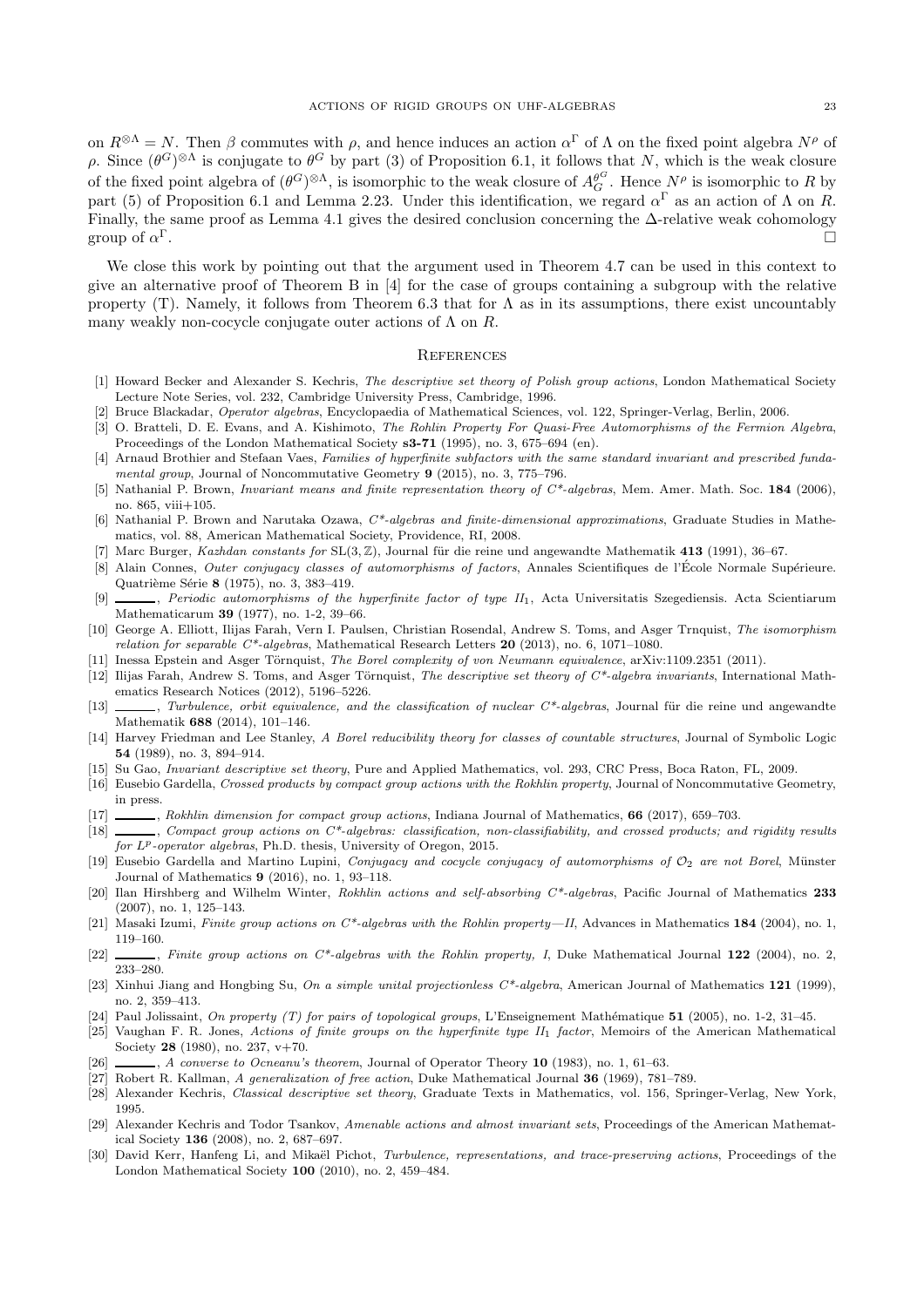on $R^{\otimes\Lambda} = N$. Then $\beta$ commutes with $\rho$, and hence induces an action $\alpha^\Gamma$ of $\Lambda$ on the fixed point algebra $N^\rho$ of $\rho$. Since $(\theta^G)^{\otimes\Lambda}$ is conjugate to $\theta^G$ by part (3) of Proposition 6.1, it follows that $N$, which is the weak closure of the fixed point algebra of $(\theta^G)^{\otimes\Lambda}$, is isomorphic to the weak closure of $A_G^{\theta^G}$. Hence $N^\rho$ is isomorphic to $R$ by part (5) of Proposition 6.1 and Lemma 2.23. Under this identification, we regard $\alpha^\Gamma$ as an action of $\Lambda$ on $R$. Finally, the same proof as Lemma 4.1 gives the desired conclusion concerning the $\Delta$-relative weak cohomology group of $\alpha^\Gamma$. □

We close this work by pointing out that the argument used in Theorem 4.7 can be used in this context to give an alternative proof of Theorem B in [4] for the case of groups containing a subgroup with the relative property (T). Namely, it follows from Theorem 6.3 that for $\Lambda$ as in its assumptions, there exist uncountably many weakly non-cocycle conjugate outer actions of $\Lambda$ on $R$.

## References

[1] Howard Becker and Alexander S. Kechris, *The descriptive set theory of Polish group actions*, London Mathematical Society Lecture Note Series, vol. 232, Cambridge University Press, Cambridge, 1996.

[2] Bruce Blackadar, *Operator algebras*, Encyclopaedia of Mathematical Sciences, vol. 122, Springer-Verlag, Berlin, 2006.

[3] O. Bratteli, D. E. Evans, and A. Kishimoto, *The Rohlin Property For Quasi-Free Automorphisms of the Fermion Algebra*, Proceedings of the London Mathematical Society **s3-71** (1995), no. 3, 675–694 (en).

[4] Arnaud Brothier and Stefaan Vaes, *Families of hyperfinite subfactors with the same standard invariant and prescribed fundamental group*, Journal of Noncommutative Geometry **9** (2015), no. 3, 775–796.

[5] Nathanial P. Brown, *Invariant means and finite representation theory of C\*-algebras*, Mem. Amer. Math. Soc. **184** (2006), no. 865, viii+105.

[6] Nathanial P. Brown and Narutaka Ozawa, *C\*-algebras and finite-dimensional approximations*, Graduate Studies in Mathematics, vol. 88, American Mathematical Society, Providence, RI, 2008.

[7] Marc Burger, *Kazhdan constants for* $\mathrm{SL}(3,\mathbb{Z})$, Journal für die reine und angewandte Mathematik **413** (1991), 36–67.

[8] Alain Connes, *Outer conjugacy classes of automorphisms of factors*, Annales Scientifiques de l'École Normale Supérieure. Quatrième Série **8** (1975), no. 3, 383–419.

[9] ———, *Periodic automorphisms of the hyperfinite factor of type II*$_1$, Acta Universitatis Szegediensis. Acta Scientiarum Mathematicarum **39** (1977), no. 1-2, 39–66.

[10] George A. Elliott, Ilijas Farah, Vern I. Paulsen, Christian Rosendal, Andrew S. Toms, and Asger Trnquist, *The isomorphism relation for separable C\*-algebras*, Mathematical Research Letters **20** (2013), no. 6, 1071–1080.

[11] Inessa Epstein and Asger Törnquist, *The Borel complexity of von Neumann equivalence*, arXiv:1109.2351 (2011).

[12] Ilijas Farah, Andrew S. Toms, and Asger Törnquist, *The descriptive set theory of C\*-algebra invariants*, International Mathematics Research Notices (2012), 5196–5226.

[13] ———, *Turbulence, orbit equivalence, and the classification of nuclear C\*-algebras*, Journal für die reine und angewandte Mathematik **688** (2014), 101–146.

[14] Harvey Friedman and Lee Stanley, *A Borel reducibility theory for classes of countable structures*, Journal of Symbolic Logic **54** (1989), no. 3, 894–914.

[15] Su Gao, *Invariant descriptive set theory*, Pure and Applied Mathematics, vol. 293, CRC Press, Boca Raton, FL, 2009.

[16] Eusebio Gardella, *Crossed products by compact group actions with the Rokhlin property*, Journal of Noncommutative Geometry, in press.

[17] ———, *Rokhlin dimension for compact group actions*, Indiana Journal of Mathematics, **66** (2017), 659–703.

[18] ———, *Compact group actions on C\*-algebras: classification, non-classifiability, and crossed products; and rigidity results for* $L^p$*-operator algebras*, Ph.D. thesis, University of Oregon, 2015.

[19] Eusebio Gardella and Martino Lupini, *Conjugacy and cocycle conjugacy of automorphisms of* $\mathcal{O}_2$ *are not Borel*, Münster Journal of Mathematics **9** (2016), no. 1, 93–118.

[20] Ilan Hirshberg and Wilhelm Winter, *Rokhlin actions and self-absorbing C\*-algebras*, Pacific Journal of Mathematics **233** (2007), no. 1, 125–143.

[21] Masaki Izumi, *Finite group actions on C\*-algebras with the Rohlin property—II*, Advances in Mathematics **184** (2004), no. 1, 119–160.

[22] ———, *Finite group actions on C\*-algebras with the Rohlin property, I*, Duke Mathematical Journal **122** (2004), no. 2, 233–280.

[23] Xinhui Jiang and Hongbing Su, *On a simple unital projectionless C\*-algebra*, American Journal of Mathematics **121** (1999), no. 2, 359–413.

[24] Paul Jolissaint, *On property (T) for pairs of topological groups*, L'Enseignement Mathématique **51** (2005), no. 1-2, 31–45.

[25] Vaughan F. R. Jones, *Actions of finite groups on the hyperfinite type II*$_1$ *factor*, Memoirs of the American Mathematical Society **28** (1980), no. 237, v+70.

[26] ———, *A converse to Ocneanu's theorem*, Journal of Operator Theory **10** (1983), no. 1, 61–63.

[27] Robert R. Kallman, *A generalization of free action*, Duke Mathematical Journal **36** (1969), 781–789.

[28] Alexander Kechris, *Classical descriptive set theory*, Graduate Texts in Mathematics, vol. 156, Springer-Verlag, New York, 1995.

[29] Alexander Kechris and Todor Tsankov, *Amenable actions and almost invariant sets*, Proceedings of the American Mathematical Society **136** (2008), no. 2, 687–697.

[30] David Kerr, Hanfeng Li, and Mikaël Pichot, *Turbulence, representations, and trace-preserving actions*, Proceedings of the London Mathematical Society **100** (2010), no. 2, 459–484.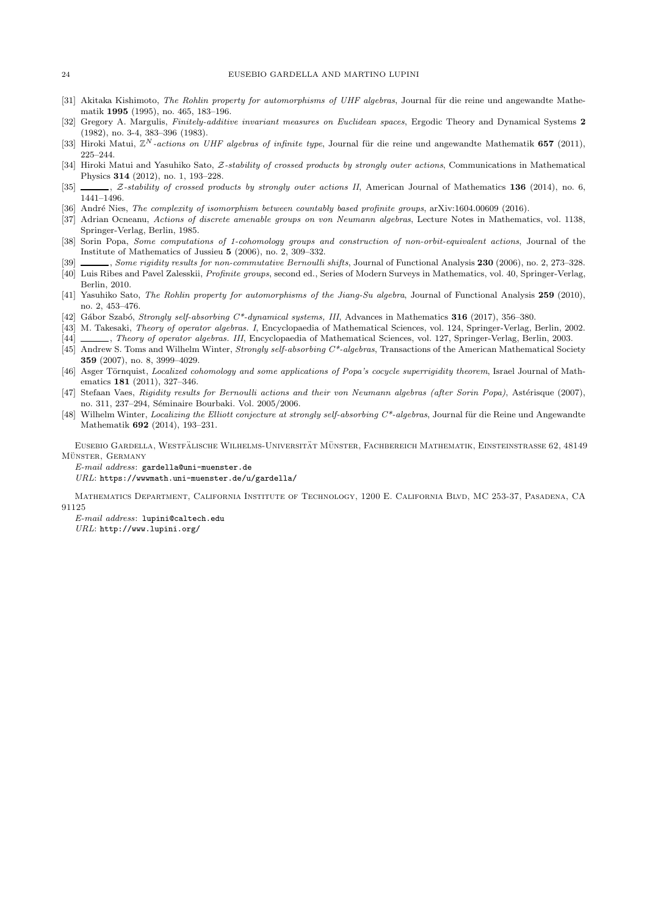[31] Akitaka Kishimoto, *The Rohlin property for automorphisms of UHF algebras*, Journal für die reine und angewandte Mathematik **1995** (1995), no. 465, 183–196.

[32] Gregory A. Margulis, *Finitely-additive invariant measures on Euclidean spaces*, Ergodic Theory and Dynamical Systems **2** (1982), no. 3-4, 383–396 (1983).

[33] Hiroki Matui, *$\mathbb{Z}^N$-actions on UHF algebras of infinite type*, Journal für die reine und angewandte Mathematik **657** (2011), 225–244.

[34] Hiroki Matui and Yasuhiko Sato, *$\mathcal{Z}$-stability of crossed products by strongly outer actions*, Communications in Mathematical Physics **314** (2012), no. 1, 193–228.

[35] ______, *$\mathcal{Z}$-stability of crossed products by strongly outer actions II*, American Journal of Mathematics **136** (2014), no. 6, 1441–1496.

[36] André Nies, *The complexity of isomorphism between countably based profinite groups*, arXiv:1604.00609 (2016).

[37] Adrian Ocneanu, *Actions of discrete amenable groups on von Neumann algebras*, Lecture Notes in Mathematics, vol. 1138, Springer-Verlag, Berlin, 1985.

[38] Sorin Popa, *Some computations of 1-cohomology groups and construction of non-orbit-equivalent actions*, Journal of the Institute of Mathematics of Jussieu **5** (2006), no. 2, 309–332.

[39] ______, *Some rigidity results for non-commutative Bernoulli shifts*, Journal of Functional Analysis **230** (2006), no. 2, 273–328.

[40] Luis Ribes and Pavel Zalesskii, *Profinite groups*, second ed., Series of Modern Surveys in Mathematics, vol. 40, Springer-Verlag, Berlin, 2010.

[41] Yasuhiko Sato, *The Rohlin property for automorphisms of the Jiang-Su algebra*, Journal of Functional Analysis **259** (2010), no. 2, 453–476.

[42] Gábor Szabó, *Strongly self-absorbing C\*-dynamical systems, III*, Advances in Mathematics **316** (2017), 356–380.

[43] M. Takesaki, *Theory of operator algebras. I*, Encyclopaedia of Mathematical Sciences, vol. 124, Springer-Verlag, Berlin, 2002.

[44] ______, *Theory of operator algebras. III*, Encyclopaedia of Mathematical Sciences, vol. 127, Springer-Verlag, Berlin, 2003.

[45] Andrew S. Toms and Wilhelm Winter, *Strongly self-absorbing C\*-algebras*, Transactions of the American Mathematical Society **359** (2007), no. 8, 3999–4029.

[46] Asger Törnquist, *Localized cohomology and some applications of Popa's cocycle superrigidity theorem*, Israel Journal of Mathematics **181** (2011), 327–346.

[47] Stefaan Vaes, *Rigidity results for Bernoulli actions and their von Neumann algebras (after Sorin Popa)*, Astérisque (2007), no. 311, 237–294, Séminaire Bourbaki. Vol. 2005/2006.

[48] Wilhelm Winter, *Localizing the Elliott conjecture at strongly self-absorbing C\*-algebras*, Journal für die Reine und Angewandte Mathematik **692** (2014), 193–231.

Eusebio Gardella, Westfälische Wilhelms-Universität Münster, Fachbereich Mathematik, Einsteinstrasse 62, 48149 Münster, Germany

*E-mail address*: gardella@uni-muenster.de

*URL*: https://wwwmath.uni-muenster.de/u/gardella/

Mathematics Department, California Institute of Technology, 1200 E. California Blvd, MC 253-37, Pasadena, CA 91125

*E-mail address*: lupini@caltech.edu

*URL*: http://www.lupini.org/